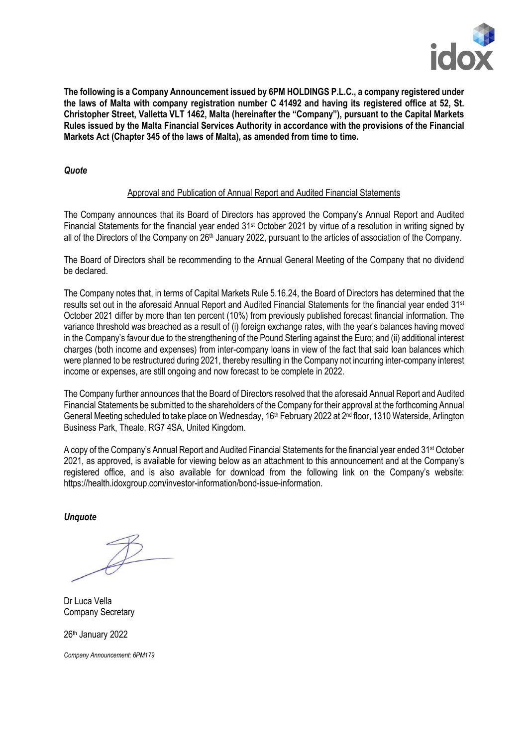**The following is a Company Announcement issued by 6PM HOLDINGS P.L.C., a company registered under the laws of Malta with company registration number C 41492 and having its registered office at 52, St. Christopher Street, Valletta VLT 1462, Malta (hereinafter the "Company"), pursuant to the Capital Markets Rules issued by the Malta Financial Services Authority in accordance with the provisions of the Financial Markets Act (Chapter 345 of the laws of Malta), as amended from time to time.**

***Quote***

Approval and Publication of Annual Report and Audited Financial Statements

The Company announces that its Board of Directors has approved the Company's Annual Report and Audited Financial Statements for the financial year ended 31st October 2021 by virtue of a resolution in writing signed by all of the Directors of the Company on 26th January 2022, pursuant to the articles of association of the Company.

The Board of Directors shall be recommending to the Annual General Meeting of the Company that no dividend be declared.

The Company notes that, in terms of Capital Markets Rule 5.16.24, the Board of Directors has determined that the results set out in the aforesaid Annual Report and Audited Financial Statements for the financial year ended 31st October 2021 differ by more than ten percent (10%) from previously published forecast financial information. The variance threshold was breached as a result of (i) foreign exchange rates, with the year's balances having moved in the Company's favour due to the strengthening of the Pound Sterling against the Euro; and (ii) additional interest charges (both income and expenses) from inter-company loans in view of the fact that said loan balances which were planned to be restructured during 2021, thereby resulting in the Company not incurring inter-company interest income or expenses, are still ongoing and now forecast to be complete in 2022.

The Company further announces that the Board of Directors resolved that the aforesaid Annual Report and Audited Financial Statements be submitted to the shareholders of the Company for their approval at the forthcoming Annual General Meeting scheduled to take place on Wednesday, 16th February 2022 at 2nd floor, 1310 Waterside, Arlington Business Park, Theale, RG7 4SA, United Kingdom.

A copy of the Company's Annual Report and Audited Financial Statements for the financial year ended 31st October 2021, as approved, is available for viewing below as an attachment to this announcement and at the Company's registered office, and is also available for download from the following link on the Company's website: https://health.idoxgroup.com/investor-information/bond-issue-information.

***Unquote***

Dr Luca Vella
Company Secretary

26th January 2022

*Company Announcement: 6PM179*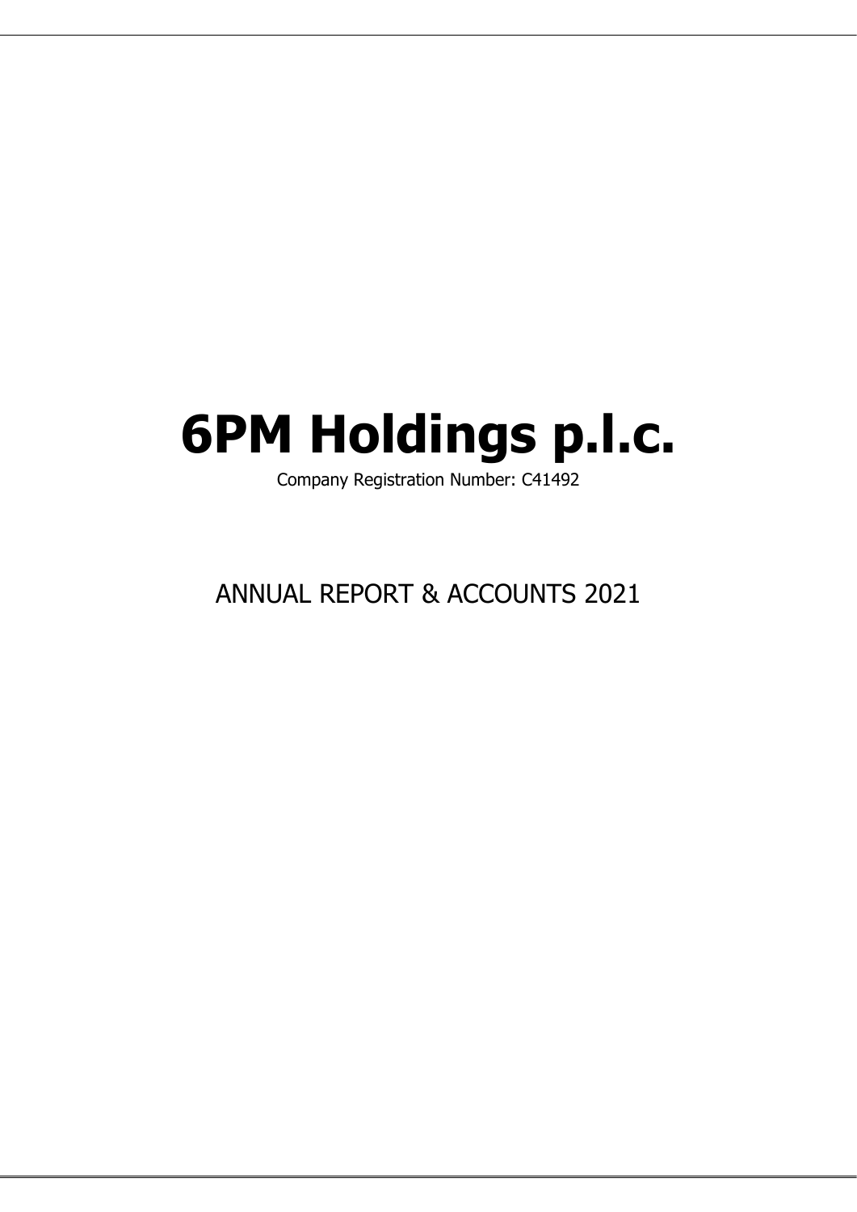# 6PM Holdings p.l.c.

Company Registration Number: C41492

ANNUAL REPORT & ACCOUNTS 2021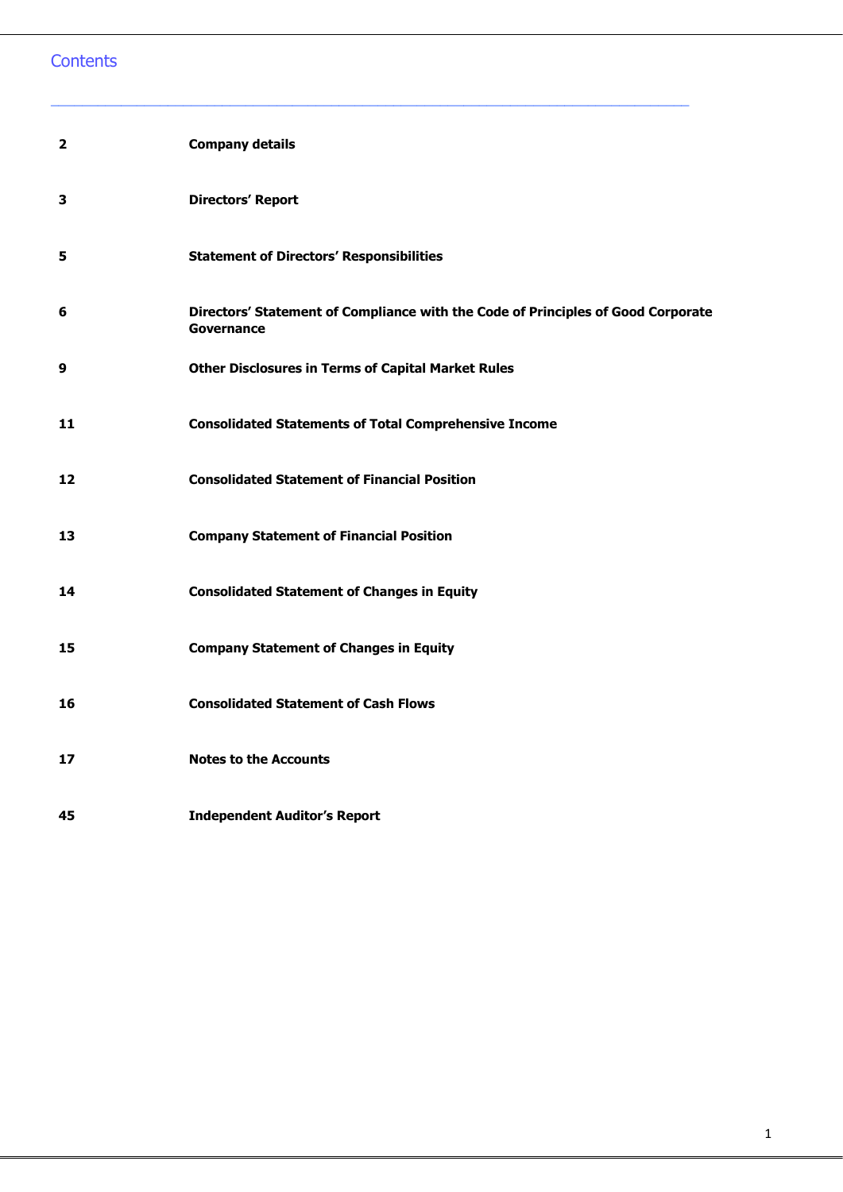# Contents

| | |
|---|---|
| 2 | **Company details** |
| 3 | **Directors' Report** |
| 5 | **Statement of Directors' Responsibilities** |
| 6 | **Directors' Statement of Compliance with the Code of Principles of Good Corporate Governance** |
| 9 | **Other Disclosures in Terms of Capital Market Rules** |
| 11 | **Consolidated Statements of Total Comprehensive Income** |
| 12 | **Consolidated Statement of Financial Position** |
| 13 | **Company Statement of Financial Position** |
| 14 | **Consolidated Statement of Changes in Equity** |
| 15 | **Company Statement of Changes in Equity** |
| 16 | **Consolidated Statement of Cash Flows** |
| 17 | **Notes to the Accounts** |
| 45 | **Independent Auditor's Report** |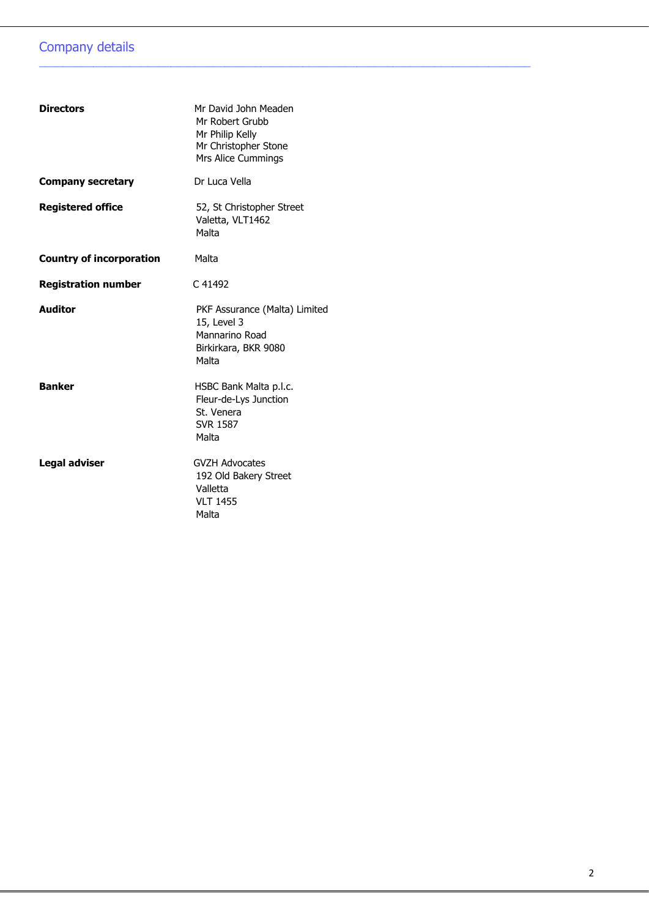# Company details

| | |
|---|---|
| **Directors** | Mr David John Meaden<br>Mr Robert Grubb<br>Mr Philip Kelly<br>Mr Christopher Stone<br>Mrs Alice Cummings |
| **Company secretary** | Dr Luca Vella |
| **Registered office** | 52, St Christopher Street<br>Valetta, VLT1462<br>Malta |
| **Country of incorporation** | Malta |
| **Registration number** | C 41492 |
| **Auditor** | PKF Assurance (Malta) Limited<br>15, Level 3<br>Mannarino Road<br>Birkirkara, BKR 9080<br>Malta |
| **Banker** | HSBC Bank Malta p.l.c.<br>Fleur-de-Lys Junction<br>St. Venera<br>SVR 1587<br>Malta |
| **Legal adviser** | GVZH Advocates<br>192 Old Bakery Street<br>Valletta<br>VLT 1455<br>Malta |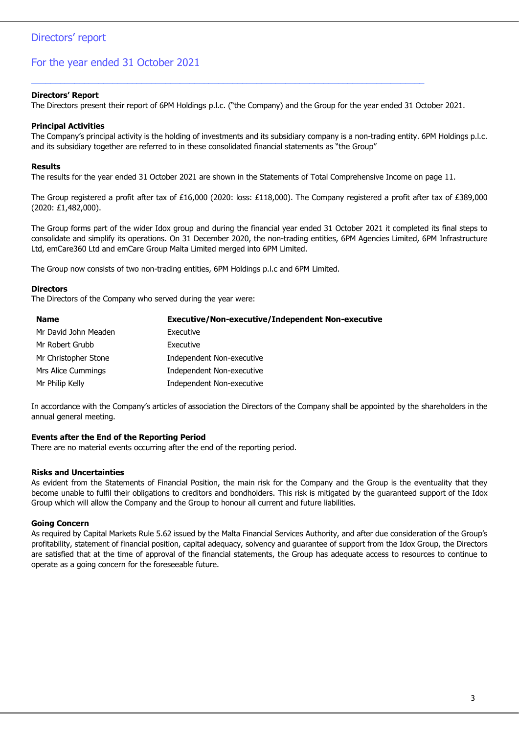# Directors' report

## For the year ended 31 October 2021

**Directors' Report**

The Directors present their report of 6PM Holdings p.l.c. ("the Company) and the Group for the year ended 31 October 2021.

**Principal Activities**

The Company's principal activity is the holding of investments and its subsidiary company is a non-trading entity. 6PM Holdings p.l.c. and its subsidiary together are referred to in these consolidated financial statements as "the Group"

**Results**

The results for the year ended 31 October 2021 are shown in the Statements of Total Comprehensive Income on page 11.

The Group registered a profit after tax of £16,000 (2020: loss: £118,000). The Company registered a profit after tax of £389,000 (2020: £1,482,000).

The Group forms part of the wider Idox group and during the financial year ended 31 October 2021 it completed its final steps to consolidate and simplify its operations. On 31 December 2020, the non-trading entities, 6PM Agencies Limited, 6PM Infrastructure Ltd, emCare360 Ltd and emCare Group Malta Limited merged into 6PM Limited.

The Group now consists of two non-trading entities, 6PM Holdings p.l.c and 6PM Limited.

**Directors**

The Directors of the Company who served during the year were:

| Name | Executive/Non-executive/Independent Non-executive |
|---|---|
| Mr David John Meaden | Executive |
| Mr Robert Grubb | Executive |
| Mr Christopher Stone | Independent Non-executive |
| Mrs Alice Cummings | Independent Non-executive |
| Mr Philip Kelly | Independent Non-executive |

In accordance with the Company's articles of association the Directors of the Company shall be appointed by the shareholders in the annual general meeting.

**Events after the End of the Reporting Period**

There are no material events occurring after the end of the reporting period.

**Risks and Uncertainties**

As evident from the Statements of Financial Position, the main risk for the Company and the Group is the eventuality that they become unable to fulfil their obligations to creditors and bondholders. This risk is mitigated by the guaranteed support of the Idox Group which will allow the Company and the Group to honour all current and future liabilities.

**Going Concern**

As required by Capital Markets Rule 5.62 issued by the Malta Financial Services Authority, and after due consideration of the Group's profitability, statement of financial position, capital adequacy, solvency and guarantee of support from the Idox Group, the Directors are satisfied that at the time of approval of the financial statements, the Group has adequate access to resources to continue to operate as a going concern for the foreseeable future.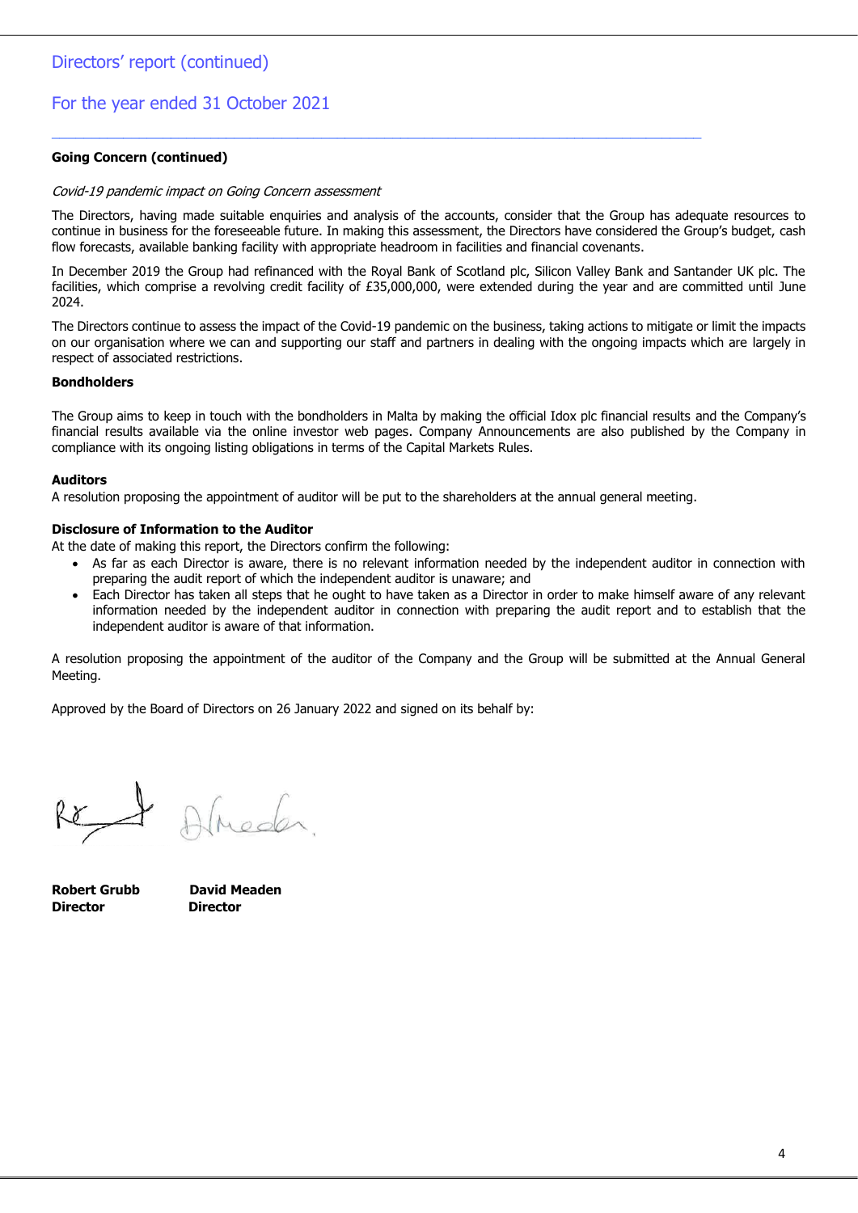## Directors' report (continued)

## For the year ended 31 October 2021

**Going Concern (continued)**

*Covid-19 pandemic impact on Going Concern assessment*

The Directors, having made suitable enquiries and analysis of the accounts, consider that the Group has adequate resources to continue in business for the foreseeable future. In making this assessment, the Directors have considered the Group's budget, cash flow forecasts, available banking facility with appropriate headroom in facilities and financial covenants.

In December 2019 the Group had refinanced with the Royal Bank of Scotland plc, Silicon Valley Bank and Santander UK plc. The facilities, which comprise a revolving credit facility of £35,000,000, were extended during the year and are committed until June 2024.

The Directors continue to assess the impact of the Covid-19 pandemic on the business, taking actions to mitigate or limit the impacts on our organisation where we can and supporting our staff and partners in dealing with the ongoing impacts which are largely in respect of associated restrictions.

**Bondholders**

The Group aims to keep in touch with the bondholders in Malta by making the official Idox plc financial results and the Company's financial results available via the online investor web pages. Company Announcements are also published by the Company in compliance with its ongoing listing obligations in terms of the Capital Markets Rules.

**Auditors**

A resolution proposing the appointment of auditor will be put to the shareholders at the annual general meeting.

**Disclosure of Information to the Auditor**

At the date of making this report, the Directors confirm the following:

- As far as each Director is aware, there is no relevant information needed by the independent auditor in connection with preparing the audit report of which the independent auditor is unaware; and
- Each Director has taken all steps that he ought to have taken as a Director in order to make himself aware of any relevant information needed by the independent auditor in connection with preparing the audit report and to establish that the independent auditor is aware of that information.

A resolution proposing the appointment of the auditor of the Company and the Group will be submitted at the Annual General Meeting.

Approved by the Board of Directors on 26 January 2022 and signed on its behalf by:

**Robert Grubb**
**Director**

**David Meaden**
**Director**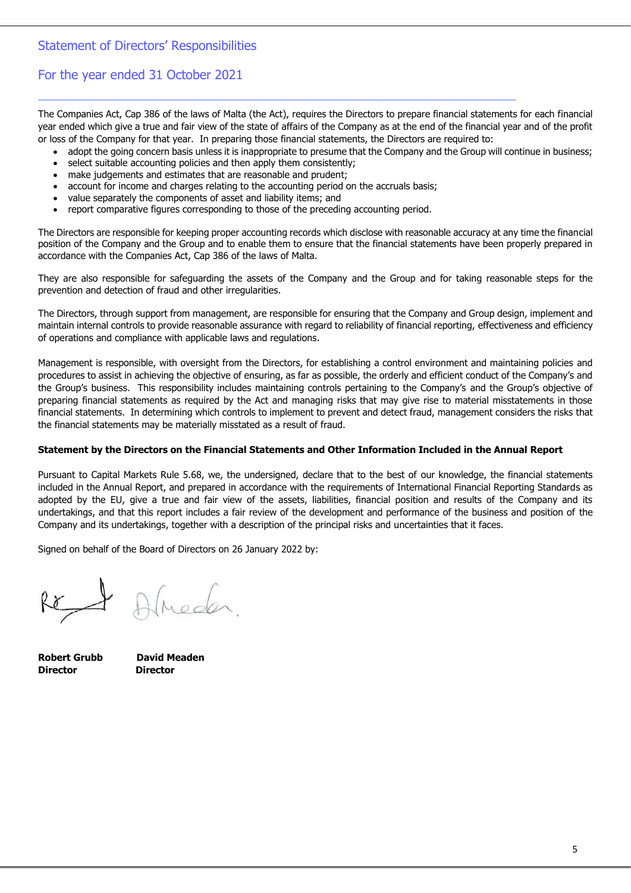# Statement of Directors' Responsibilities

## For the year ended 31 October 2021

The Companies Act, Cap 386 of the laws of Malta (the Act), requires the Directors to prepare financial statements for each financial year ended which give a true and fair view of the state of affairs of the Company as at the end of the financial year and of the profit or loss of the Company for that year. In preparing those financial statements, the Directors are required to:

- adopt the going concern basis unless it is inappropriate to presume that the Company and the Group will continue in business;
- select suitable accounting policies and then apply them consistently;
- make judgements and estimates that are reasonable and prudent;
- account for income and charges relating to the accounting period on the accruals basis;
- value separately the components of asset and liability items; and
- report comparative figures corresponding to those of the preceding accounting period.

The Directors are responsible for keeping proper accounting records which disclose with reasonable accuracy at any time the financial position of the Company and the Group and to enable them to ensure that the financial statements have been properly prepared in accordance with the Companies Act, Cap 386 of the laws of Malta.

They are also responsible for safeguarding the assets of the Company and the Group and for taking reasonable steps for the prevention and detection of fraud and other irregularities.

The Directors, through support from management, are responsible for ensuring that the Company and Group design, implement and maintain internal controls to provide reasonable assurance with regard to reliability of financial reporting, effectiveness and efficiency of operations and compliance with applicable laws and regulations.

Management is responsible, with oversight from the Directors, for establishing a control environment and maintaining policies and procedures to assist in achieving the objective of ensuring, as far as possible, the orderly and efficient conduct of the Company's and the Group's business. This responsibility includes maintaining controls pertaining to the Company's and the Group's objective of preparing financial statements as required by the Act and managing risks that may give rise to material misstatements in those financial statements. In determining which controls to implement to prevent and detect fraud, management considers the risks that the financial statements may be materially misstated as a result of fraud.

**Statement by the Directors on the Financial Statements and Other Information Included in the Annual Report**

Pursuant to Capital Markets Rule 5.68, we, the undersigned, declare that to the best of our knowledge, the financial statements included in the Annual Report, and prepared in accordance with the requirements of International Financial Reporting Standards as adopted by the EU, give a true and fair view of the assets, liabilities, financial position and results of the Company and its undertakings, and that this report includes a fair review of the development and performance of the business and position of the Company and its undertakings, together with a description of the principal risks and uncertainties that it faces.

Signed on behalf of the Board of Directors on 26 January 2022 by:

| **Robert Grubb** | **David Meaden** |
|---|---|
| **Director** | **Director** |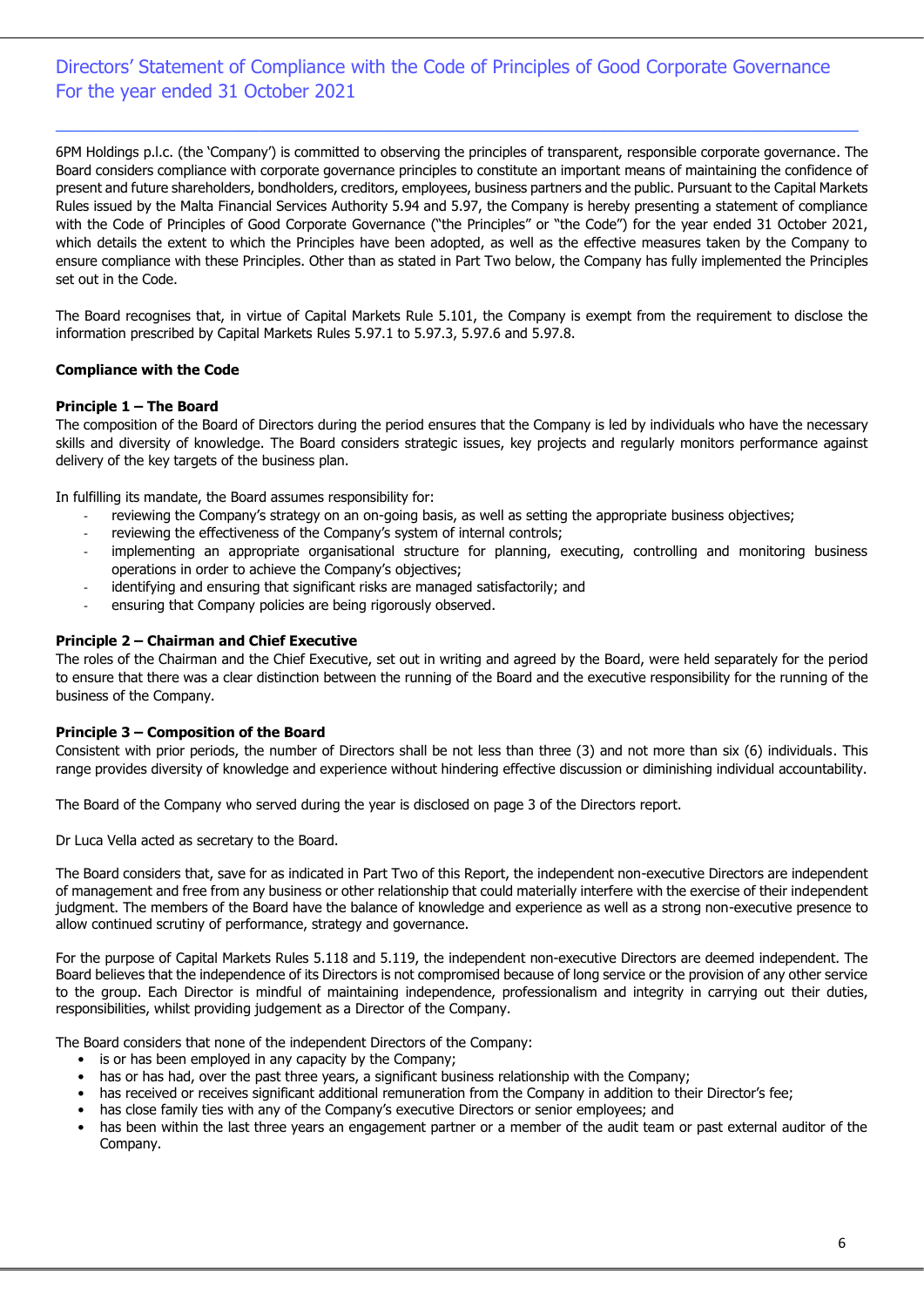# Directors' Statement of Compliance with the Code of Principles of Good Corporate Governance
## For the year ended 31 October 2021

6PM Holdings p.l.c. (the 'Company') is committed to observing the principles of transparent, responsible corporate governance. The Board considers compliance with corporate governance principles to constitute an important means of maintaining the confidence of present and future shareholders, bondholders, creditors, employees, business partners and the public. Pursuant to the Capital Markets Rules issued by the Malta Financial Services Authority 5.94 and 5.97, the Company is hereby presenting a statement of compliance with the Code of Principles of Good Corporate Governance ("the Principles" or "the Code") for the year ended 31 October 2021, which details the extent to which the Principles have been adopted, as well as the effective measures taken by the Company to ensure compliance with these Principles. Other than as stated in Part Two below, the Company has fully implemented the Principles set out in the Code.

The Board recognises that, in virtue of Capital Markets Rule 5.101, the Company is exempt from the requirement to disclose the information prescribed by Capital Markets Rules 5.97.1 to 5.97.3, 5.97.6 and 5.97.8.

**Compliance with the Code**

**Principle 1 – The Board**
The composition of the Board of Directors during the period ensures that the Company is led by individuals who have the necessary skills and diversity of knowledge. The Board considers strategic issues, key projects and regularly monitors performance against delivery of the key targets of the business plan.

In fulfilling its mandate, the Board assumes responsibility for:

- reviewing the Company's strategy on an on-going basis, as well as setting the appropriate business objectives;
- reviewing the effectiveness of the Company's system of internal controls;
- implementing an appropriate organisational structure for planning, executing, controlling and monitoring business operations in order to achieve the Company's objectives;
- identifying and ensuring that significant risks are managed satisfactorily; and
- ensuring that Company policies are being rigorously observed.

**Principle 2 – Chairman and Chief Executive**
The roles of the Chairman and the Chief Executive, set out in writing and agreed by the Board, were held separately for the period to ensure that there was a clear distinction between the running of the Board and the executive responsibility for the running of the business of the Company.

**Principle 3 – Composition of the Board**
Consistent with prior periods, the number of Directors shall be not less than three (3) and not more than six (6) individuals. This range provides diversity of knowledge and experience without hindering effective discussion or diminishing individual accountability.

The Board of the Company who served during the year is disclosed on page 3 of the Directors report.

Dr Luca Vella acted as secretary to the Board.

The Board considers that, save for as indicated in Part Two of this Report, the independent non-executive Directors are independent of management and free from any business or other relationship that could materially interfere with the exercise of their independent judgment. The members of the Board have the balance of knowledge and experience as well as a strong non-executive presence to allow continued scrutiny of performance, strategy and governance.

For the purpose of Capital Markets Rules 5.118 and 5.119, the independent non-executive Directors are deemed independent. The Board believes that the independence of its Directors is not compromised because of long service or the provision of any other service to the group. Each Director is mindful of maintaining independence, professionalism and integrity in carrying out their duties, responsibilities, whilst providing judgement as a Director of the Company.

The Board considers that none of the independent Directors of the Company:

- is or has been employed in any capacity by the Company;
- has or has had, over the past three years, a significant business relationship with the Company;
- has received or receives significant additional remuneration from the Company in addition to their Director's fee;
- has close family ties with any of the Company's executive Directors or senior employees; and
- has been within the last three years an engagement partner or a member of the audit team or past external auditor of the Company.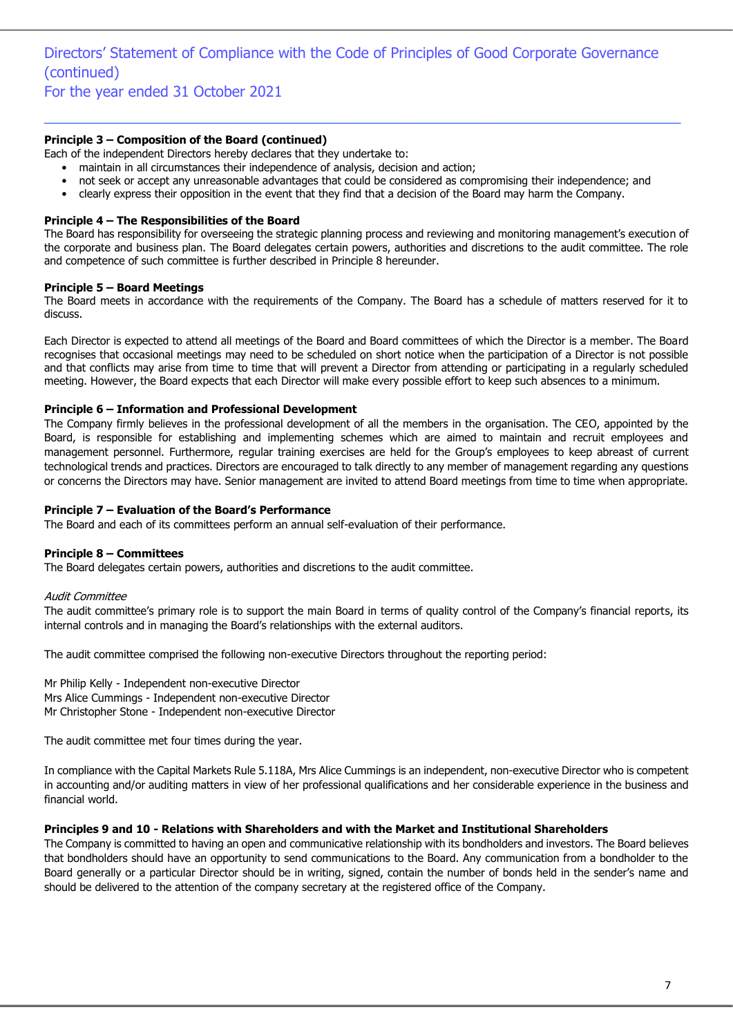# Directors' Statement of Compliance with the Code of Principles of Good Corporate Governance (continued)
# For the year ended 31 October 2021

**Principle 3 – Composition of the Board (continued)**

Each of the independent Directors hereby declares that they undertake to:

- maintain in all circumstances their independence of analysis, decision and action;
- not seek or accept any unreasonable advantages that could be considered as compromising their independence; and
- clearly express their opposition in the event that they find that a decision of the Board may harm the Company.

**Principle 4 – The Responsibilities of the Board**

The Board has responsibility for overseeing the strategic planning process and reviewing and monitoring management's execution of the corporate and business plan. The Board delegates certain powers, authorities and discretions to the audit committee. The role and competence of such committee is further described in Principle 8 hereunder.

**Principle 5 – Board Meetings**

The Board meets in accordance with the requirements of the Company. The Board has a schedule of matters reserved for it to discuss.

Each Director is expected to attend all meetings of the Board and Board committees of which the Director is a member. The Board recognises that occasional meetings may need to be scheduled on short notice when the participation of a Director is not possible and that conflicts may arise from time to time that will prevent a Director from attending or participating in a regularly scheduled meeting. However, the Board expects that each Director will make every possible effort to keep such absences to a minimum.

**Principle 6 – Information and Professional Development**

The Company firmly believes in the professional development of all the members in the organisation. The CEO, appointed by the Board, is responsible for establishing and implementing schemes which are aimed to maintain and recruit employees and management personnel. Furthermore, regular training exercises are held for the Group's employees to keep abreast of current technological trends and practices. Directors are encouraged to talk directly to any member of management regarding any questions or concerns the Directors may have. Senior management are invited to attend Board meetings from time to time when appropriate.

**Principle 7 – Evaluation of the Board's Performance**

The Board and each of its committees perform an annual self-evaluation of their performance.

**Principle 8 – Committees**

The Board delegates certain powers, authorities and discretions to the audit committee.

*Audit Committee*

The audit committee's primary role is to support the main Board in terms of quality control of the Company's financial reports, its internal controls and in managing the Board's relationships with the external auditors.

The audit committee comprised the following non-executive Directors throughout the reporting period:

Mr Philip Kelly - Independent non-executive Director
Mrs Alice Cummings - Independent non-executive Director
Mr Christopher Stone - Independent non-executive Director

The audit committee met four times during the year.

In compliance with the Capital Markets Rule 5.118A, Mrs Alice Cummings is an independent, non-executive Director who is competent in accounting and/or auditing matters in view of her professional qualifications and her considerable experience in the business and financial world.

**Principles 9 and 10 - Relations with Shareholders and with the Market and Institutional Shareholders**

The Company is committed to having an open and communicative relationship with its bondholders and investors. The Board believes that bondholders should have an opportunity to send communications to the Board. Any communication from a bondholder to the Board generally or a particular Director should be in writing, signed, contain the number of bonds held in the sender's name and should be delivered to the attention of the company secretary at the registered office of the Company.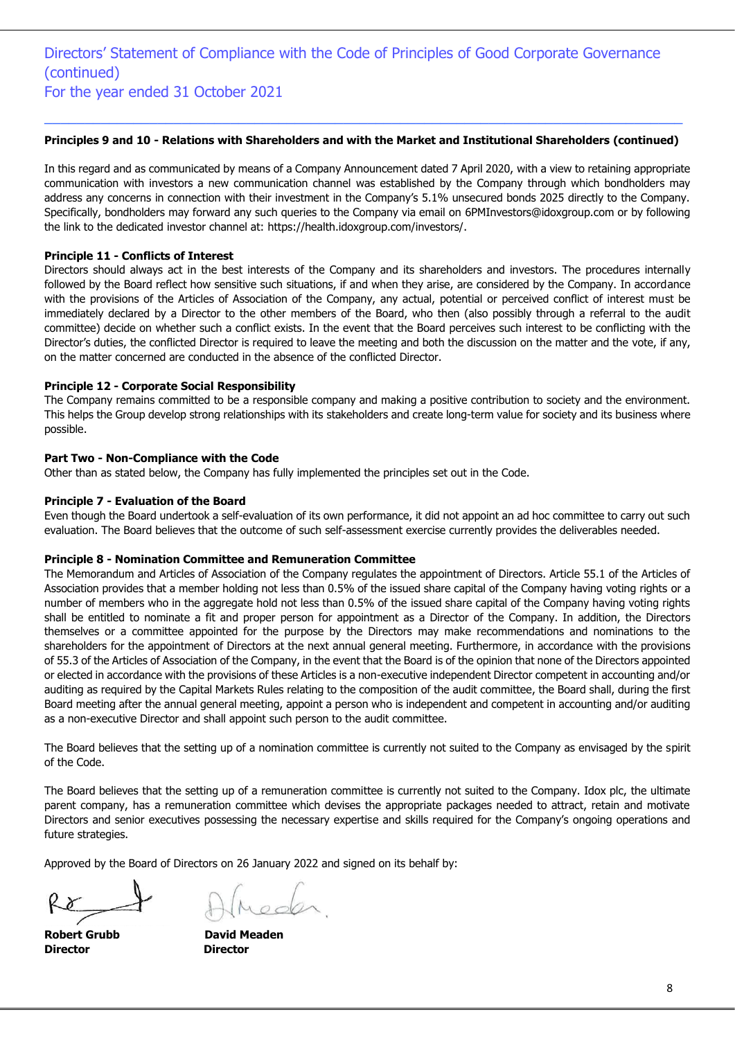## Directors' Statement of Compliance with the Code of Principles of Good Corporate Governance (continued)
## For the year ended 31 October 2021

**Principles 9 and 10 - Relations with Shareholders and with the Market and Institutional Shareholders (continued)**

In this regard and as communicated by means of a Company Announcement dated 7 April 2020, with a view to retaining appropriate communication with investors a new communication channel was established by the Company through which bondholders may address any concerns in connection with their investment in the Company's 5.1% unsecured bonds 2025 directly to the Company. Specifically, bondholders may forward any such queries to the Company via email on 6PMInvestors@idoxgroup.com or by following the link to the dedicated investor channel at: https://health.idoxgroup.com/investors/.

**Principle 11 - Conflicts of Interest**

Directors should always act in the best interests of the Company and its shareholders and investors. The procedures internally followed by the Board reflect how sensitive such situations, if and when they arise, are considered by the Company. In accordance with the provisions of the Articles of Association of the Company, any actual, potential or perceived conflict of interest must be immediately declared by a Director to the other members of the Board, who then (also possibly through a referral to the audit committee) decide on whether such a conflict exists. In the event that the Board perceives such interest to be conflicting with the Director's duties, the conflicted Director is required to leave the meeting and both the discussion on the matter and the vote, if any, on the matter concerned are conducted in the absence of the conflicted Director.

**Principle 12 - Corporate Social Responsibility**

The Company remains committed to be a responsible company and making a positive contribution to society and the environment. This helps the Group develop strong relationships with its stakeholders and create long-term value for society and its business where possible.

**Part Two - Non-Compliance with the Code**

Other than as stated below, the Company has fully implemented the principles set out in the Code.

**Principle 7 - Evaluation of the Board**

Even though the Board undertook a self-evaluation of its own performance, it did not appoint an ad hoc committee to carry out such evaluation. The Board believes that the outcome of such self-assessment exercise currently provides the deliverables needed.

**Principle 8 - Nomination Committee and Remuneration Committee**

The Memorandum and Articles of Association of the Company regulates the appointment of Directors. Article 55.1 of the Articles of Association provides that a member holding not less than 0.5% of the issued share capital of the Company having voting rights or a number of members who in the aggregate hold not less than 0.5% of the issued share capital of the Company having voting rights shall be entitled to nominate a fit and proper person for appointment as a Director of the Company. In addition, the Directors themselves or a committee appointed for the purpose by the Directors may make recommendations and nominations to the shareholders for the appointment of Directors at the next annual general meeting. Furthermore, in accordance with the provisions of 55.3 of the Articles of Association of the Company, in the event that the Board is of the opinion that none of the Directors appointed or elected in accordance with the provisions of these Articles is a non-executive independent Director competent in accounting and/or auditing as required by the Capital Markets Rules relating to the composition of the audit committee, the Board shall, during the first Board meeting after the annual general meeting, appoint a person who is independent and competent in accounting and/or auditing as a non-executive Director and shall appoint such person to the audit committee.

The Board believes that the setting up of a nomination committee is currently not suited to the Company as envisaged by the spirit of the Code.

The Board believes that the setting up of a remuneration committee is currently not suited to the Company. Idox plc, the ultimate parent company, has a remuneration committee which devises the appropriate packages needed to attract, retain and motivate Directors and senior executives possessing the necessary expertise and skills required for the Company's ongoing operations and future strategies.

Approved by the Board of Directors on 26 January 2022 and signed on its behalf by:

| **Robert Grubb** | **David Meaden** |
|---|---|
| **Director** | **Director** |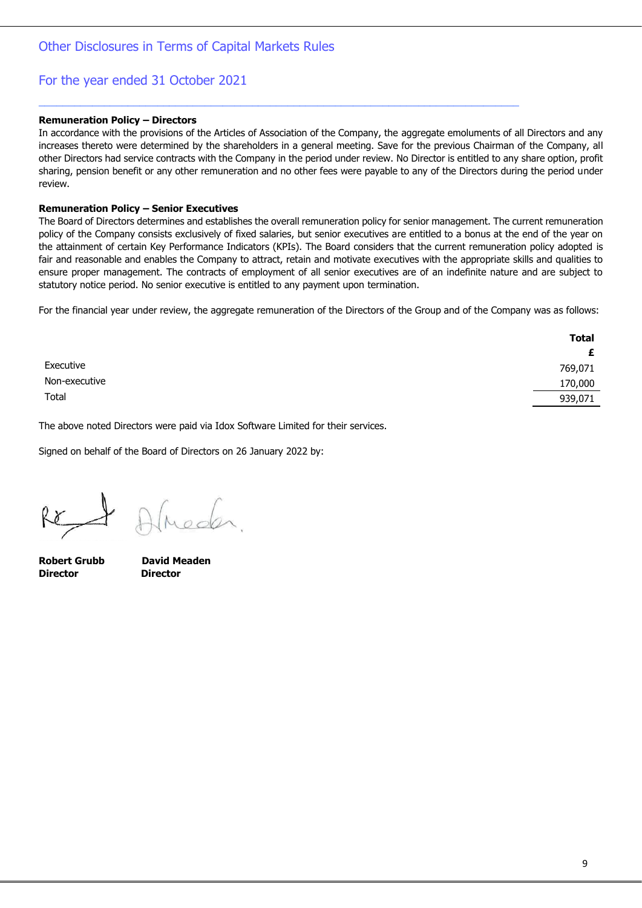# Other Disclosures in Terms of Capital Markets Rules

## For the year ended 31 October 2021

**Remuneration Policy – Directors**
In accordance with the provisions of the Articles of Association of the Company, the aggregate emoluments of all Directors and any increases thereto were determined by the shareholders in a general meeting. Save for the previous Chairman of the Company, all other Directors had service contracts with the Company in the period under review. No Director is entitled to any share option, profit sharing, pension benefit or any other remuneration and no other fees were payable to any of the Directors during the period under review.

**Remuneration Policy – Senior Executives**
The Board of Directors determines and establishes the overall remuneration policy for senior management. The current remuneration policy of the Company consists exclusively of fixed salaries, but senior executives are entitled to a bonus at the end of the year on the attainment of certain Key Performance Indicators (KPIs). The Board considers that the current remuneration policy adopted is fair and reasonable and enables the Company to attract, retain and motivate executives with the appropriate skills and qualities to ensure proper management. The contracts of employment of all senior executives are of an indefinite nature and are subject to statutory notice period. No senior executive is entitled to any payment upon termination.

For the financial year under review, the aggregate remuneration of the Directors of the Group and of the Company was as follows:

| | **Total** |
|---|---|
| | **£** |
| Executive | 769,071 |
| Non-executive | 170,000 |
| Total | 939,071 |

The above noted Directors were paid via Idox Software Limited for their services.

Signed on behalf of the Board of Directors on 26 January 2022 by:

**Robert Grubb**
**Director**

**David Meaden**
**Director**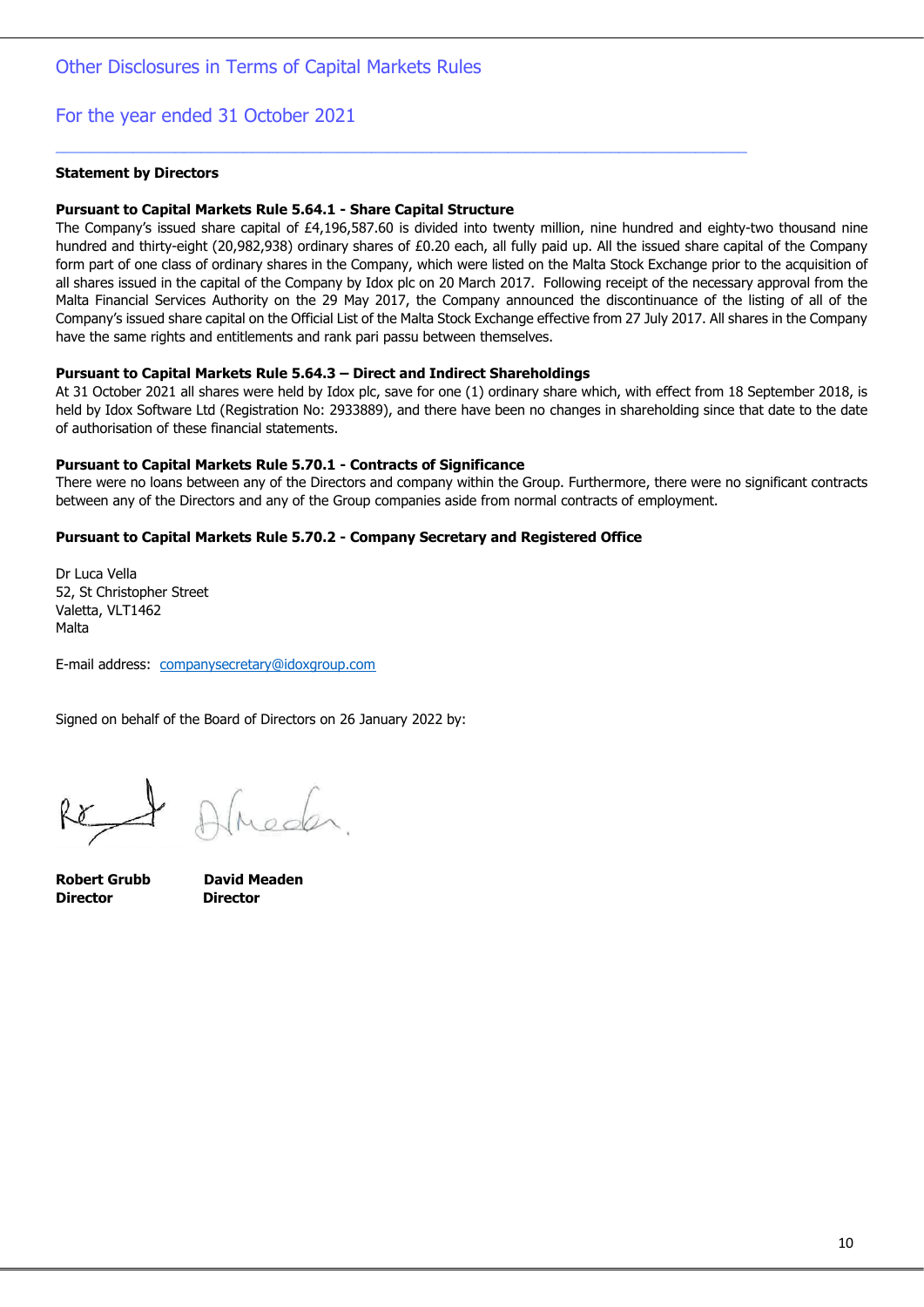# Other Disclosures in Terms of Capital Markets Rules

## For the year ended 31 October 2021

**Statement by Directors**

**Pursuant to Capital Markets Rule 5.64.1 - Share Capital Structure**

The Company's issued share capital of £4,196,587.60 is divided into twenty million, nine hundred and eighty-two thousand nine hundred and thirty-eight (20,982,938) ordinary shares of £0.20 each, all fully paid up. All the issued share capital of the Company form part of one class of ordinary shares in the Company, which were listed on the Malta Stock Exchange prior to the acquisition of all shares issued in the capital of the Company by Idox plc on 20 March 2017. Following receipt of the necessary approval from the Malta Financial Services Authority on the 29 May 2017, the Company announced the discontinuance of the listing of all of the Company's issued share capital on the Official List of the Malta Stock Exchange effective from 27 July 2017. All shares in the Company have the same rights and entitlements and rank pari passu between themselves.

**Pursuant to Capital Markets Rule 5.64.3 – Direct and Indirect Shareholdings**

At 31 October 2021 all shares were held by Idox plc, save for one (1) ordinary share which, with effect from 18 September 2018, is held by Idox Software Ltd (Registration No: 2933889), and there have been no changes in shareholding since that date to the date of authorisation of these financial statements.

**Pursuant to Capital Markets Rule 5.70.1 - Contracts of Significance**

There were no loans between any of the Directors and company within the Group. Furthermore, there were no significant contracts between any of the Directors and any of the Group companies aside from normal contracts of employment.

**Pursuant to Capital Markets Rule 5.70.2 - Company Secretary and Registered Office**

Dr Luca Vella
52, St Christopher Street
Valetta, VLT1462
Malta

E-mail address: companysecretary@idoxgroup.com

Signed on behalf of the Board of Directors on 26 January 2022 by:

| **Robert Grubb** | **David Meaden** |
|---|---|
| **Director** | **Director** |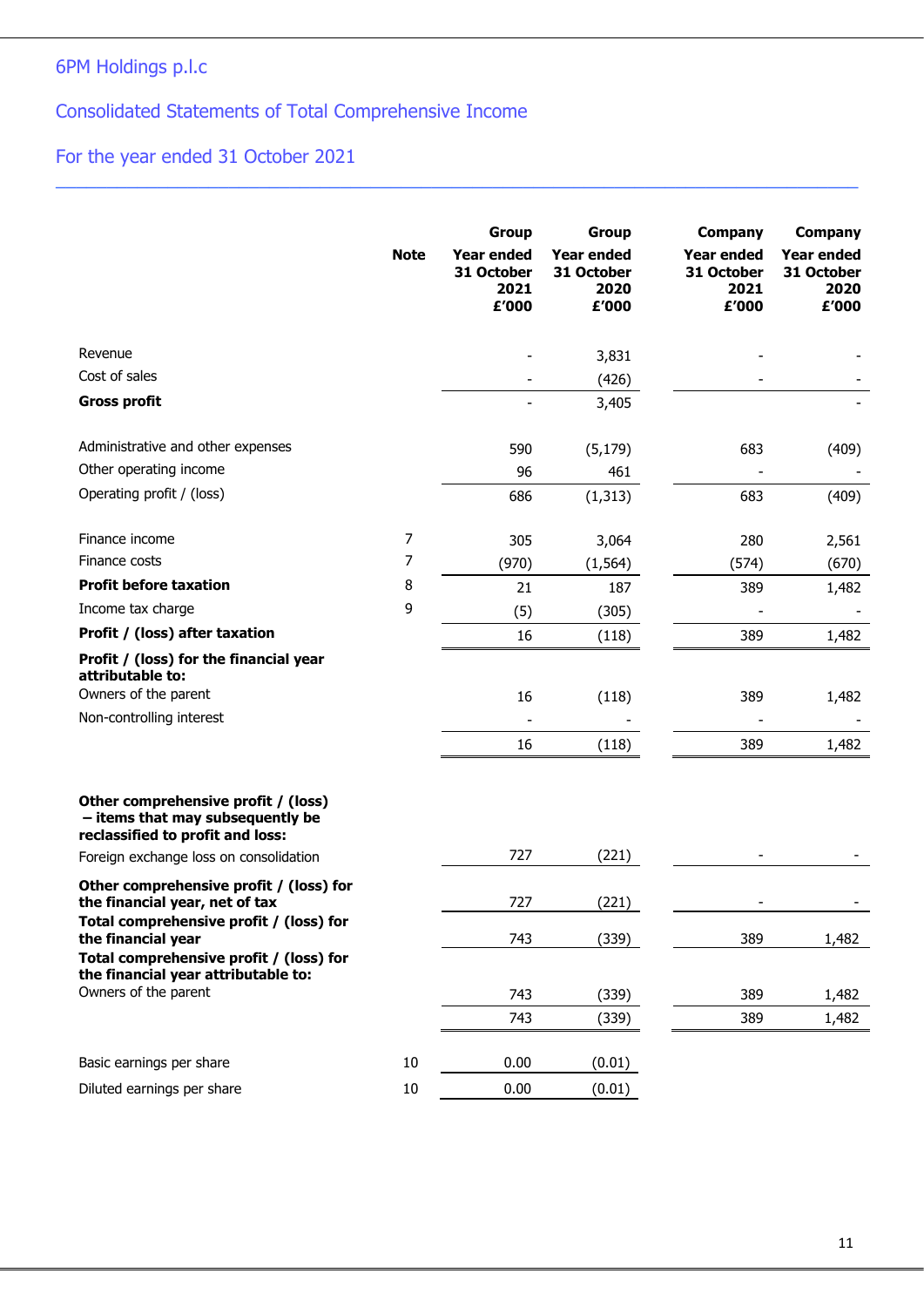6PM Holdings p.l.c

## Consolidated Statements of Total Comprehensive Income

### For the year ended 31 October 2021

| | Note | Group Year ended 31 October 2021 £'000 | Group Year ended 31 October 2020 £'000 | Company Year ended 31 October 2021 £'000 | Company Year ended 31 October 2020 £'000 |
|---|---|---|---|---|---|
| Revenue | | - | 3,831 | - | - |
| Cost of sales | | - | (426) | - | - |
| **Gross profit** | | - | 3,405 | | - |
| Administrative and other expenses | | 590 | (5,179) | 683 | (409) |
| Other operating income | | 96 | 461 | - | - |
| Operating profit / (loss) | | 686 | (1,313) | 683 | (409) |
| Finance income | 7 | 305 | 3,064 | 280 | 2,561 |
| Finance costs | 7 | (970) | (1,564) | (574) | (670) |
| **Profit before taxation** | 8 | 21 | 187 | 389 | 1,482 |
| Income tax charge | 9 | (5) | (305) | - | - |
| **Profit / (loss) after taxation** | | 16 | (118) | 389 | 1,482 |
| **Profit / (loss) for the financial year attributable to:** | | | | | |
| Owners of the parent | | 16 | (118) | 389 | 1,482 |
| Non-controlling interest | | - | - | - | - |
| | | 16 | (118) | 389 | 1,482 |
| **Other comprehensive profit / (loss) – items that may subsequently be reclassified to profit and loss:** | | | | | |
| Foreign exchange loss on consolidation | | 727 | (221) | - | - |
| **Other comprehensive profit / (loss) for the financial year, net of tax** | | 727 | (221) | - | - |
| **Total comprehensive profit / (loss) for the financial year** | | 743 | (339) | 389 | 1,482 |
| **Total comprehensive profit / (loss) for the financial year attributable to:** | | | | | |
| Owners of the parent | | 743 | (339) | 389 | 1,482 |
| | | 743 | (339) | 389 | 1,482 |
| Basic earnings per share | 10 | 0.00 | (0.01) | | |
| Diluted earnings per share | 10 | 0.00 | (0.01) | | |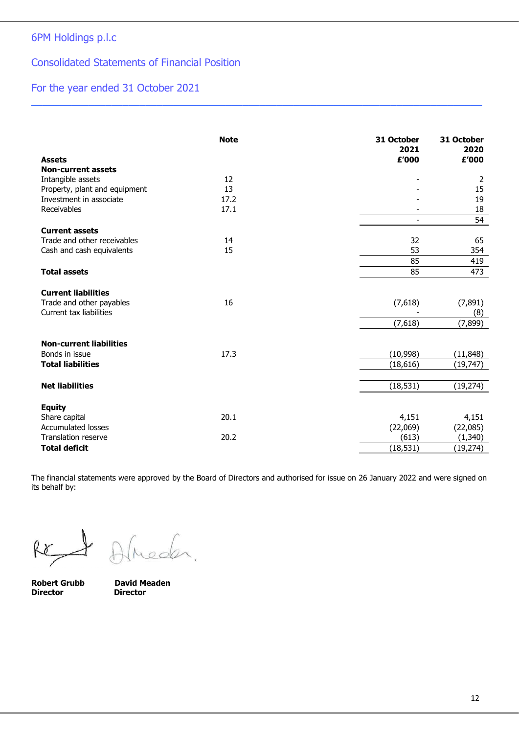6PM Holdings p.l.c

## Consolidated Statements of Financial Position

For the year ended 31 October 2021

| | Note | 31 October 2021 £'000 | 31 October 2020 £'000 |
|---|---|---|---|
| **Assets** | | | |
| **Non-current assets** | | | |
| Intangible assets | 12 | - | 2 |
| Property, plant and equipment | 13 | - | 15 |
| Investment in associate | 17.2 | - | 19 |
| Receivables | 17.1 | - | 18 |
| | | - | 54 |
| **Current assets** | | | |
| Trade and other receivables | 14 | 32 | 65 |
| Cash and cash equivalents | 15 | 53 | 354 |
| | | 85 | 419 |
| **Total assets** | | 85 | 473 |
| **Current liabilities** | | | |
| Trade and other payables | 16 | (7,618) | (7,891) |
| Current tax liabilities | | - | (8) |
| | | (7,618) | (7,899) |
| **Non-current liabilities** | | | |
| Bonds in issue | 17.3 | (10,998) | (11,848) |
| **Total liabilities** | | (18,616) | (19,747) |
| **Net liabilities** | | (18,531) | (19,274) |
| **Equity** | | | |
| Share capital | 20.1 | 4,151 | 4,151 |
| Accumulated losses | | (22,069) | (22,085) |
| Translation reserve | 20.2 | (613) | (1,340) |
| **Total deficit** | | (18,531) | (19,274) |

The financial statements were approved by the Board of Directors and authorised for issue on 26 January 2022 and were signed on its behalf by:

**Robert Grubb**
**Director**

**David Meaden**
**Director**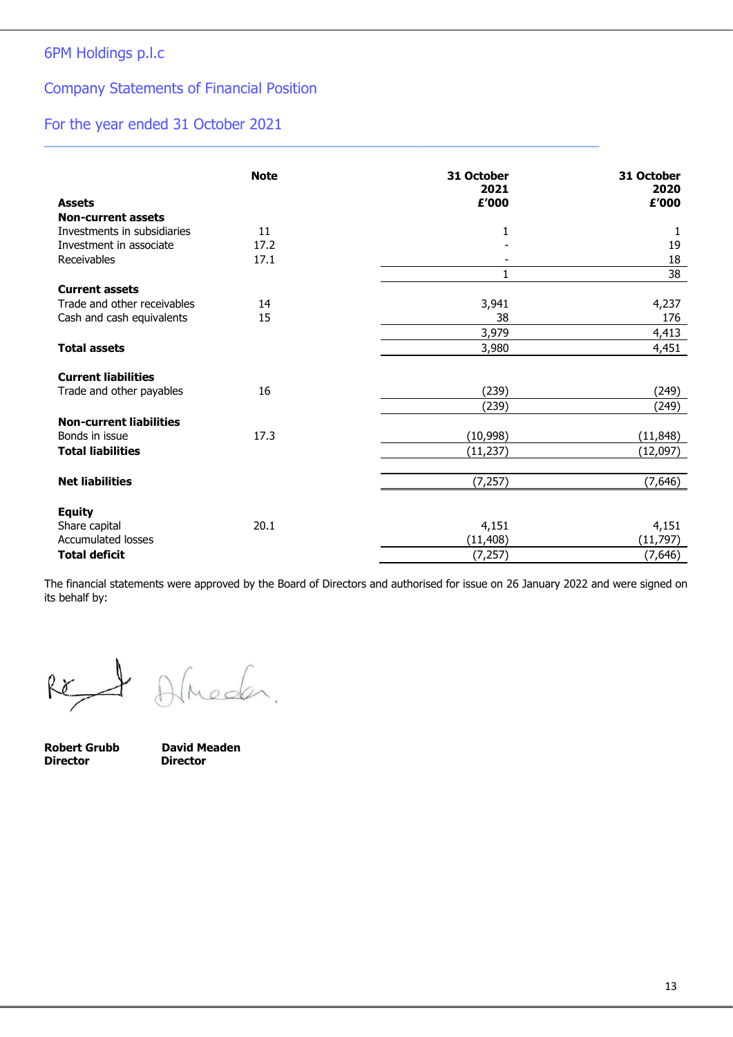6PM Holdings p.l.c

## Company Statements of Financial Position

### For the year ended 31 October 2021

| | Note | 31 October 2021 £'000 | 31 October 2020 £'000 |
|---|---|---|---|
| **Assets** | | | |
| **Non-current assets** | | | |
| Investments in subsidiaries | 11 | 1 | 1 |
| Investment in associate | 17.2 | - | 19 |
| Receivables | 17.1 | - | 18 |
| | | 1 | 38 |
| **Current assets** | | | |
| Trade and other receivables | 14 | 3,941 | 4,237 |
| Cash and cash equivalents | 15 | 38 | 176 |
| | | 3,979 | 4,413 |
| **Total assets** | | 3,980 | 4,451 |
| **Current liabilities** | | | |
| Trade and other payables | 16 | (239) | (249) |
| | | (239) | (249) |
| **Non-current liabilities** | | | |
| Bonds in issue | 17.3 | (10,998) | (11,848) |
| **Total liabilities** | | (11,237) | (12,097) |
| **Net liabilities** | | (7,257) | (7,646) |
| **Equity** | | | |
| Share capital | 20.1 | 4,151 | 4,151 |
| Accumulated losses | | (11,408) | (11,797) |
| **Total deficit** | | (7,257) | (7,646) |

The financial statements were approved by the Board of Directors and authorised for issue on 26 January 2022 and were signed on its behalf by:

**Robert Grubb**
**Director**

**David Meaden**
**Director**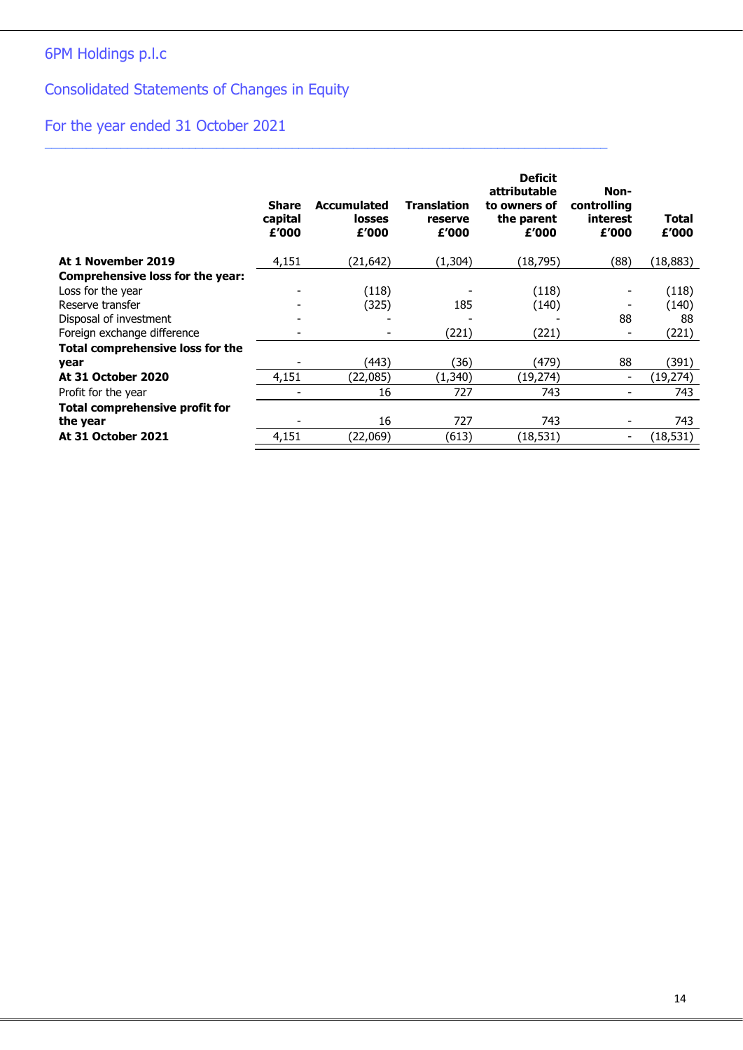6PM Holdings p.l.c

Consolidated Statements of Changes in Equity

For the year ended 31 October 2021

| | Share capital £'000 | Accumulated losses £'000 | Translation reserve £'000 | Deficit attributable to owners of the parent £'000 | Non-controlling interest £'000 | Total £'000 |
|---|---|---|---|---|---|---|
| **At 1 November 2019** | 4,151 | (21,642) | (1,304) | (18,795) | (88) | (18,883) |
| **Comprehensive loss for the year:** | | | | | | |
| Loss for the year | - | (118) | - | (118) | - | (118) |
| Reserve transfer | - | (325) | 185 | (140) | - | (140) |
| Disposal of investment | - | - | - | - | 88 | 88 |
| Foreign exchange difference | - | - | (221) | (221) | - | (221) |
| **Total comprehensive loss for the year** | - | (443) | (36) | (479) | 88 | (391) |
| **At 31 October 2020** | 4,151 | (22,085) | (1,340) | (19,274) | - | (19,274) |
| Profit for the year | - | 16 | 727 | 743 | - | 743 |
| **Total comprehensive profit for the year** | - | 16 | 727 | 743 | - | 743 |
| **At 31 October 2021** | 4,151 | (22,069) | (613) | (18,531) | - | (18,531) |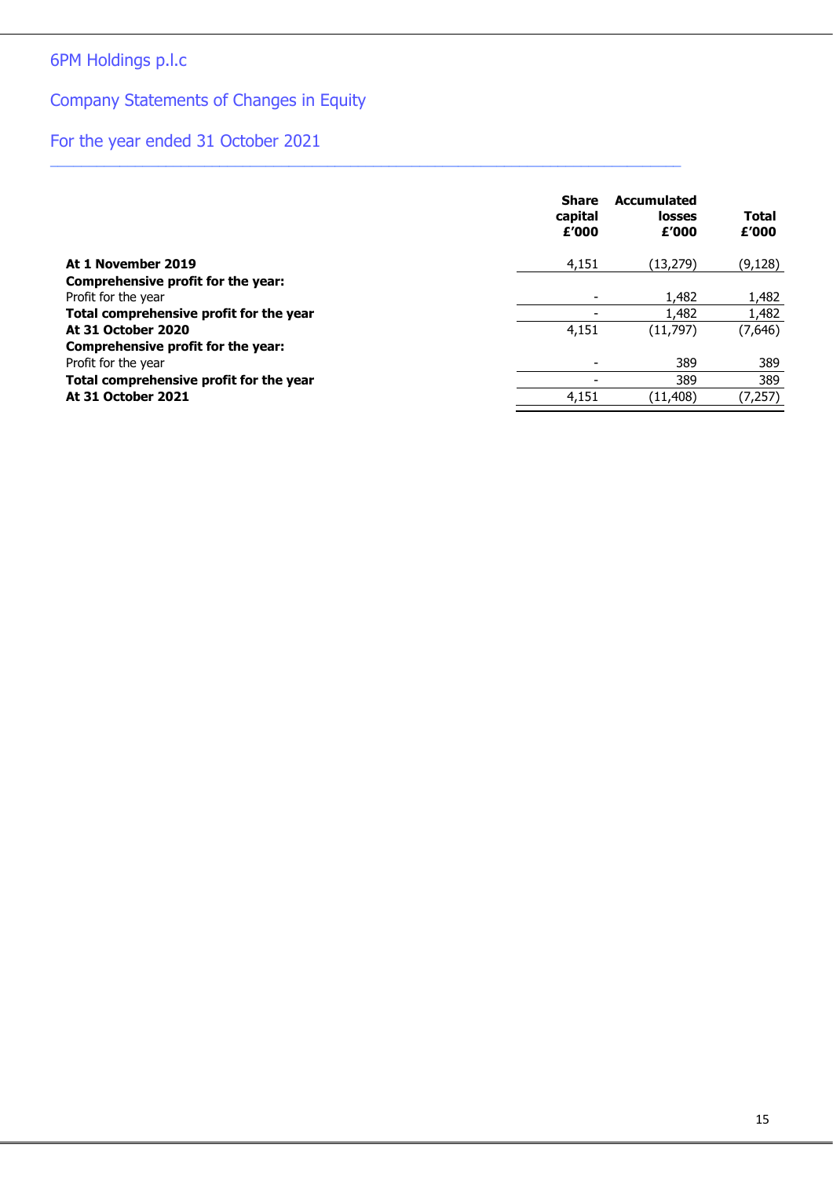# 6PM Holdings p.l.c

## Company Statements of Changes in Equity

### For the year ended 31 October 2021

| | Share capital £'000 | Accumulated losses £'000 | Total £'000 |
|---|---|---|---|
| **At 1 November 2019** | 4,151 | (13,279) | (9,128) |
| **Comprehensive profit for the year:** | | | |
| Profit for the year | - | 1,482 | 1,482 |
| **Total comprehensive profit for the year** | - | 1,482 | 1,482 |
| **At 31 October 2020** | 4,151 | (11,797) | (7,646) |
| **Comprehensive profit for the year:** | | | |
| Profit for the year | - | 389 | 389 |
| **Total comprehensive profit for the year** | - | 389 | 389 |
| **At 31 October 2021** | 4,151 | (11,408) | (7,257) |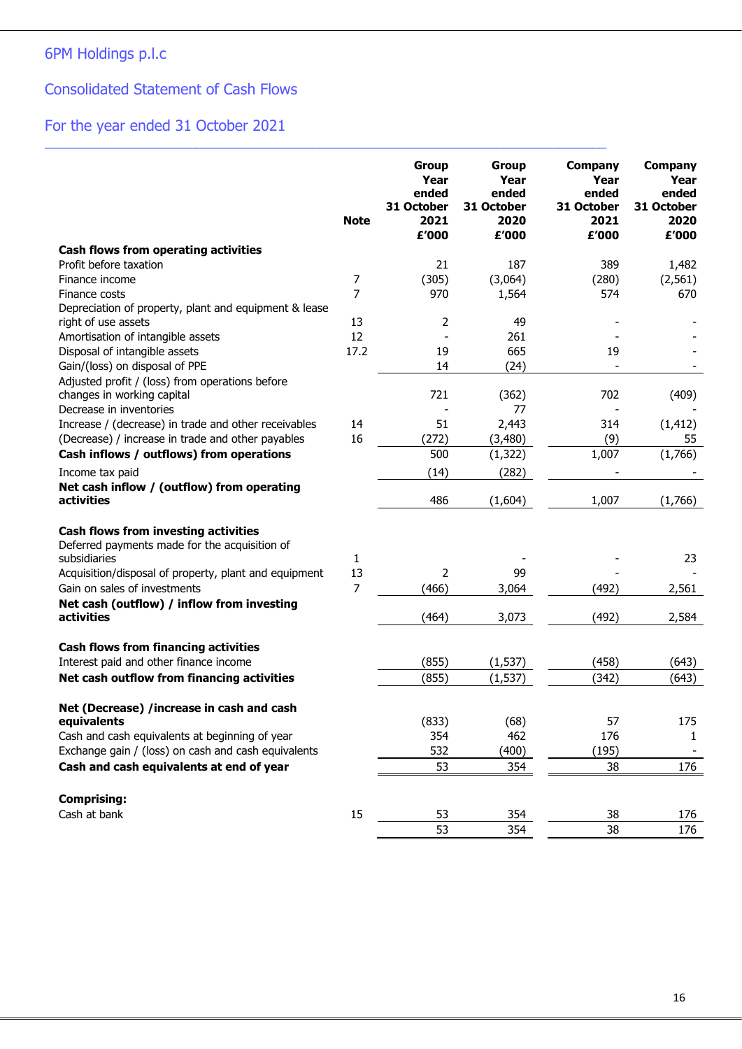# 6PM Holdings p.l.c

## Consolidated Statement of Cash Flows

### For the year ended 31 October 2021

| | Note | Group Year ended 31 October 2021 £'000 | Group Year ended 31 October 2020 £'000 | Company Year ended 31 October 2021 £'000 | Company Year ended 31 October 2020 £'000 |
|---|---|---|---|---|---|
| **Cash flows from operating activities** | | | | | |
| Profit before taxation | | 21 | 187 | 389 | 1,482 |
| Finance income | 7 | (305) | (3,064) | (280) | (2,561) |
| Finance costs | 7 | 970 | 1,564 | 574 | 670 |
| Depreciation of property, plant and equipment & lease right of use assets | 13 | 2 | 49 | - | - |
| Amortisation of intangible assets | 12 | - | 261 | - | - |
| Disposal of intangible assets | 17.2 | 19 | 665 | 19 | - |
| Gain/(loss) on disposal of PPE | | 14 | (24) | - | - |
| Adjusted profit / (loss) from operations before changes in working capital | | 721 | (362) | 702 | (409) |
| Decrease in inventories | | - | 77 | - | - |
| Increase / (decrease) in trade and other receivables | 14 | 51 | 2,443 | 314 | (1,412) |
| (Decrease) / increase in trade and other payables | 16 | (272) | (3,480) | (9) | 55 |
| **Cash inflows / outflows) from operations** | | 500 | (1,322) | 1,007 | (1,766) |
| Income tax paid | | (14) | (282) | - | - |
| **Net cash inflow / (outflow) from operating activities** | | 486 | (1,604) | 1,007 | (1,766) |
| | | | | | |
| **Cash flows from investing activities** | | | | | |
| Deferred payments made for the acquisition of subsidiaries | 1 | | - | - | 23 |
| Acquisition/disposal of property, plant and equipment | 13 | 2 | 99 | - | - |
| Gain on sales of investments | 7 | (466) | 3,064 | (492) | 2,561 |
| **Net cash (outflow) / inflow from investing activities** | | (464) | 3,073 | (492) | 2,584 |
| | | | | | |
| **Cash flows from financing activities** | | | | | |
| Interest paid and other finance income | | (855) | (1,537) | (458) | (643) |
| **Net cash outflow from financing activities** | | (855) | (1,537) | (342) | (643) |
| | | | | | |
| **Net (Decrease) /increase in cash and cash equivalents** | | (833) | (68) | 57 | 175 |
| Cash and cash equivalents at beginning of year | | 354 | 462 | 176 | 1 |
| Exchange gain / (loss) on cash and cash equivalents | | 532 | (400) | (195) | - |
| **Cash and cash equivalents at end of year** | | 53 | 354 | 38 | 176 |
| | | | | | |
| **Comprising:** | | | | | |
| Cash at bank | 15 | 53 | 354 | 38 | 176 |
| | | 53 | 354 | 38 | 176 |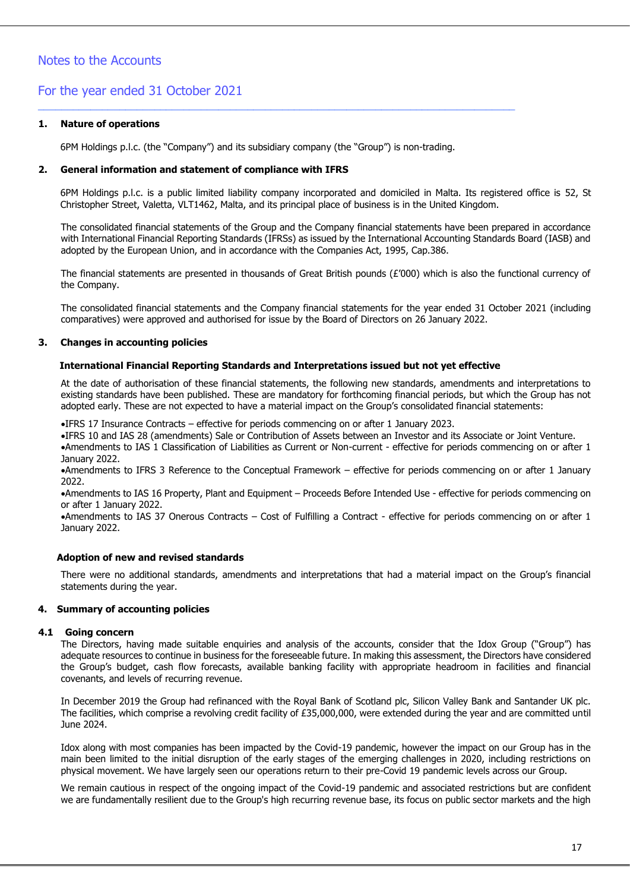# Notes to the Accounts

## For the year ended 31 October 2021

### 1. Nature of operations

6PM Holdings p.l.c. (the "Company") and its subsidiary company (the "Group") is non-trading.

### 2. General information and statement of compliance with IFRS

6PM Holdings p.l.c. is a public limited liability company incorporated and domiciled in Malta. Its registered office is 52, St Christopher Street, Valetta, VLT1462, Malta, and its principal place of business is in the United Kingdom.

The consolidated financial statements of the Group and the Company financial statements have been prepared in accordance with International Financial Reporting Standards (IFRSs) as issued by the International Accounting Standards Board (IASB) and adopted by the European Union, and in accordance with the Companies Act, 1995, Cap.386.

The financial statements are presented in thousands of Great British pounds (£'000) which is also the functional currency of the Company.

The consolidated financial statements and the Company financial statements for the year ended 31 October 2021 (including comparatives) were approved and authorised for issue by the Board of Directors on 26 January 2022.

### 3. Changes in accounting policies

**International Financial Reporting Standards and Interpretations issued but not yet effective**

At the date of authorisation of these financial statements, the following new standards, amendments and interpretations to existing standards have been published. These are mandatory for forthcoming financial periods, but which the Group has not adopted early. These are not expected to have a material impact on the Group's consolidated financial statements:

- IFRS 17 Insurance Contracts – effective for periods commencing on or after 1 January 2023.
- IFRS 10 and IAS 28 (amendments) Sale or Contribution of Assets between an Investor and its Associate or Joint Venture.
- Amendments to IAS 1 Classification of Liabilities as Current or Non-current - effective for periods commencing on or after 1 January 2022.
- Amendments to IFRS 3 Reference to the Conceptual Framework – effective for periods commencing on or after 1 January 2022.
- Amendments to IAS 16 Property, Plant and Equipment – Proceeds Before Intended Use - effective for periods commencing on or after 1 January 2022.
- Amendments to IAS 37 Onerous Contracts – Cost of Fulfilling a Contract - effective for periods commencing on or after 1 January 2022.

**Adoption of new and revised standards**

There were no additional standards, amendments and interpretations that had a material impact on the Group's financial statements during the year.

### 4. Summary of accounting policies

#### 4.1 Going concern

The Directors, having made suitable enquiries and analysis of the accounts, consider that the Idox Group ("Group") has adequate resources to continue in business for the foreseeable future. In making this assessment, the Directors have considered the Group's budget, cash flow forecasts, available banking facility with appropriate headroom in facilities and financial covenants, and levels of recurring revenue.

In December 2019 the Group had refinanced with the Royal Bank of Scotland plc, Silicon Valley Bank and Santander UK plc. The facilities, which comprise a revolving credit facility of £35,000,000, were extended during the year and are committed until June 2024.

Idox along with most companies has been impacted by the Covid-19 pandemic, however the impact on our Group has in the main been limited to the initial disruption of the early stages of the emerging challenges in 2020, including restrictions on physical movement. We have largely seen our operations return to their pre-Covid 19 pandemic levels across our Group.

We remain cautious in respect of the ongoing impact of the Covid-19 pandemic and associated restrictions but are confident we are fundamentally resilient due to the Group's high recurring revenue base, its focus on public sector markets and the high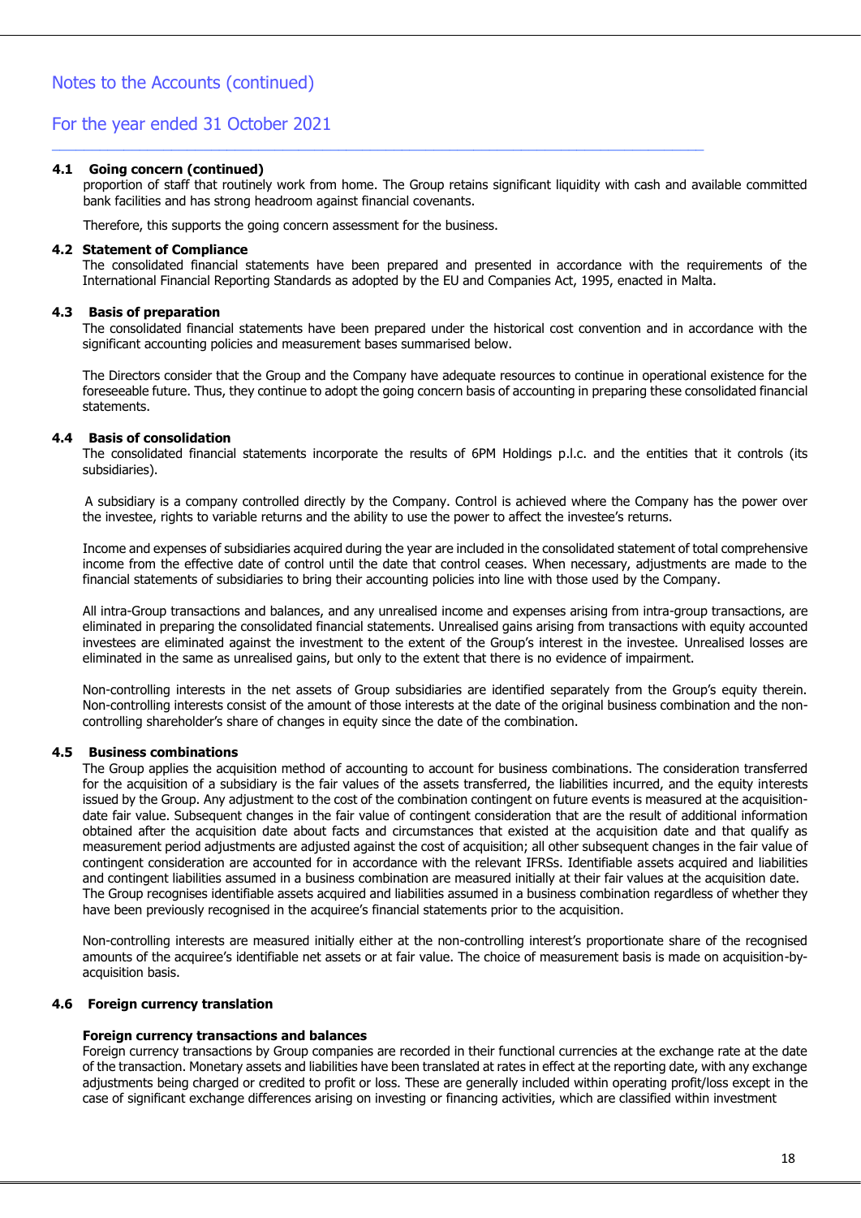## Notes to the Accounts (continued)

## For the year ended 31 October 2021

### 4.1 Going concern (continued)

proportion of staff that routinely work from home. The Group retains significant liquidity with cash and available committed bank facilities and has strong headroom against financial covenants.

Therefore, this supports the going concern assessment for the business.

### 4.2 Statement of Compliance

The consolidated financial statements have been prepared and presented in accordance with the requirements of the International Financial Reporting Standards as adopted by the EU and Companies Act, 1995, enacted in Malta.

### 4.3 Basis of preparation

The consolidated financial statements have been prepared under the historical cost convention and in accordance with the significant accounting policies and measurement bases summarised below.

The Directors consider that the Group and the Company have adequate resources to continue in operational existence for the foreseeable future. Thus, they continue to adopt the going concern basis of accounting in preparing these consolidated financial statements.

### 4.4 Basis of consolidation

The consolidated financial statements incorporate the results of 6PM Holdings p.l.c. and the entities that it controls (its subsidiaries).

A subsidiary is a company controlled directly by the Company. Control is achieved where the Company has the power over the investee, rights to variable returns and the ability to use the power to affect the investee's returns.

Income and expenses of subsidiaries acquired during the year are included in the consolidated statement of total comprehensive income from the effective date of control until the date that control ceases. When necessary, adjustments are made to the financial statements of subsidiaries to bring their accounting policies into line with those used by the Company.

All intra-Group transactions and balances, and any unrealised income and expenses arising from intra-group transactions, are eliminated in preparing the consolidated financial statements. Unrealised gains arising from transactions with equity accounted investees are eliminated against the investment to the extent of the Group's interest in the investee. Unrealised losses are eliminated in the same as unrealised gains, but only to the extent that there is no evidence of impairment.

Non-controlling interests in the net assets of Group subsidiaries are identified separately from the Group's equity therein. Non-controlling interests consist of the amount of those interests at the date of the original business combination and the non-controlling shareholder's share of changes in equity since the date of the combination.

### 4.5 Business combinations

The Group applies the acquisition method of accounting to account for business combinations. The consideration transferred for the acquisition of a subsidiary is the fair values of the assets transferred, the liabilities incurred, and the equity interests issued by the Group. Any adjustment to the cost of the combination contingent on future events is measured at the acquisition-date fair value. Subsequent changes in the fair value of contingent consideration that are the result of additional information obtained after the acquisition date about facts and circumstances that existed at the acquisition date and that qualify as measurement period adjustments are adjusted against the cost of acquisition; all other subsequent changes in the fair value of contingent consideration are accounted for in accordance with the relevant IFRSs. Identifiable assets acquired and liabilities and contingent liabilities assumed in a business combination are measured initially at their fair values at the acquisition date. The Group recognises identifiable assets acquired and liabilities assumed in a business combination regardless of whether they have been previously recognised in the acquiree's financial statements prior to the acquisition.

Non-controlling interests are measured initially either at the non-controlling interest's proportionate share of the recognised amounts of the acquiree's identifiable net assets or at fair value. The choice of measurement basis is made on acquisition-by-acquisition basis.

### 4.6 Foreign currency translation

**Foreign currency transactions and balances**

Foreign currency transactions by Group companies are recorded in their functional currencies at the exchange rate at the date of the transaction. Monetary assets and liabilities have been translated at rates in effect at the reporting date, with any exchange adjustments being charged or credited to profit or loss. These are generally included within operating profit/loss except in the case of significant exchange differences arising on investing or financing activities, which are classified within investment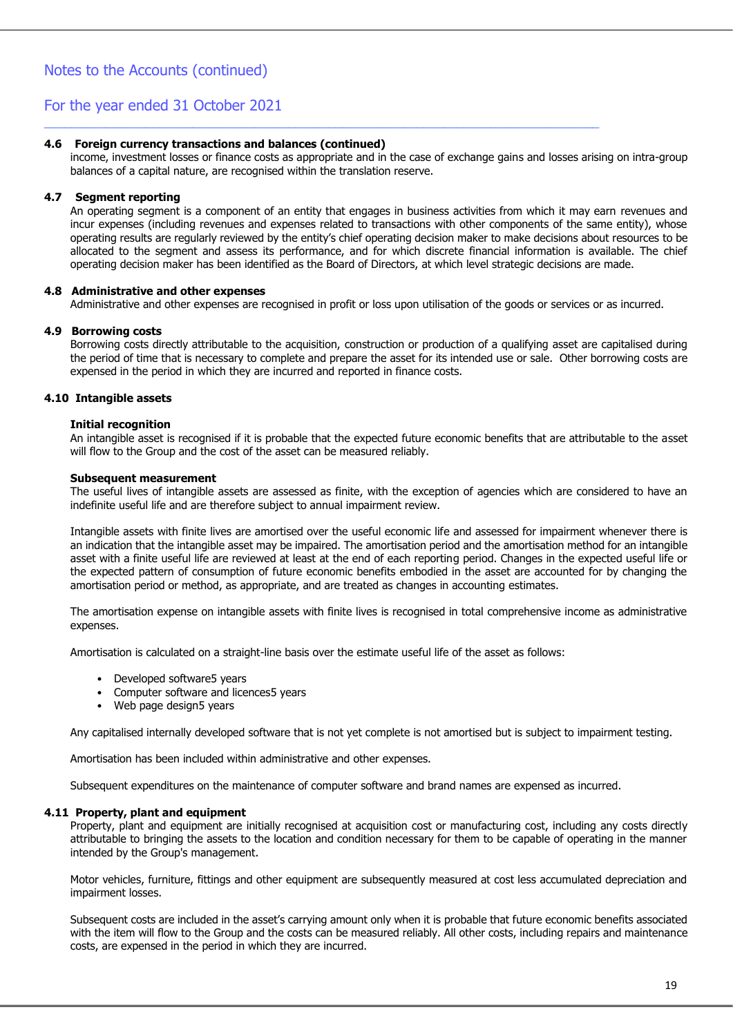# Notes to the Accounts (continued)

## For the year ended 31 October 2021

### 4.6 Foreign currency transactions and balances (continued)

income, investment losses or finance costs as appropriate and in the case of exchange gains and losses arising on intra-group balances of a capital nature, are recognised within the translation reserve.

### 4.7 Segment reporting

An operating segment is a component of an entity that engages in business activities from which it may earn revenues and incur expenses (including revenues and expenses related to transactions with other components of the same entity), whose operating results are regularly reviewed by the entity's chief operating decision maker to make decisions about resources to be allocated to the segment and assess its performance, and for which discrete financial information is available. The chief operating decision maker has been identified as the Board of Directors, at which level strategic decisions are made.

### 4.8 Administrative and other expenses

Administrative and other expenses are recognised in profit or loss upon utilisation of the goods or services or as incurred.

### 4.9 Borrowing costs

Borrowing costs directly attributable to the acquisition, construction or production of a qualifying asset are capitalised during the period of time that is necessary to complete and prepare the asset for its intended use or sale. Other borrowing costs are expensed in the period in which they are incurred and reported in finance costs.

### 4.10 Intangible assets

**Initial recognition**

An intangible asset is recognised if it is probable that the expected future economic benefits that are attributable to the asset will flow to the Group and the cost of the asset can be measured reliably.

**Subsequent measurement**

The useful lives of intangible assets are assessed as finite, with the exception of agencies which are considered to have an indefinite useful life and are therefore subject to annual impairment review.

Intangible assets with finite lives are amortised over the useful economic life and assessed for impairment whenever there is an indication that the intangible asset may be impaired. The amortisation period and the amortisation method for an intangible asset with a finite useful life are reviewed at least at the end of each reporting period. Changes in the expected useful life or the expected pattern of consumption of future economic benefits embodied in the asset are accounted for by changing the amortisation period or method, as appropriate, and are treated as changes in accounting estimates.

The amortisation expense on intangible assets with finite lives is recognised in total comprehensive income as administrative expenses.

Amortisation is calculated on a straight-line basis over the estimate useful life of the asset as follows:

- Developed software5 years
- Computer software and licences5 years
- Web page design5 years

Any capitalised internally developed software that is not yet complete is not amortised but is subject to impairment testing.

Amortisation has been included within administrative and other expenses.

Subsequent expenditures on the maintenance of computer software and brand names are expensed as incurred.

### 4.11 Property, plant and equipment

Property, plant and equipment are initially recognised at acquisition cost or manufacturing cost, including any costs directly attributable to bringing the assets to the location and condition necessary for them to be capable of operating in the manner intended by the Group's management.

Motor vehicles, furniture, fittings and other equipment are subsequently measured at cost less accumulated depreciation and impairment losses.

Subsequent costs are included in the asset's carrying amount only when it is probable that future economic benefits associated with the item will flow to the Group and the costs can be measured reliably. All other costs, including repairs and maintenance costs, are expensed in the period in which they are incurred.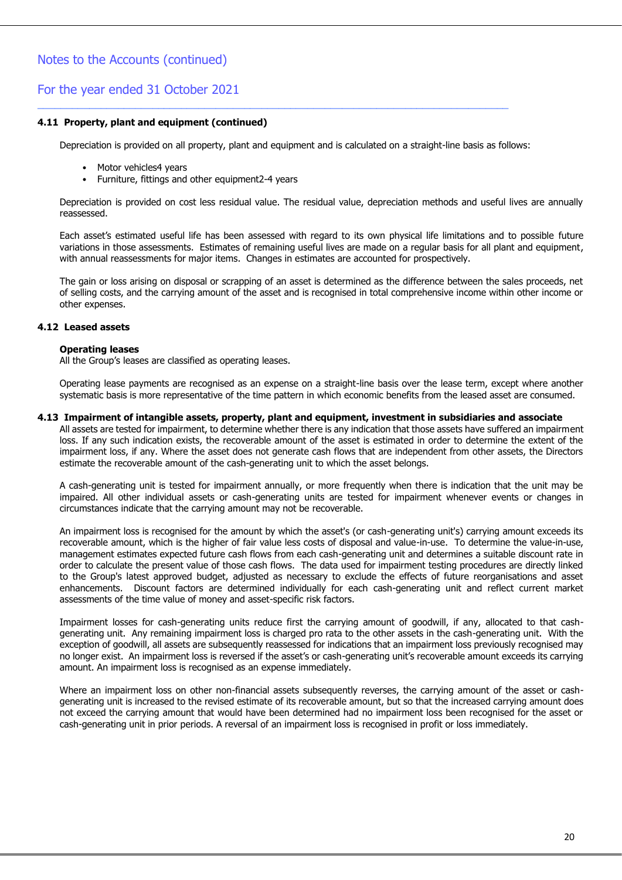# Notes to the Accounts (continued)

## For the year ended 31 October 2021

### 4.11 Property, plant and equipment (continued)

Depreciation is provided on all property, plant and equipment and is calculated on a straight-line basis as follows:

- Motor vehicles4 years
- Furniture, fittings and other equipment2-4 years

Depreciation is provided on cost less residual value. The residual value, depreciation methods and useful lives are annually reassessed.

Each asset's estimated useful life has been assessed with regard to its own physical life limitations and to possible future variations in those assessments. Estimates of remaining useful lives are made on a regular basis for all plant and equipment, with annual reassessments for major items. Changes in estimates are accounted for prospectively.

The gain or loss arising on disposal or scrapping of an asset is determined as the difference between the sales proceeds, net of selling costs, and the carrying amount of the asset and is recognised in total comprehensive income within other income or other expenses.

### 4.12 Leased assets

**Operating leases**
All the Group's leases are classified as operating leases.

Operating lease payments are recognised as an expense on a straight-line basis over the lease term, except where another systematic basis is more representative of the time pattern in which economic benefits from the leased asset are consumed.

### 4.13 Impairment of intangible assets, property, plant and equipment, investment in subsidiaries and associate

All assets are tested for impairment, to determine whether there is any indication that those assets have suffered an impairment loss. If any such indication exists, the recoverable amount of the asset is estimated in order to determine the extent of the impairment loss, if any. Where the asset does not generate cash flows that are independent from other assets, the Directors estimate the recoverable amount of the cash-generating unit to which the asset belongs.

A cash-generating unit is tested for impairment annually, or more frequently when there is indication that the unit may be impaired. All other individual assets or cash-generating units are tested for impairment whenever events or changes in circumstances indicate that the carrying amount may not be recoverable.

An impairment loss is recognised for the amount by which the asset's (or cash-generating unit's) carrying amount exceeds its recoverable amount, which is the higher of fair value less costs of disposal and value-in-use. To determine the value-in-use, management estimates expected future cash flows from each cash-generating unit and determines a suitable discount rate in order to calculate the present value of those cash flows. The data used for impairment testing procedures are directly linked to the Group's latest approved budget, adjusted as necessary to exclude the effects of future reorganisations and asset enhancements. Discount factors are determined individually for each cash-generating unit and reflect current market assessments of the time value of money and asset-specific risk factors.

Impairment losses for cash-generating units reduce first the carrying amount of goodwill, if any, allocated to that cash-generating unit. Any remaining impairment loss is charged pro rata to the other assets in the cash-generating unit. With the exception of goodwill, all assets are subsequently reassessed for indications that an impairment loss previously recognised may no longer exist. An impairment loss is reversed if the asset's or cash-generating unit's recoverable amount exceeds its carrying amount. An impairment loss is recognised as an expense immediately.

Where an impairment loss on other non-financial assets subsequently reverses, the carrying amount of the asset or cash-generating unit is increased to the revised estimate of its recoverable amount, but so that the increased carrying amount does not exceed the carrying amount that would have been determined had no impairment loss been recognised for the asset or cash-generating unit in prior periods. A reversal of an impairment loss is recognised in profit or loss immediately.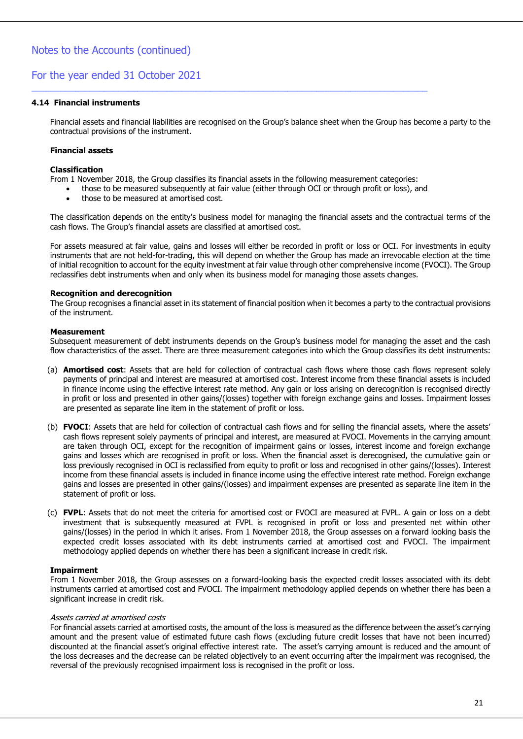Notes to the Accounts (continued)

For the year ended 31 October 2021

### 4.14 Financial instruments

Financial assets and financial liabilities are recognised on the Group's balance sheet when the Group has become a party to the contractual provisions of the instrument.

**Financial assets**

**Classification**
From 1 November 2018, the Group classifies its financial assets in the following measurement categories:

- those to be measured subsequently at fair value (either through OCI or through profit or loss), and
- those to be measured at amortised cost.

The classification depends on the entity's business model for managing the financial assets and the contractual terms of the cash flows. The Group's financial assets are classified at amortised cost.

For assets measured at fair value, gains and losses will either be recorded in profit or loss or OCI. For investments in equity instruments that are not held-for-trading, this will depend on whether the Group has made an irrevocable election at the time of initial recognition to account for the equity investment at fair value through other comprehensive income (FVOCI). The Group reclassifies debt instruments when and only when its business model for managing those assets changes.

**Recognition and derecognition**
The Group recognises a financial asset in its statement of financial position when it becomes a party to the contractual provisions of the instrument.

**Measurement**
Subsequent measurement of debt instruments depends on the Group's business model for managing the asset and the cash flow characteristics of the asset. There are three measurement categories into which the Group classifies its debt instruments:

(a) **Amortised cost**: Assets that are held for collection of contractual cash flows where those cash flows represent solely payments of principal and interest are measured at amortised cost. Interest income from these financial assets is included in finance income using the effective interest rate method. Any gain or loss arising on derecognition is recognised directly in profit or loss and presented in other gains/(losses) together with foreign exchange gains and losses. Impairment losses are presented as separate line item in the statement of profit or loss.

(b) **FVOCI**: Assets that are held for collection of contractual cash flows and for selling the financial assets, where the assets' cash flows represent solely payments of principal and interest, are measured at FVOCI. Movements in the carrying amount are taken through OCI, except for the recognition of impairment gains or losses, interest income and foreign exchange gains and losses which are recognised in profit or loss. When the financial asset is derecognised, the cumulative gain or loss previously recognised in OCI is reclassified from equity to profit or loss and recognised in other gains/(losses). Interest income from these financial assets is included in finance income using the effective interest rate method. Foreign exchange gains and losses are presented in other gains/(losses) and impairment expenses are presented as separate line item in the statement of profit or loss.

(c) **FVPL**: Assets that do not meet the criteria for amortised cost or FVOCI are measured at FVPL. A gain or loss on a debt investment that is subsequently measured at FVPL is recognised in profit or loss and presented net within other gains/(losses) in the period in which it arises. From 1 November 2018, the Group assesses on a forward looking basis the expected credit losses associated with its debt instruments carried at amortised cost and FVOCI. The impairment methodology applied depends on whether there has been a significant increase in credit risk.

**Impairment**
From 1 November 2018, the Group assesses on a forward-looking basis the expected credit losses associated with its debt instruments carried at amortised cost and FVOCI. The impairment methodology applied depends on whether there has been a significant increase in credit risk.

*Assets carried at amortised costs*
For financial assets carried at amortised costs, the amount of the loss is measured as the difference between the asset's carrying amount and the present value of estimated future cash flows (excluding future credit losses that have not been incurred) discounted at the financial asset's original effective interest rate. The asset's carrying amount is reduced and the amount of the loss decreases and the decrease can be related objectively to an event occurring after the impairment was recognised, the reversal of the previously recognised impairment loss is recognised in the profit or loss.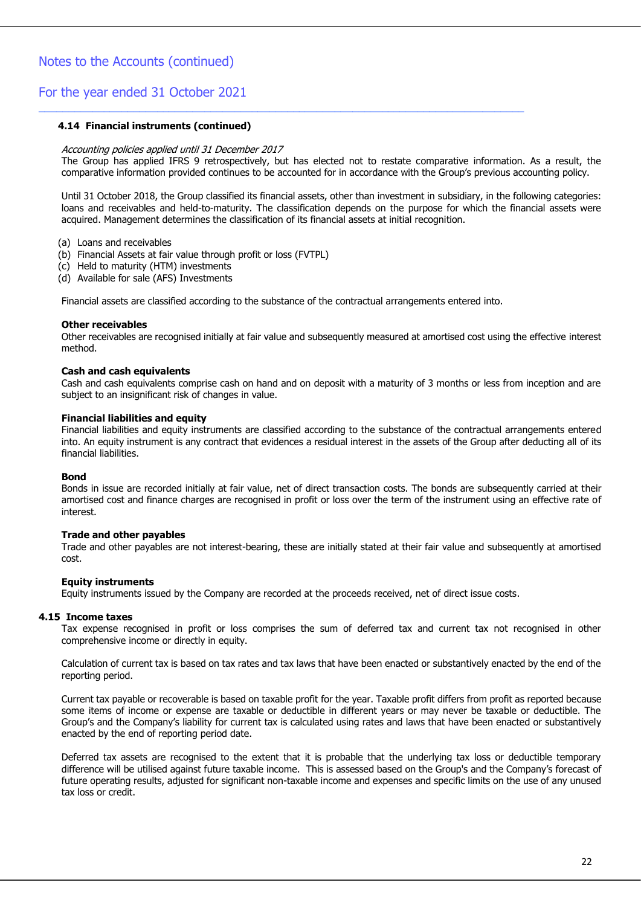### 4.14 Financial instruments (continued)

*Accounting policies applied until 31 December 2017*

The Group has applied IFRS 9 retrospectively, but has elected not to restate comparative information. As a result, the comparative information provided continues to be accounted for in accordance with the Group's previous accounting policy.

Until 31 October 2018, the Group classified its financial assets, other than investment in subsidiary, in the following categories: loans and receivables and held-to-maturity. The classification depends on the purpose for which the financial assets were acquired. Management determines the classification of its financial assets at initial recognition.

(a) Loans and receivables
(b) Financial Assets at fair value through profit or loss (FVTPL)
(c) Held to maturity (HTM) investments
(d) Available for sale (AFS) Investments

Financial assets are classified according to the substance of the contractual arrangements entered into.

**Other receivables**

Other receivables are recognised initially at fair value and subsequently measured at amortised cost using the effective interest method.

**Cash and cash equivalents**

Cash and cash equivalents comprise cash on hand and on deposit with a maturity of 3 months or less from inception and are subject to an insignificant risk of changes in value.

**Financial liabilities and equity**

Financial liabilities and equity instruments are classified according to the substance of the contractual arrangements entered into. An equity instrument is any contract that evidences a residual interest in the assets of the Group after deducting all of its financial liabilities.

**Bond**

Bonds in issue are recorded initially at fair value, net of direct transaction costs. The bonds are subsequently carried at their amortised cost and finance charges are recognised in profit or loss over the term of the instrument using an effective rate of interest.

**Trade and other payables**

Trade and other payables are not interest-bearing, these are initially stated at their fair value and subsequently at amortised cost.

**Equity instruments**

Equity instruments issued by the Company are recorded at the proceeds received, net of direct issue costs.

### 4.15 Income taxes

Tax expense recognised in profit or loss comprises the sum of deferred tax and current tax not recognised in other comprehensive income or directly in equity.

Calculation of current tax is based on tax rates and tax laws that have been enacted or substantively enacted by the end of the reporting period.

Current tax payable or recoverable is based on taxable profit for the year. Taxable profit differs from profit as reported because some items of income or expense are taxable or deductible in different years or may never be taxable or deductible. The Group's and the Company's liability for current tax is calculated using rates and laws that have been enacted or substantively enacted by the end of reporting period date.

Deferred tax assets are recognised to the extent that it is probable that the underlying tax loss or deductible temporary difference will be utilised against future taxable income. This is assessed based on the Group's and the Company's forecast of future operating results, adjusted for significant non-taxable income and expenses and specific limits on the use of any unused tax loss or credit.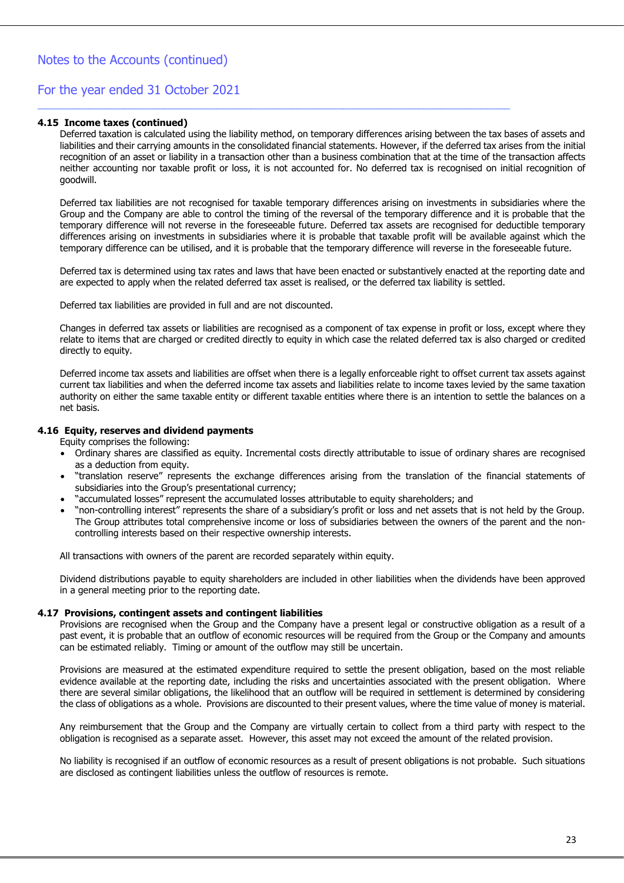### 4.15 Income taxes (continued)

Deferred taxation is calculated using the liability method, on temporary differences arising between the tax bases of assets and liabilities and their carrying amounts in the consolidated financial statements. However, if the deferred tax arises from the initial recognition of an asset or liability in a transaction other than a business combination that at the time of the transaction affects neither accounting nor taxable profit or loss, it is not accounted for. No deferred tax is recognised on initial recognition of goodwill.

Deferred tax liabilities are not recognised for taxable temporary differences arising on investments in subsidiaries where the Group and the Company are able to control the timing of the reversal of the temporary difference and it is probable that the temporary difference will not reverse in the foreseeable future. Deferred tax assets are recognised for deductible temporary differences arising on investments in subsidiaries where it is probable that taxable profit will be available against which the temporary difference can be utilised, and it is probable that the temporary difference will reverse in the foreseeable future.

Deferred tax is determined using tax rates and laws that have been enacted or substantively enacted at the reporting date and are expected to apply when the related deferred tax asset is realised, or the deferred tax liability is settled.

Deferred tax liabilities are provided in full and are not discounted.

Changes in deferred tax assets or liabilities are recognised as a component of tax expense in profit or loss, except where they relate to items that are charged or credited directly to equity in which case the related deferred tax is also charged or credited directly to equity.

Deferred income tax assets and liabilities are offset when there is a legally enforceable right to offset current tax assets against current tax liabilities and when the deferred income tax assets and liabilities relate to income taxes levied by the same taxation authority on either the same taxable entity or different taxable entities where there is an intention to settle the balances on a net basis.

### 4.16 Equity, reserves and dividend payments

Equity comprises the following:

- Ordinary shares are classified as equity. Incremental costs directly attributable to issue of ordinary shares are recognised as a deduction from equity.
- "translation reserve" represents the exchange differences arising from the translation of the financial statements of subsidiaries into the Group's presentational currency;
- "accumulated losses" represent the accumulated losses attributable to equity shareholders; and
- "non-controlling interest" represents the share of a subsidiary's profit or loss and net assets that is not held by the Group. The Group attributes total comprehensive income or loss of subsidiaries between the owners of the parent and the non-controlling interests based on their respective ownership interests.

All transactions with owners of the parent are recorded separately within equity.

Dividend distributions payable to equity shareholders are included in other liabilities when the dividends have been approved in a general meeting prior to the reporting date.

### 4.17 Provisions, contingent assets and contingent liabilities

Provisions are recognised when the Group and the Company have a present legal or constructive obligation as a result of a past event, it is probable that an outflow of economic resources will be required from the Group or the Company and amounts can be estimated reliably. Timing or amount of the outflow may still be uncertain.

Provisions are measured at the estimated expenditure required to settle the present obligation, based on the most reliable evidence available at the reporting date, including the risks and uncertainties associated with the present obligation. Where there are several similar obligations, the likelihood that an outflow will be required in settlement is determined by considering the class of obligations as a whole. Provisions are discounted to their present values, where the time value of money is material.

Any reimbursement that the Group and the Company are virtually certain to collect from a third party with respect to the obligation is recognised as a separate asset. However, this asset may not exceed the amount of the related provision.

No liability is recognised if an outflow of economic resources as a result of present obligations is not probable. Such situations are disclosed as contingent liabilities unless the outflow of resources is remote.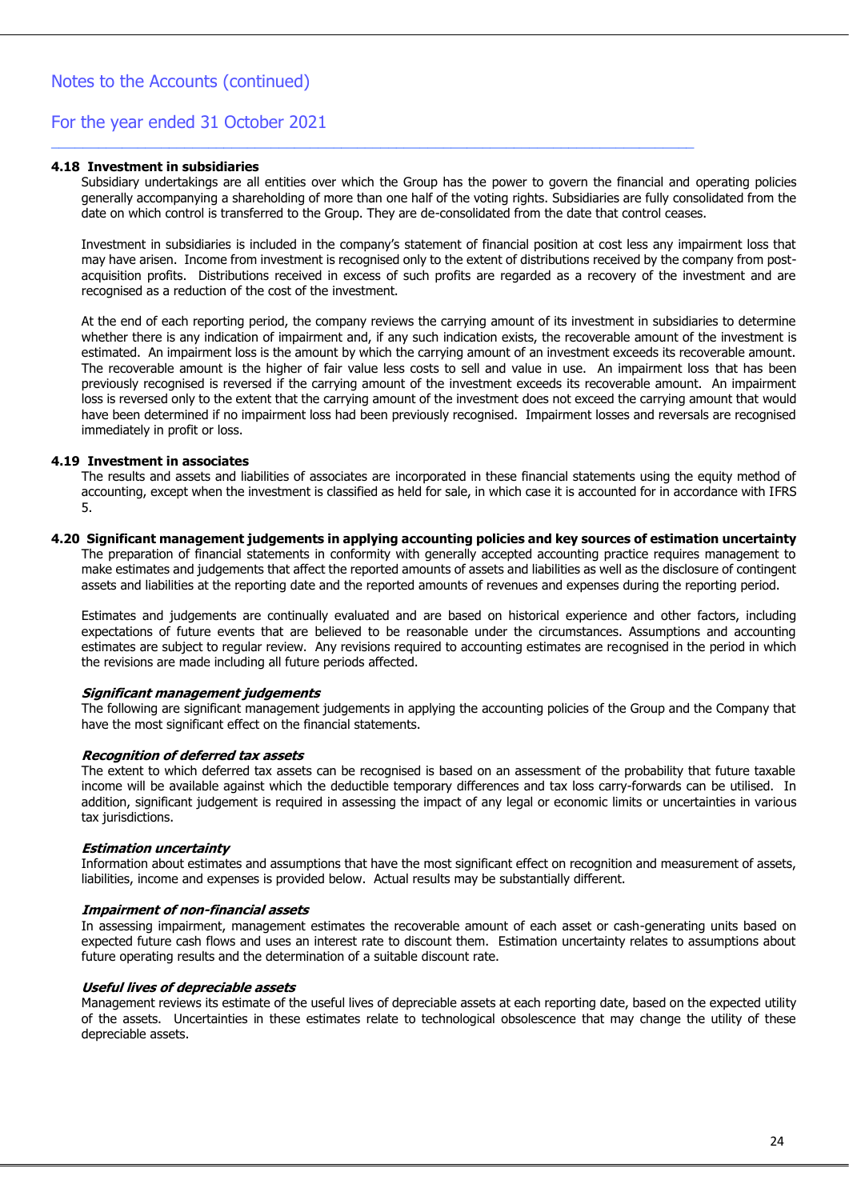### 4.18 Investment in subsidiaries

Subsidiary undertakings are all entities over which the Group has the power to govern the financial and operating policies generally accompanying a shareholding of more than one half of the voting rights. Subsidiaries are fully consolidated from the date on which control is transferred to the Group. They are de-consolidated from the date that control ceases.

Investment in subsidiaries is included in the company's statement of financial position at cost less any impairment loss that may have arisen. Income from investment is recognised only to the extent of distributions received by the company from post-acquisition profits. Distributions received in excess of such profits are regarded as a recovery of the investment and are recognised as a reduction of the cost of the investment.

At the end of each reporting period, the company reviews the carrying amount of its investment in subsidiaries to determine whether there is any indication of impairment and, if any such indication exists, the recoverable amount of the investment is estimated. An impairment loss is the amount by which the carrying amount of an investment exceeds its recoverable amount. The recoverable amount is the higher of fair value less costs to sell and value in use. An impairment loss that has been previously recognised is reversed if the carrying amount of the investment exceeds its recoverable amount. An impairment loss is reversed only to the extent that the carrying amount of the investment does not exceed the carrying amount that would have been determined if no impairment loss had been previously recognised. Impairment losses and reversals are recognised immediately in profit or loss.

### 4.19 Investment in associates

The results and assets and liabilities of associates are incorporated in these financial statements using the equity method of accounting, except when the investment is classified as held for sale, in which case it is accounted for in accordance with IFRS 5.

### 4.20 Significant management judgements in applying accounting policies and key sources of estimation uncertainty

The preparation of financial statements in conformity with generally accepted accounting practice requires management to make estimates and judgements that affect the reported amounts of assets and liabilities as well as the disclosure of contingent assets and liabilities at the reporting date and the reported amounts of revenues and expenses during the reporting period.

Estimates and judgements are continually evaluated and are based on historical experience and other factors, including expectations of future events that are believed to be reasonable under the circumstances. Assumptions and accounting estimates are subject to regular review. Any revisions required to accounting estimates are recognised in the period in which the revisions are made including all future periods affected.

***Significant management judgements***

The following are significant management judgements in applying the accounting policies of the Group and the Company that have the most significant effect on the financial statements.

***Recognition of deferred tax assets***

The extent to which deferred tax assets can be recognised is based on an assessment of the probability that future taxable income will be available against which the deductible temporary differences and tax loss carry-forwards can be utilised. In addition, significant judgement is required in assessing the impact of any legal or economic limits or uncertainties in various tax jurisdictions.

***Estimation uncertainty***

Information about estimates and assumptions that have the most significant effect on recognition and measurement of assets, liabilities, income and expenses is provided below. Actual results may be substantially different.

***Impairment of non-financial assets***

In assessing impairment, management estimates the recoverable amount of each asset or cash-generating units based on expected future cash flows and uses an interest rate to discount them. Estimation uncertainty relates to assumptions about future operating results and the determination of a suitable discount rate.

***Useful lives of depreciable assets***

Management reviews its estimate of the useful lives of depreciable assets at each reporting date, based on the expected utility of the assets. Uncertainties in these estimates relate to technological obsolescence that may change the utility of these depreciable assets.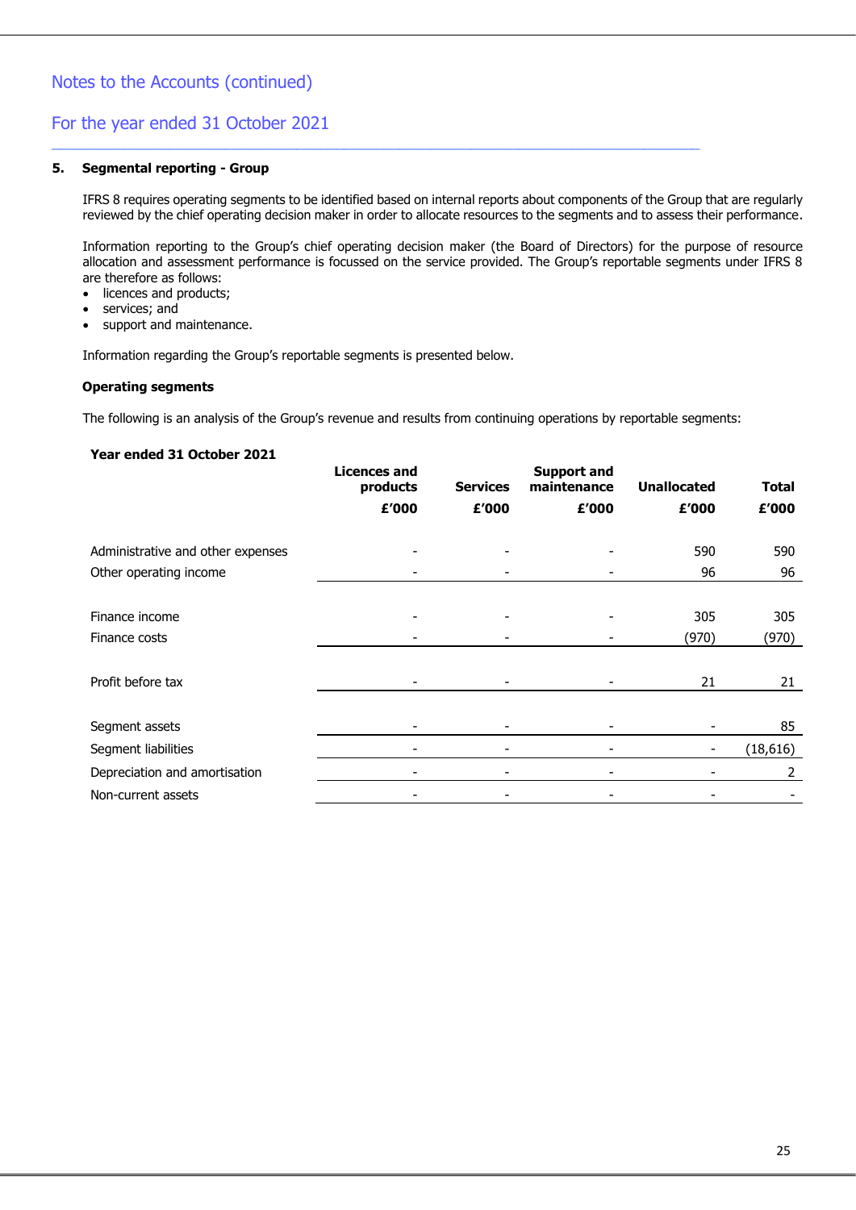Notes to the Accounts (continued)

For the year ended 31 October 2021

## 5. Segmental reporting - Group

IFRS 8 requires operating segments to be identified based on internal reports about components of the Group that are regularly reviewed by the chief operating decision maker in order to allocate resources to the segments and to assess their performance.

Information reporting to the Group's chief operating decision maker (the Board of Directors) for the purpose of resource allocation and assessment performance is focussed on the service provided. The Group's reportable segments under IFRS 8 are therefore as follows:

- licences and products;
- services; and
- support and maintenance.

Information regarding the Group's reportable segments is presented below.

**Operating segments**

The following is an analysis of the Group's revenue and results from continuing operations by reportable segments:

**Year ended 31 October 2021**

| | Licences and products £'000 | Services £'000 | Support and maintenance £'000 | Unallocated £'000 | Total £'000 |
|---|---|---|---|---|---|
| Administrative and other expenses | - | - | - | 590 | 590 |
| Other operating income | - | - | - | 96 | 96 |
| Finance income | - | - | - | 305 | 305 |
| Finance costs | - | - | - | (970) | (970) |
| Profit before tax | - | - | - | 21 | 21 |
| Segment assets | - | - | - | - | 85 |
| Segment liabilities | - | - | - | - | (18,616) |
| Depreciation and amortisation | - | - | - | - | 2 |
| Non-current assets | - | - | - | - | - |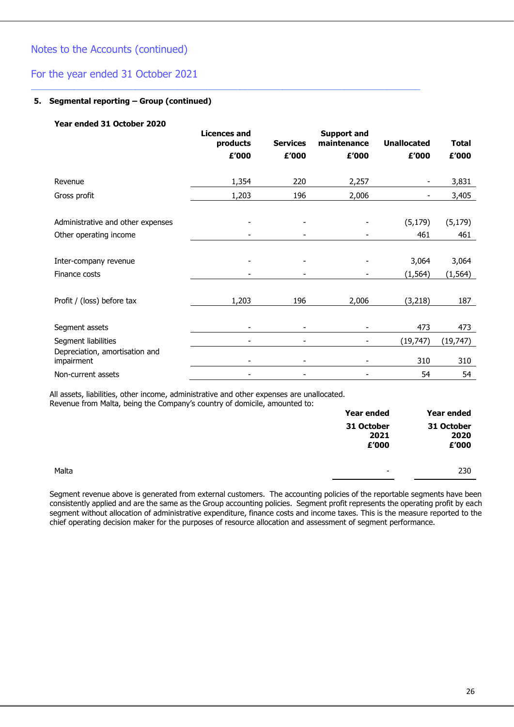## Notes to the Accounts (continued)

## For the year ended 31 October 2021

### 5. Segmental reporting – Group (continued)

**Year ended 31 October 2020**

| | Licences and products £'000 | Services £'000 | Support and maintenance £'000 | Unallocated £'000 | Total £'000 |
|---|---|---|---|---|---|
| Revenue | 1,354 | 220 | 2,257 | - | 3,831 |
| Gross profit | 1,203 | 196 | 2,006 | - | 3,405 |
| | | | | | |
| Administrative and other expenses | - | - | - | (5,179) | (5,179) |
| Other operating income | - | - | - | 461 | 461 |
| | | | | | |
| Inter-company revenue | - | - | - | 3,064 | 3,064 |
| Finance costs | - | - | - | (1,564) | (1,564) |
| | | | | | |
| Profit / (loss) before tax | 1,203 | 196 | 2,006 | (3,218) | 187 |
| | | | | | |
| Segment assets | - | - | - | 473 | 473 |
| Segment liabilities | - | - | - | (19,747) | (19,747) |
| Depreciation, amortisation and impairment | - | - | - | 310 | 310 |
| Non-current assets | - | - | - | 54 | 54 |

All assets, liabilities, other income, administrative and other expenses are unallocated.
Revenue from Malta, being the Company's country of domicile, amounted to:

| | Year ended 31 October 2021 £'000 | Year ended 31 October 2020 £'000 |
|---|---|---|
| Malta | - | 230 |

Segment revenue above is generated from external customers. The accounting policies of the reportable segments have been consistently applied and are the same as the Group accounting policies. Segment profit represents the operating profit by each segment without allocation of administrative expenditure, finance costs and income taxes. This is the measure reported to the chief operating decision maker for the purposes of resource allocation and assessment of segment performance.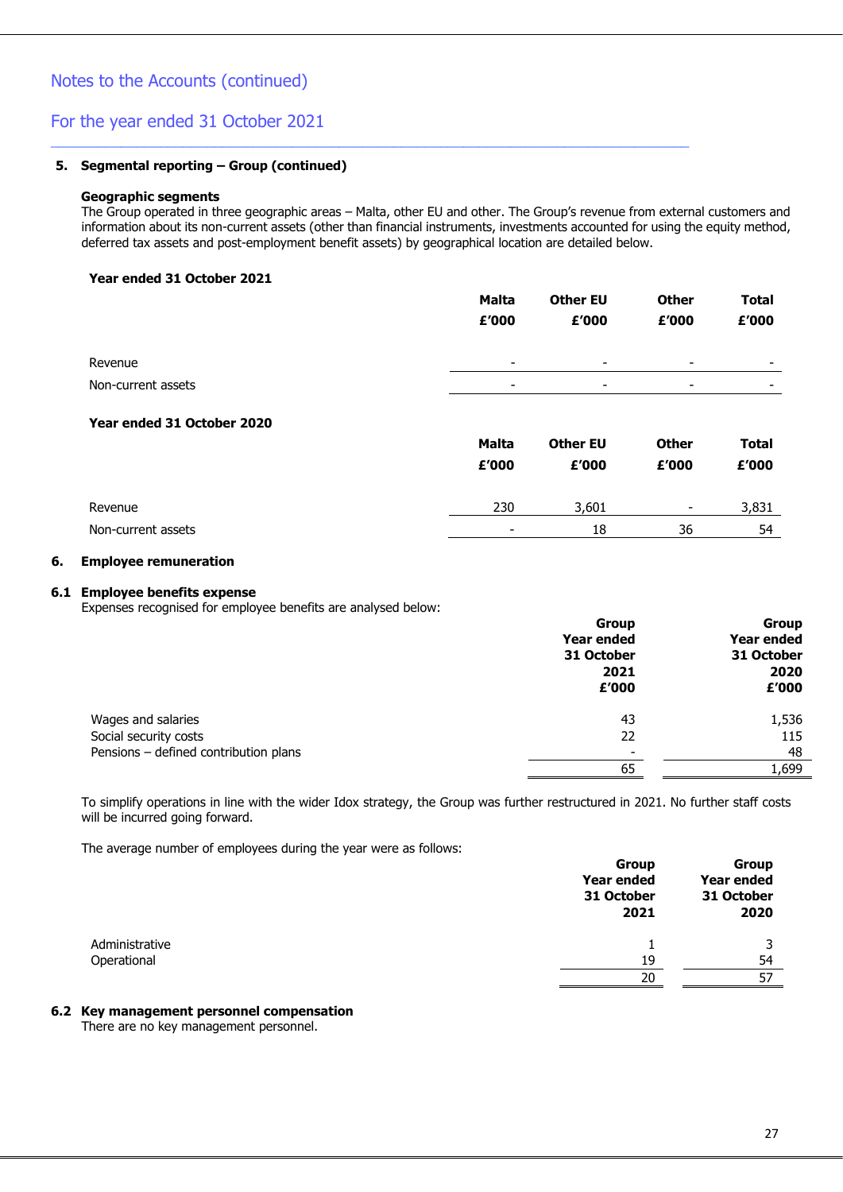## Notes to the Accounts (continued)

## For the year ended 31 October 2021

### 5. Segmental reporting – Group (continued)

**Geographic segments**

The Group operated in three geographic areas – Malta, other EU and other. The Group's revenue from external customers and information about its non-current assets (other than financial instruments, investments accounted for using the equity method, deferred tax assets and post-employment benefit assets) by geographical location are detailed below.

**Year ended 31 October 2021**

| | Malta £'000 | Other EU £'000 | Other £'000 | Total £'000 |
|---|---|---|---|---|
| Revenue | - | - | - | - |
| Non-current assets | - | - | - | - |

**Year ended 31 October 2020**

| | Malta £'000 | Other EU £'000 | Other £'000 | Total £'000 |
|---|---|---|---|---|
| Revenue | 230 | 3,601 | - | 3,831 |
| Non-current assets | - | 18 | 36 | 54 |

### 6. Employee remuneration

### 6.1 Employee benefits expense

Expenses recognised for employee benefits are analysed below:

| | Group Year ended 31 October 2021 £'000 | Group Year ended 31 October 2020 £'000 |
|---|---|---|
| Wages and salaries | 43 | 1,536 |
| Social security costs | 22 | 115 |
| Pensions – defined contribution plans | - | 48 |
| | 65 | 1,699 |

To simplify operations in line with the wider Idox strategy, the Group was further restructured in 2021. No further staff costs will be incurred going forward.

The average number of employees during the year were as follows:

| | Group Year ended 31 October 2021 | Group Year ended 31 October 2020 |
|---|---|---|
| Administrative | 1 | 3 |
| Operational | 19 | 54 |
| | 20 | 57 |

### 6.2 Key management personnel compensation

There are no key management personnel.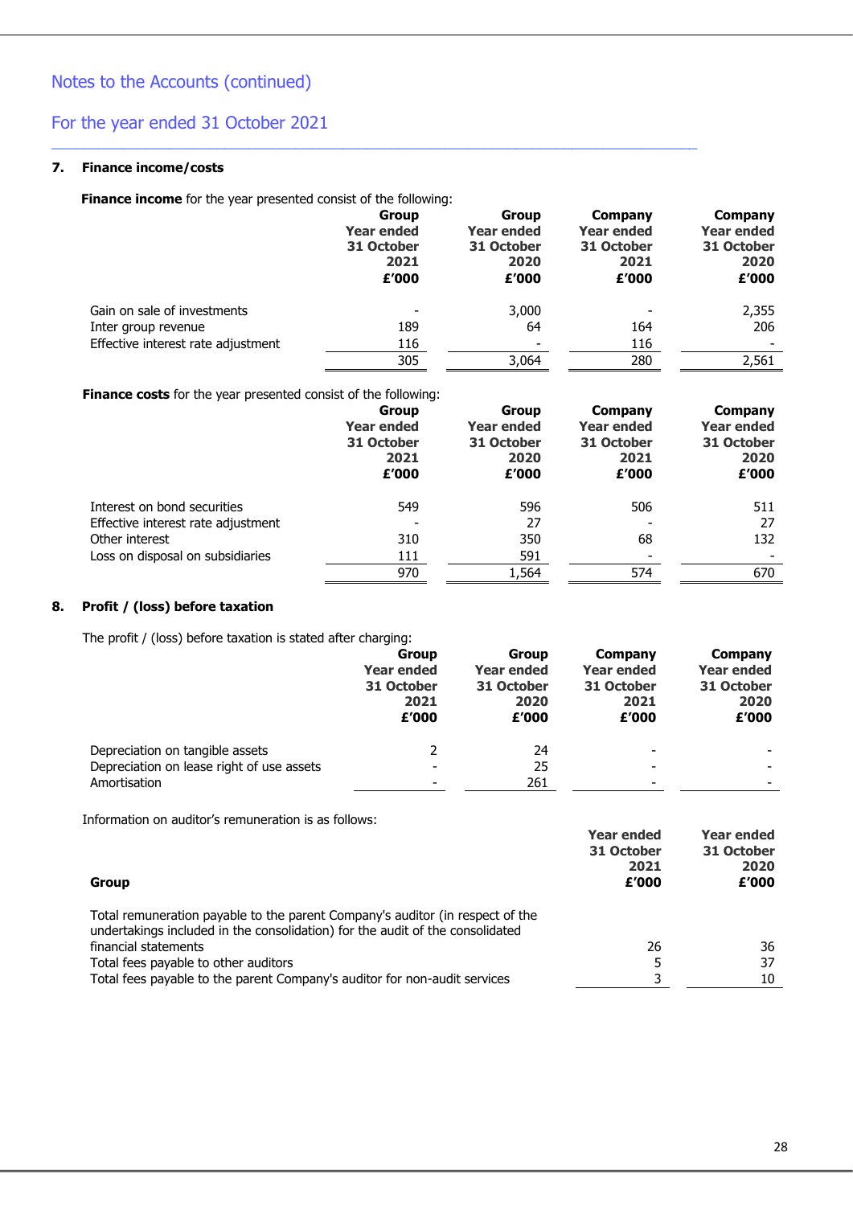Notes to the Accounts (continued)

For the year ended 31 October 2021

## 7. Finance income/costs

**Finance income** for the year presented consist of the following:

| | Group Year ended 31 October 2021 £'000 | Group Year ended 31 October 2020 £'000 | Company Year ended 31 October 2021 £'000 | Company Year ended 31 October 2020 £'000 |
|---|---|---|---|---|
| Gain on sale of investments | - | 3,000 | - | 2,355 |
| Inter group revenue | 189 | 64 | 164 | 206 |
| Effective interest rate adjustment | 116 | - | 116 | - |
| | 305 | 3,064 | 280 | 2,561 |

**Finance costs** for the year presented consist of the following:

| | Group Year ended 31 October 2021 £'000 | Group Year ended 31 October 2020 £'000 | Company Year ended 31 October 2021 £'000 | Company Year ended 31 October 2020 £'000 |
|---|---|---|---|---|
| Interest on bond securities | 549 | 596 | 506 | 511 |
| Effective interest rate adjustment | - | 27 | - | 27 |
| Other interest | 310 | 350 | 68 | 132 |
| Loss on disposal on subsidiaries | 111 | 591 | - | - |
| | 970 | 1,564 | 574 | 670 |

## 8. Profit / (loss) before taxation

The profit / (loss) before taxation is stated after charging:

| | Group Year ended 31 October 2021 £'000 | Group Year ended 31 October 2020 £'000 | Company Year ended 31 October 2021 £'000 | Company Year ended 31 October 2020 £'000 |
|---|---|---|---|---|
| Depreciation on tangible assets | 2 | 24 | - | - |
| Depreciation on lease right of use assets | - | 25 | - | - |
| Amortisation | - | 261 | - | - |

Information on auditor's remuneration is as follows:

| **Group** | Year ended 31 October 2021 £'000 | Year ended 31 October 2020 £'000 |
|---|---|---|
| Total remuneration payable to the parent Company's auditor (in respect of the undertakings included in the consolidation) for the audit of the consolidated financial statements | 26 | 36 |
| Total fees payable to other auditors | 5 | 37 |
| Total fees payable to the parent Company's auditor for non-audit services | 3 | 10 |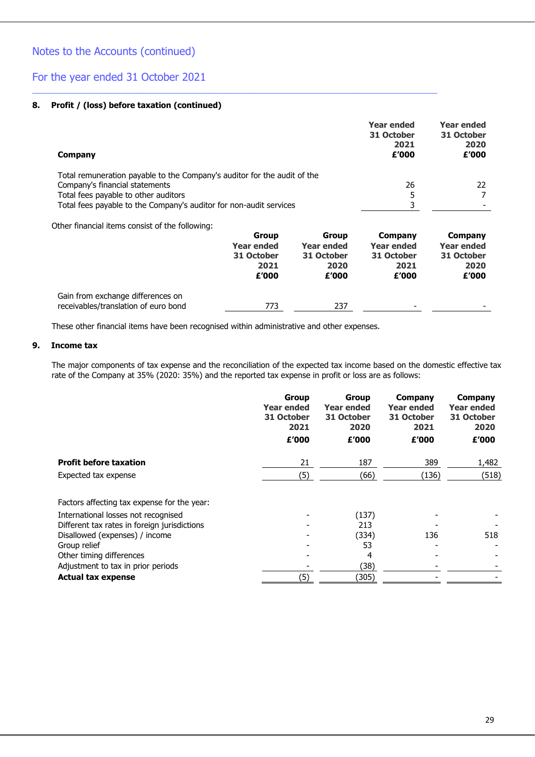Notes to the Accounts (continued)

For the year ended 31 October 2021

**8. Profit / (loss) before taxation (continued)**

| Company | Year ended 31 October 2021 £'000 | Year ended 31 October 2020 £'000 |
|---|---|---|
| Total remuneration payable to the Company's auditor for the audit of the Company's financial statements | 26 | 22 |
| Total fees payable to other auditors | 5 | 7 |
| Total fees payable to the Company's auditor for non-audit services | 3 | - |

Other financial items consist of the following:

| | Group Year ended 31 October 2021 £'000 | Group Year ended 31 October 2020 £'000 | Company Year ended 31 October 2021 £'000 | Company Year ended 31 October 2020 £'000 |
|---|---|---|---|---|
| Gain from exchange differences on receivables/translation of euro bond | 773 | 237 | - | - |

These other financial items have been recognised within administrative and other expenses.

**9. Income tax**

The major components of tax expense and the reconciliation of the expected tax income based on the domestic effective tax rate of the Company at 35% (2020: 35%) and the reported tax expense in profit or loss are as follows:

| | Group Year ended 31 October 2021 £'000 | Group Year ended 31 October 2020 £'000 | Company Year ended 31 October 2021 £'000 | Company Year ended 31 October 2020 £'000 |
|---|---|---|---|---|
| **Profit before taxation** | 21 | 187 | 389 | 1,482 |
| Expected tax expense | (5) | (66) | (136) | (518) |
| Factors affecting tax expense for the year: | | | | |
| International losses not recognised | - | (137) | - | - |
| Different tax rates in foreign jurisdictions | - | 213 | - | - |
| Disallowed (expenses) / income | - | (334) | 136 | 518 |
| Group relief | - | 53 | - | - |
| Other timing differences | - | 4 | - | - |
| Adjustment to tax in prior periods | - | (38) | - | - |
| **Actual tax expense** | (5) | (305) | - | - |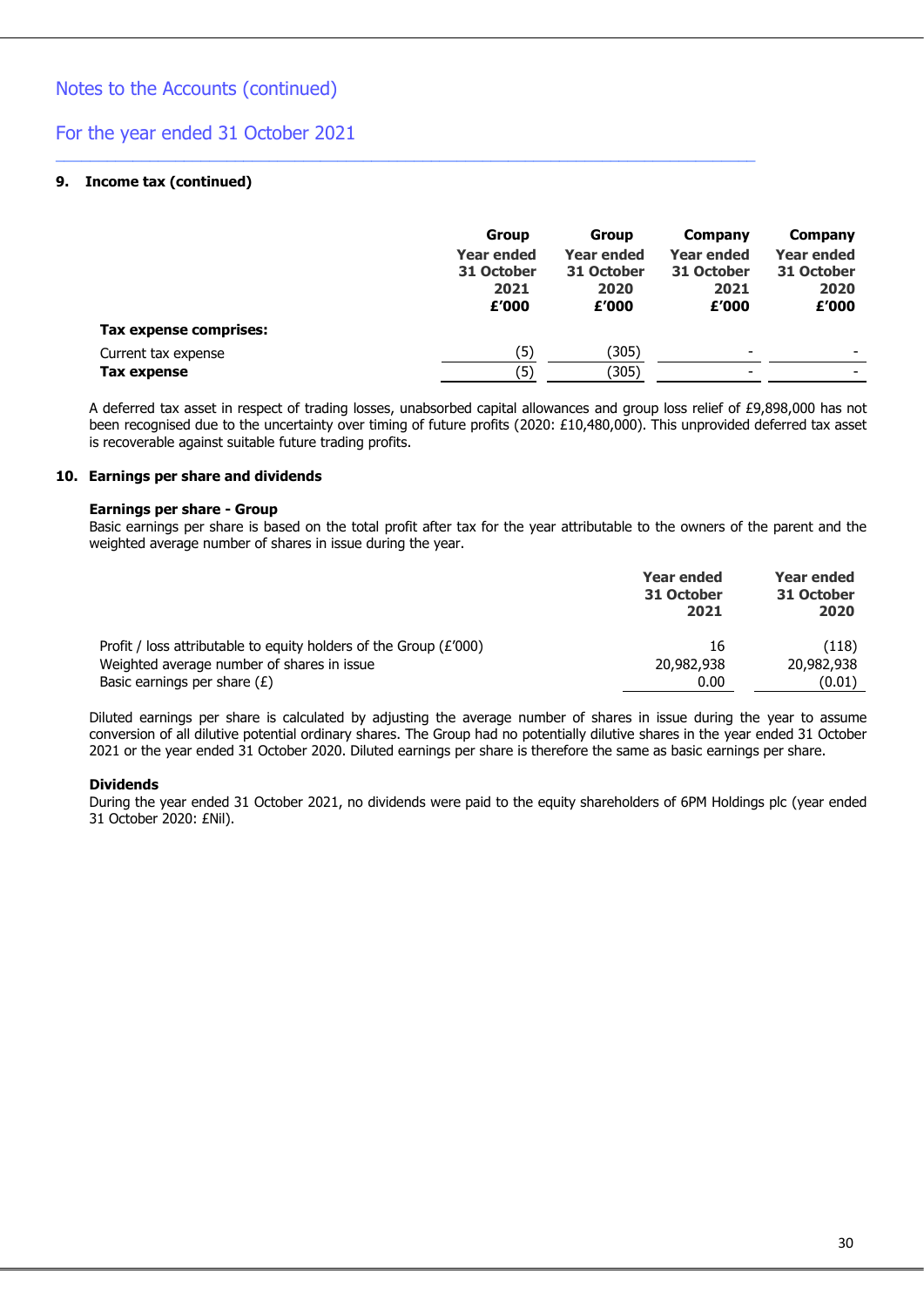## Notes to the Accounts (continued)

## For the year ended 31 October 2021

### 9. Income tax (continued)

| | Group Year ended 31 October 2021 £'000 | Group Year ended 31 October 2020 £'000 | Company Year ended 31 October 2021 £'000 | Company Year ended 31 October 2020 £'000 |
|---|---|---|---|---|
| **Tax expense comprises:** | | | | |
| Current tax expense | (5) | (305) | - | - |
| **Tax expense** | (5) | (305) | - | - |

A deferred tax asset in respect of trading losses, unabsorbed capital allowances and group loss relief of £9,898,000 has not been recognised due to the uncertainty over timing of future profits (2020: £10,480,000). This unprovided deferred tax asset is recoverable against suitable future trading profits.

### 10. Earnings per share and dividends

**Earnings per share - Group**

Basic earnings per share is based on the total profit after tax for the year attributable to the owners of the parent and the weighted average number of shares in issue during the year.

| | Year ended 31 October 2021 | Year ended 31 October 2020 |
|---|---|---|
| Profit / loss attributable to equity holders of the Group (£'000) | 16 | (118) |
| Weighted average number of shares in issue | 20,982,938 | 20,982,938 |
| Basic earnings per share (£) | 0.00 | (0.01) |

Diluted earnings per share is calculated by adjusting the average number of shares in issue during the year to assume conversion of all dilutive potential ordinary shares. The Group had no potentially dilutive shares in the year ended 31 October 2021 or the year ended 31 October 2020. Diluted earnings per share is therefore the same as basic earnings per share.

**Dividends**

During the year ended 31 October 2021, no dividends were paid to the equity shareholders of 6PM Holdings plc (year ended 31 October 2020: £Nil).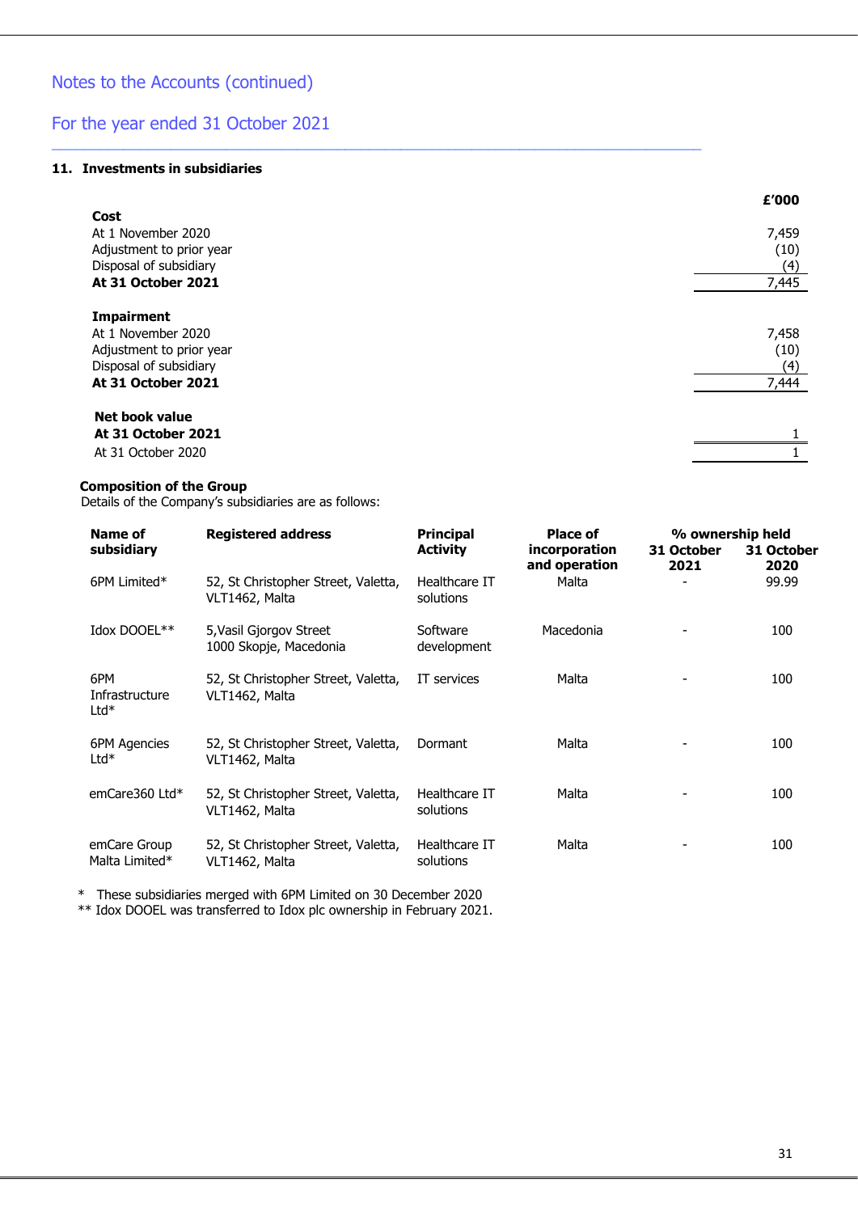## Notes to the Accounts (continued)

## For the year ended 31 October 2021

### 11. Investments in subsidiaries

| | £'000 |
|---|---|
| **Cost** | |
| At 1 November 2020 | 7,459 |
| Adjustment to prior year | (10) |
| Disposal of subsidiary | (4) |
| **At 31 October 2021** | 7,445 |
| | |
| **Impairment** | |
| At 1 November 2020 | 7,458 |
| Adjustment to prior year | (10) |
| Disposal of subsidiary | (4) |
| **At 31 October 2021** | 7,444 |
| | |
| **Net book value** | |
| **At 31 October 2021** | 1 |
| At 31 October 2020 | 1 |

**Composition of the Group**

Details of the Company's subsidiaries are as follows:

| Name of subsidiary | Registered address | Principal Activity | Place of incorporation and operation | % ownership held 31 October 2021 | % ownership held 31 October 2020 |
|---|---|---|---|---|---|
| 6PM Limited* | 52, St Christopher Street, Valetta, VLT1462, Malta | Healthcare IT solutions | Malta | - | 99.99 |
| Idox DOOEL** | 5,Vasil Gjorgov Street 1000 Skopje, Macedonia | Software development | Macedonia | - | 100 |
| 6PM Infrastructure Ltd* | 52, St Christopher Street, Valetta, VLT1462, Malta | IT services | Malta | - | 100 |
| 6PM Agencies Ltd* | 52, St Christopher Street, Valetta, VLT1462, Malta | Dormant | Malta | - | 100 |
| emCare360 Ltd* | 52, St Christopher Street, Valetta, VLT1462, Malta | Healthcare IT solutions | Malta | - | 100 |
| emCare Group Malta Limited* | 52, St Christopher Street, Valetta, VLT1462, Malta | Healthcare IT solutions | Malta | - | 100 |

\* These subsidiaries merged with 6PM Limited on 30 December 2020

** Idox DOOEL was transferred to Idox plc ownership in February 2021.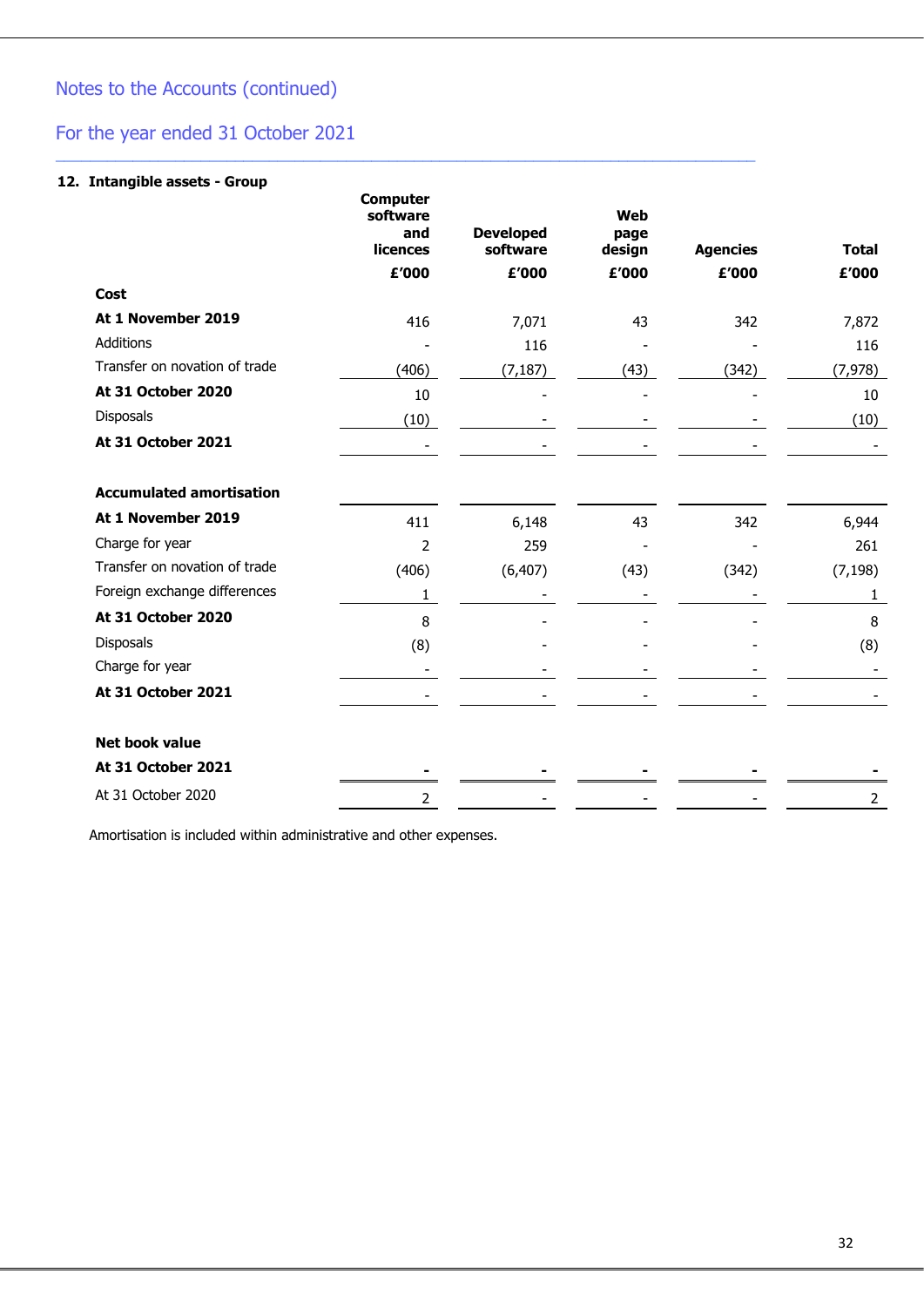Notes to the Accounts (continued)

For the year ended 31 October 2021

### 12. Intangible assets - Group

| | Computer software and licences | Developed software | Web page design | Agencies | Total |
|---|---|---|---|---|---|
| | £'000 | £'000 | £'000 | £'000 | £'000 |
| **Cost** | | | | | |
| **At 1 November 2019** | 416 | 7,071 | 43 | 342 | 7,872 |
| Additions | - | 116 | - | - | 116 |
| Transfer on novation of trade | (406) | (7,187) | (43) | (342) | (7,978) |
| **At 31 October 2020** | 10 | - | - | - | 10 |
| Disposals | (10) | - | - | - | (10) |
| **At 31 October 2021** | - | - | - | - | - |
| **Accumulated amortisation** | | | | | |
| **At 1 November 2019** | 411 | 6,148 | 43 | 342 | 6,944 |
| Charge for year | 2 | 259 | - | - | 261 |
| Transfer on novation of trade | (406) | (6,407) | (43) | (342) | (7,198) |
| Foreign exchange differences | 1 | - | - | - | 1 |
| **At 31 October 2020** | 8 | - | - | - | 8 |
| Disposals | (8) | - | - | - | (8) |
| Charge for year | - | - | - | - | - |
| **At 31 October 2021** | - | - | - | - | - |
| **Net book value** | | | | | |
| **At 31 October 2021** | **-** | **-** | **-** | **-** | **-** |
| At 31 October 2020 | 2 | - | - | - | 2 |

Amortisation is included within administrative and other expenses.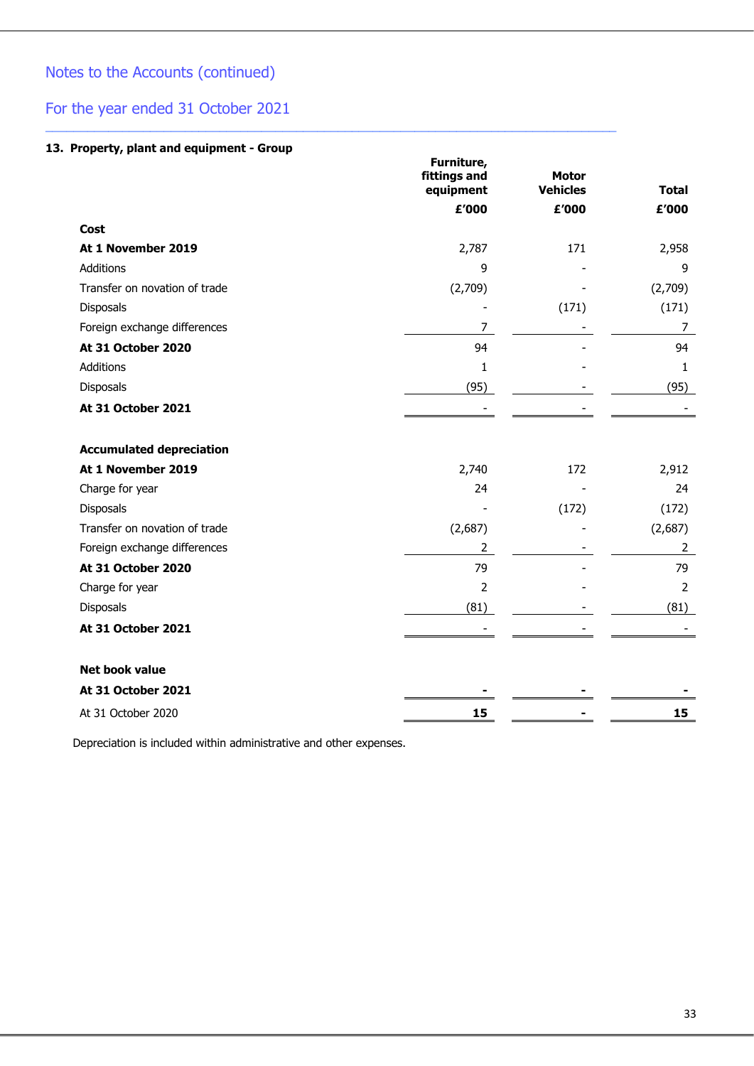Notes to the Accounts (continued)

For the year ended 31 October 2021

### 13. Property, plant and equipment - Group

| | Furniture, fittings and equipment | Motor Vehicles | Total |
|---|---|---|---|
| | £'000 | £'000 | £'000 |
| **Cost** | | | |
| **At 1 November 2019** | 2,787 | 171 | 2,958 |
| Additions | 9 | - | 9 |
| Transfer on novation of trade | (2,709) | - | (2,709) |
| Disposals | - | (171) | (171) |
| Foreign exchange differences | 7 | - | 7 |
| **At 31 October 2020** | 94 | - | 94 |
| Additions | 1 | - | 1 |
| Disposals | (95) | - | (95) |
| **At 31 October 2021** | - | - | - |
| | | | |
| **Accumulated depreciation** | | | |
| **At 1 November 2019** | 2,740 | 172 | 2,912 |
| Charge for year | 24 | - | 24 |
| Disposals | - | (172) | (172) |
| Transfer on novation of trade | (2,687) | - | (2,687) |
| Foreign exchange differences | 2 | - | 2 |
| **At 31 October 2020** | 79 | - | 79 |
| Charge for year | 2 | - | 2 |
| Disposals | (81) | - | (81) |
| **At 31 October 2021** | - | - | - |
| | | | |
| **Net book value** | | | |
| **At 31 October 2021** | **-** | **-** | **-** |
| At 31 October 2020 | **15** | **-** | **15** |

Depreciation is included within administrative and other expenses.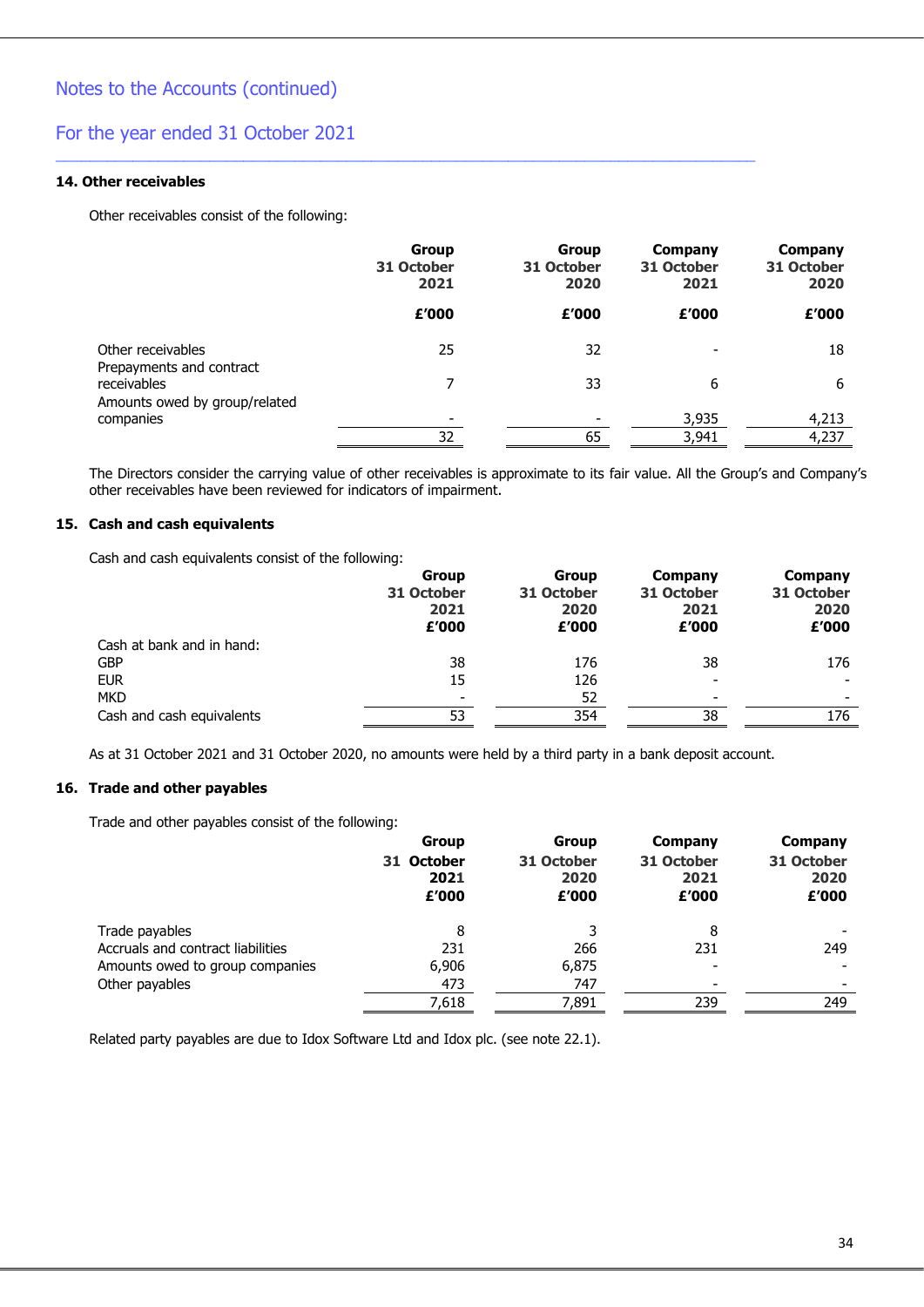## Notes to the Accounts (continued)

## For the year ended 31 October 2021

### 14. Other receivables

Other receivables consist of the following:

| | Group 31 October 2021 | Group 31 October 2020 | Company 31 October 2021 | Company 31 October 2020 |
|---|---|---|---|---|
| | £'000 | £'000 | £'000 | £'000 |
| Other receivables | 25 | 32 | - | 18 |
| Prepayments and contract receivables | 7 | 33 | 6 | 6 |
| Amounts owed by group/related companies | - | - | 3,935 | 4,213 |
| | 32 | 65 | 3,941 | 4,237 |

The Directors consider the carrying value of other receivables is approximate to its fair value. All the Group's and Company's other receivables have been reviewed for indicators of impairment.

### 15. Cash and cash equivalents

Cash and cash equivalents consist of the following:

| | Group 31 October 2021 £'000 | Group 31 October 2020 £'000 | Company 31 October 2021 £'000 | Company 31 October 2020 £'000 |
|---|---|---|---|---|
| Cash at bank and in hand: | | | | |
| GBP | 38 | 176 | 38 | 176 |
| EUR | 15 | 126 | - | - |
| MKD | - | 52 | - | - |
| Cash and cash equivalents | 53 | 354 | 38 | 176 |

As at 31 October 2021 and 31 October 2020, no amounts were held by a third party in a bank deposit account.

### 16. Trade and other payables

Trade and other payables consist of the following:

| | Group 31 October 2021 £'000 | Group 31 October 2020 £'000 | Company 31 October 2021 £'000 | Company 31 October 2020 £'000 |
|---|---|---|---|---|
| Trade payables | 8 | 3 | 8 | - |
| Accruals and contract liabilities | 231 | 266 | 231 | 249 |
| Amounts owed to group companies | 6,906 | 6,875 | - | - |
| Other payables | 473 | 747 | - | - |
| | 7,618 | 7,891 | 239 | 249 |

Related party payables are due to Idox Software Ltd and Idox plc. (see note 22.1).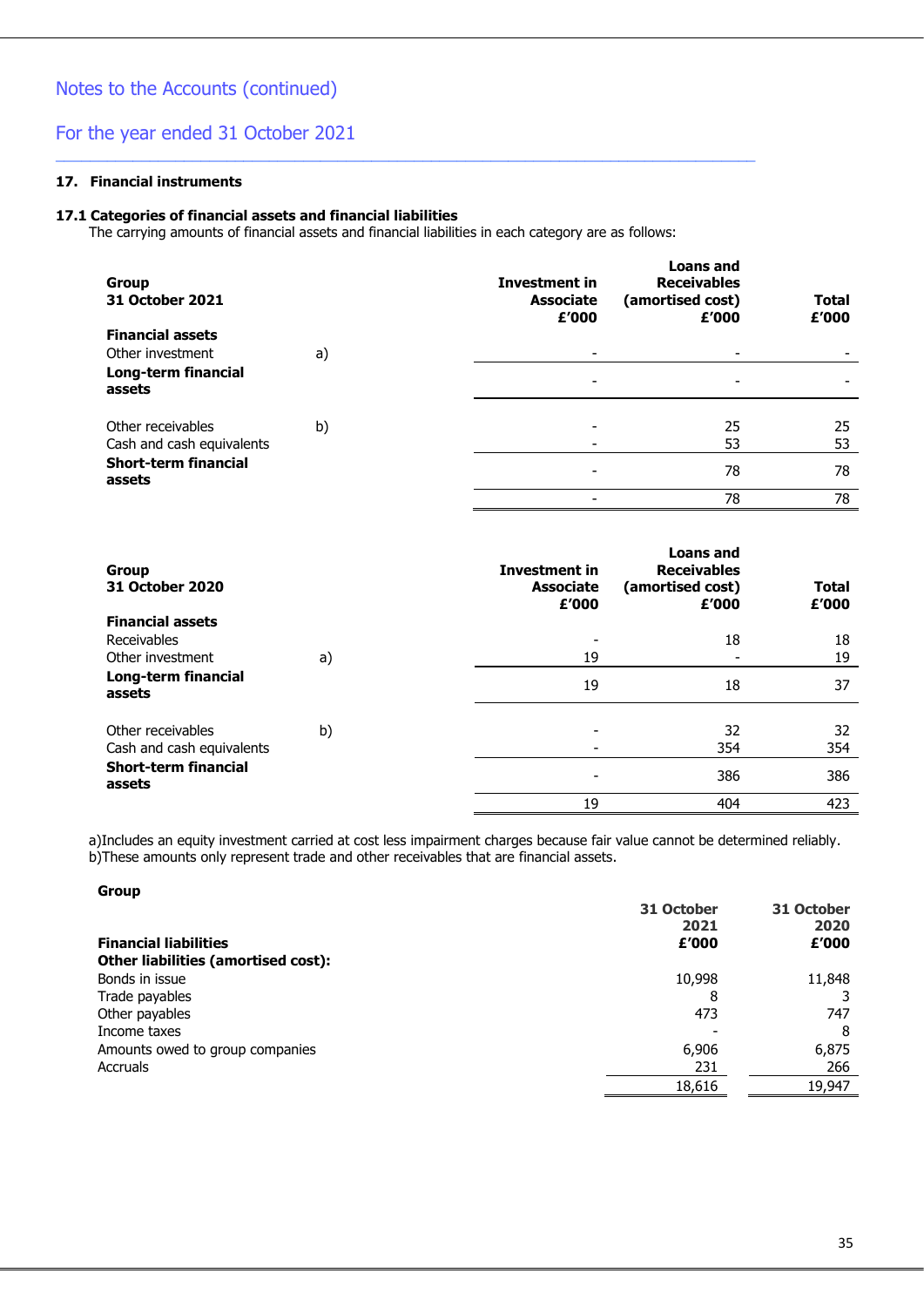Notes to the Accounts (continued)

For the year ended 31 October 2021

### 17. Financial instruments

#### 17.1 Categories of financial assets and financial liabilities

The carrying amounts of financial assets and financial liabilities in each category are as follows:

| **Group 31 October 2021** | | **Investment in Associate £'000** | **Loans and Receivables (amortised cost) £'000** | **Total £'000** |
|---|---|---|---|---|
| **Financial assets** | | | | |
| Other investment | a) | - | - | - |
| **Long-term financial assets** | | - | - | - |
| Other receivables | b) | - | 25 | 25 |
| Cash and cash equivalents | | - | 53 | 53 |
| **Short-term financial assets** | | - | 78 | 78 |
| | | - | 78 | 78 |

| **Group 31 October 2020** | | **Investment in Associate £'000** | **Loans and Receivables (amortised cost) £'000** | **Total £'000** |
|---|---|---|---|---|
| **Financial assets** | | | | |
| Receivables | | - | 18 | 18 |
| Other investment | a) | 19 | - | 19 |
| **Long-term financial assets** | | 19 | 18 | 37 |
| Other receivables | b) | - | 32 | 32 |
| Cash and cash equivalents | | - | 354 | 354 |
| **Short-term financial assets** | | - | 386 | 386 |
| | | 19 | 404 | 423 |

a)Includes an equity investment carried at cost less impairment charges because fair value cannot be determined reliably.
b)These amounts only represent trade and other receivables that are financial assets.

**Group**

| **Financial liabilities** | **31 October 2021 £'000** | **31 October 2020 £'000** |
|---|---|---|
| **Other liabilities (amortised cost):** | | |
| Bonds in issue | 10,998 | 11,848 |
| Trade payables | 8 | 3 |
| Other payables | 473 | 747 |
| Income taxes | - | 8 |
| Amounts owed to group companies | 6,906 | 6,875 |
| Accruals | 231 | 266 |
| | 18,616 | 19,947 |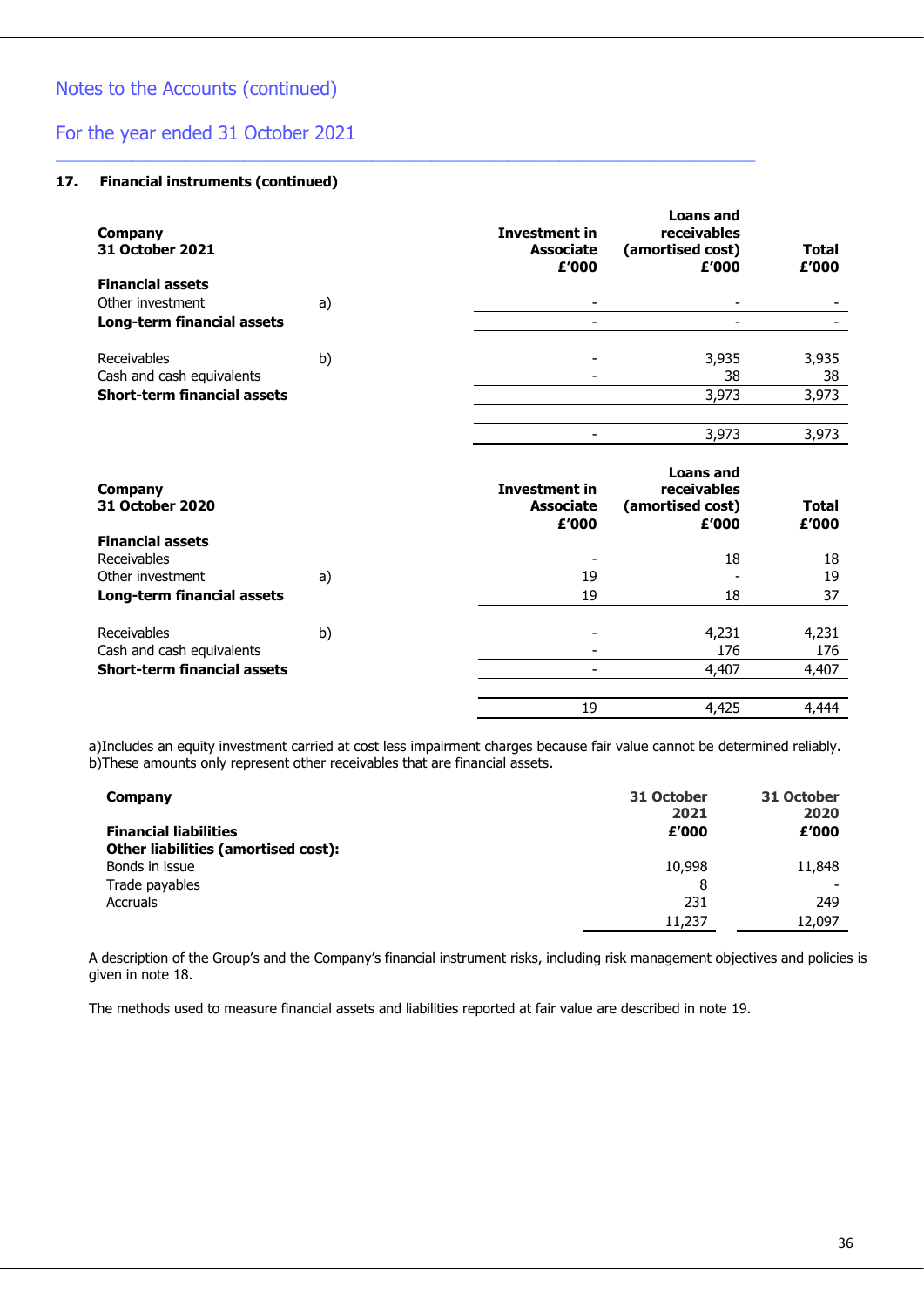Notes to the Accounts (continued)

For the year ended 31 October 2021

### 17. Financial instruments (continued)

| **Company 31 October 2021** | | **Investment in Associate £'000** | **Loans and receivables (amortised cost) £'000** | **Total £'000** |
|---|---|---|---|---|
| **Financial assets** | | | | |
| Other investment | a) | - | - | - |
| **Long-term financial assets** | | - | - | - |
| Receivables | b) | - | 3,935 | 3,935 |
| Cash and cash equivalents | | - | 38 | 38 |
| **Short-term financial assets** | | | 3,973 | 3,973 |
| | | - | 3,973 | 3,973 |

| **Company 31 October 2020** | | **Investment in Associate £'000** | **Loans and receivables (amortised cost) £'000** | **Total £'000** |
|---|---|---|---|---|
| **Financial assets** | | | | |
| Receivables | | - | 18 | 18 |
| Other investment | a) | 19 | - | 19 |
| **Long-term financial assets** | | 19 | 18 | 37 |
| Receivables | b) | - | 4,231 | 4,231 |
| Cash and cash equivalents | | - | 176 | 176 |
| **Short-term financial assets** | | - | 4,407 | 4,407 |
| | | 19 | 4,425 | 4,444 |

a)Includes an equity investment carried at cost less impairment charges because fair value cannot be determined reliably.
b)These amounts only represent other receivables that are financial assets.

| **Company** | **31 October 2021** | **31 October 2020** |
|---|---|---|
| **Financial liabilities** | **£'000** | **£'000** |
| **Other liabilities (amortised cost):** | | |
| Bonds in issue | 10,998 | 11,848 |
| Trade payables | 8 | - |
| Accruals | 231 | 249 |
| | 11,237 | 12,097 |

A description of the Group's and the Company's financial instrument risks, including risk management objectives and policies is given in note 18.

The methods used to measure financial assets and liabilities reported at fair value are described in note 19.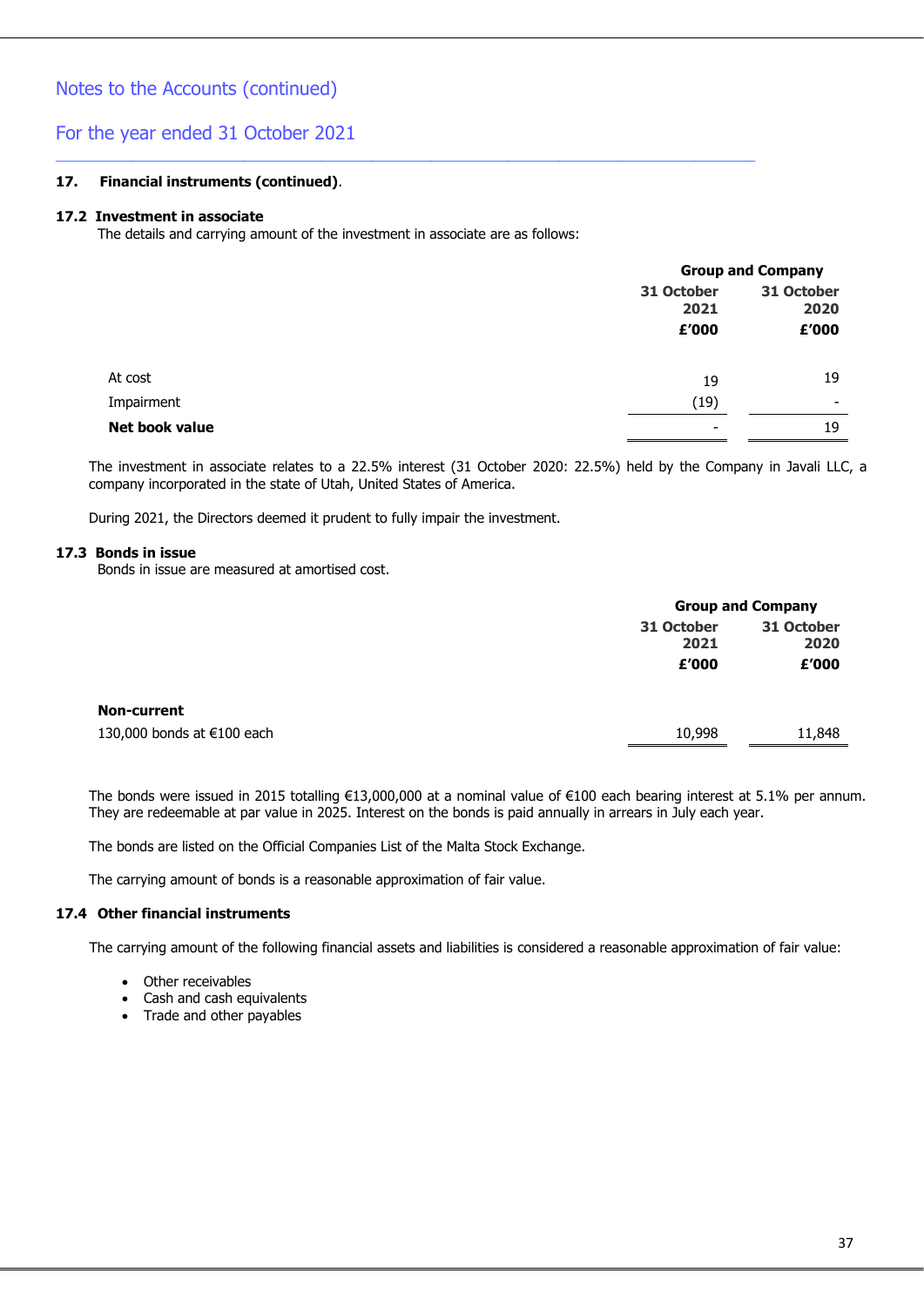Notes to the Accounts (continued)

For the year ended 31 October 2021

**17. Financial instruments (continued).**

**17.2 Investment in associate**

The details and carrying amount of the investment in associate are as follows:

| | Group and Company | |
|---|---|---|
| | **31 October 2021** | **31 October 2020** |
| | **£'000** | **£'000** |
| At cost | 19 | 19 |
| Impairment | (19) | - |
| **Net book value** | - | 19 |

The investment in associate relates to a 22.5% interest (31 October 2020: 22.5%) held by the Company in Javali LLC, a company incorporated in the state of Utah, United States of America.

During 2021, the Directors deemed it prudent to fully impair the investment.

**17.3 Bonds in issue**

Bonds in issue are measured at amortised cost.

| | Group and Company | |
|---|---|---|
| | **31 October 2021** | **31 October 2020** |
| | **£'000** | **£'000** |
| **Non-current** | | |
| 130,000 bonds at €100 each | 10,998 | 11,848 |

The bonds were issued in 2015 totalling €13,000,000 at a nominal value of €100 each bearing interest at 5.1% per annum. They are redeemable at par value in 2025. Interest on the bonds is paid annually in arrears in July each year.

The bonds are listed on the Official Companies List of the Malta Stock Exchange.

The carrying amount of bonds is a reasonable approximation of fair value.

**17.4 Other financial instruments**

The carrying amount of the following financial assets and liabilities is considered a reasonable approximation of fair value:

- Other receivables
- Cash and cash equivalents
- Trade and other payables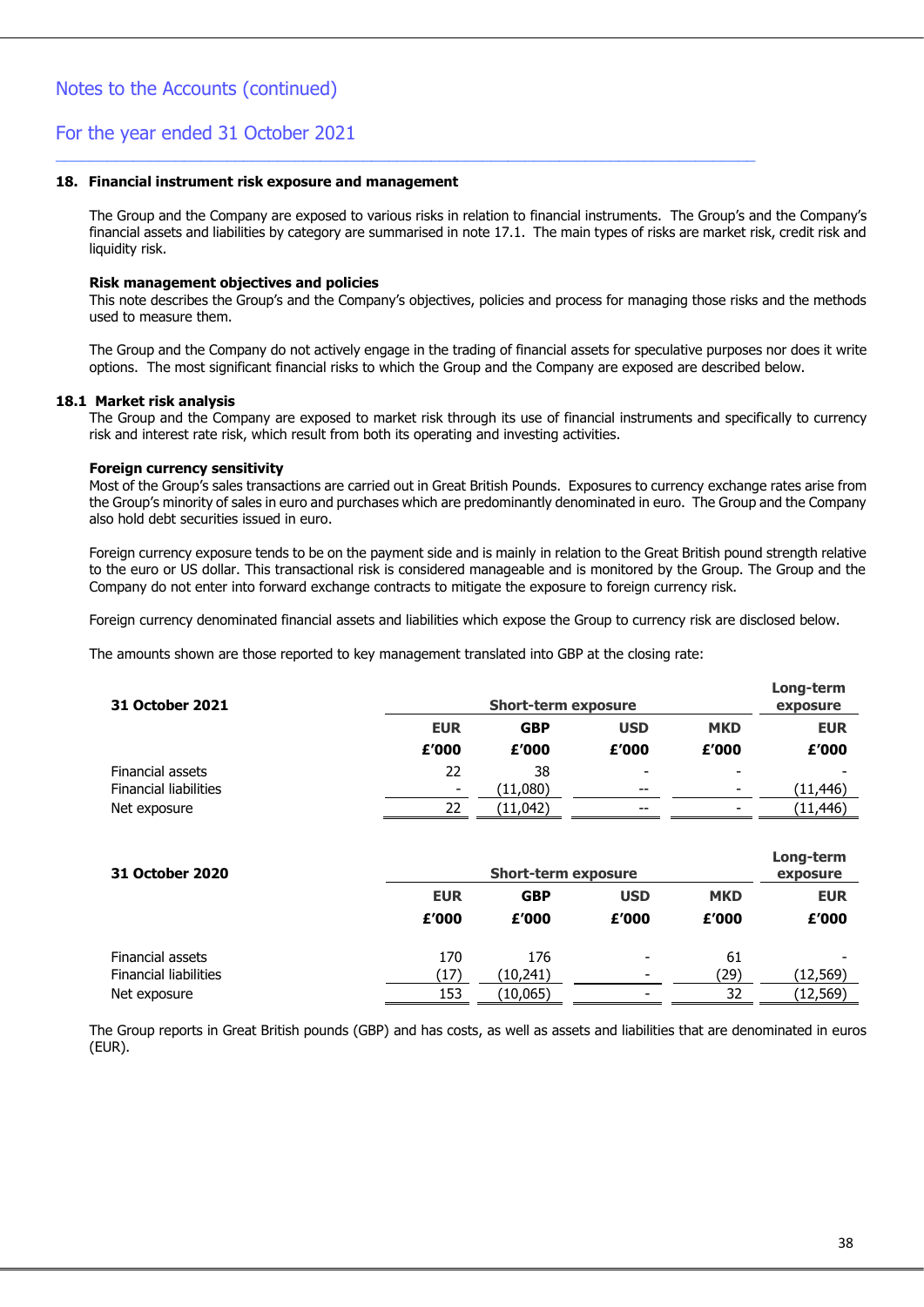Notes to the Accounts (continued)

For the year ended 31 October 2021

## 18. Financial instrument risk exposure and management

The Group and the Company are exposed to various risks in relation to financial instruments. The Group's and the Company's financial assets and liabilities by category are summarised in note 17.1. The main types of risks are market risk, credit risk and liquidity risk.

**Risk management objectives and policies**

This note describes the Group's and the Company's objectives, policies and process for managing those risks and the methods used to measure them.

The Group and the Company do not actively engage in the trading of financial assets for speculative purposes nor does it write options. The most significant financial risks to which the Group and the Company are exposed are described below.

### 18.1 Market risk analysis

The Group and the Company are exposed to market risk through its use of financial instruments and specifically to currency risk and interest rate risk, which result from both its operating and investing activities.

**Foreign currency sensitivity**

Most of the Group's sales transactions are carried out in Great British Pounds. Exposures to currency exchange rates arise from the Group's minority of sales in euro and purchases which are predominantly denominated in euro. The Group and the Company also hold debt securities issued in euro.

Foreign currency exposure tends to be on the payment side and is mainly in relation to the Great British pound strength relative to the euro or US dollar. This transactional risk is considered manageable and is monitored by the Group. The Group and the Company do not enter into forward exchange contracts to mitigate the exposure to foreign currency risk.

Foreign currency denominated financial assets and liabilities which expose the Group to currency risk are disclosed below.

The amounts shown are those reported to key management translated into GBP at the closing rate:

| 31 October 2021 | Short-term exposure | | | | Long-term exposure |
|---|---|---|---|---|---|
| | EUR | GBP | USD | MKD | EUR |
| | £'000 | £'000 | £'000 | £'000 | £'000 |
| Financial assets | 22 | 38 | - | - | - |
| Financial liabilities | - | (11,080) | -- | - | (11,446) |
| Net exposure | 22 | (11,042) | -- | - | (11,446) |

| 31 October 2020 | Short-term exposure | | | | Long-term exposure |
|---|---|---|---|---|---|
| | EUR | GBP | USD | MKD | EUR |
| | £'000 | £'000 | £'000 | £'000 | £'000 |
| Financial assets | 170 | 176 | - | 61 | - |
| Financial liabilities | (17) | (10,241) | - | (29) | (12,569) |
| Net exposure | 153 | (10,065) | - | 32 | (12,569) |

The Group reports in Great British pounds (GBP) and has costs, as well as assets and liabilities that are denominated in euros (EUR).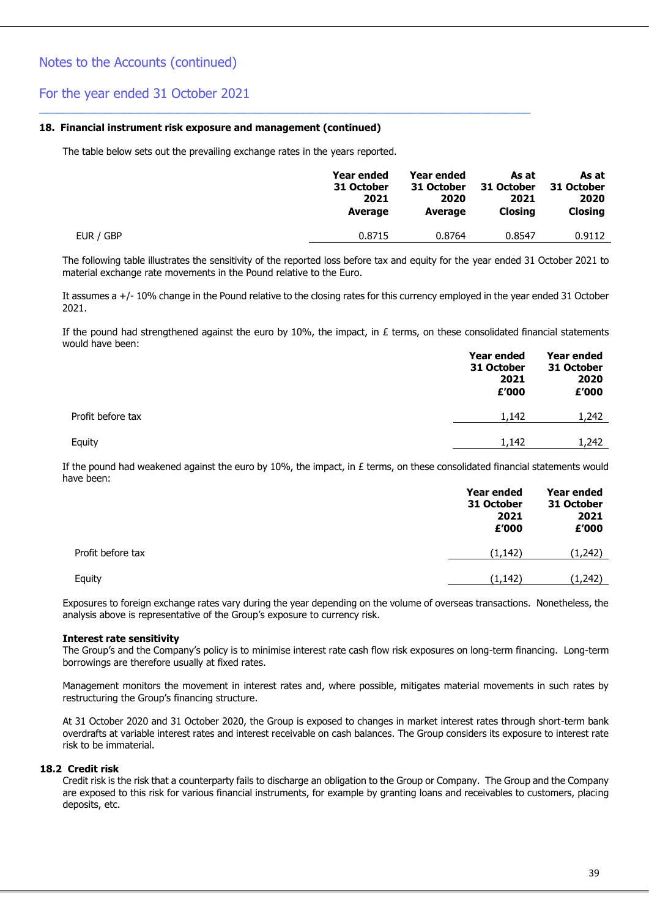Notes to the Accounts (continued)

For the year ended 31 October 2021

**18. Financial instrument risk exposure and management (continued)**

The table below sets out the prevailing exchange rates in the years reported.

| | Year ended 31 October 2021 Average | Year ended 31 October 2020 Average | As at 31 October 2021 Closing | As at 31 October 2020 Closing |
|---|---|---|---|---|
| EUR / GBP | 0.8715 | 0.8764 | 0.8547 | 0.9112 |

The following table illustrates the sensitivity of the reported loss before tax and equity for the year ended 31 October 2021 to material exchange rate movements in the Pound relative to the Euro.

It assumes a +/- 10% change in the Pound relative to the closing rates for this currency employed in the year ended 31 October 2021.

If the pound had strengthened against the euro by 10%, the impact, in £ terms, on these consolidated financial statements would have been:

| | Year ended 31 October 2021 £'000 | Year ended 31 October 2020 £'000 |
|---|---|---|
| Profit before tax | 1,142 | 1,242 |
| Equity | 1,142 | 1,242 |

If the pound had weakened against the euro by 10%, the impact, in £ terms, on these consolidated financial statements would have been:

| | Year ended 31 October 2021 £'000 | Year ended 31 October 2021 £'000 |
|---|---|---|
| Profit before tax | (1,142) | (1,242) |
| Equity | (1,142) | (1,242) |

Exposures to foreign exchange rates vary during the year depending on the volume of overseas transactions. Nonetheless, the analysis above is representative of the Group's exposure to currency risk.

**Interest rate sensitivity**

The Group's and the Company's policy is to minimise interest rate cash flow risk exposures on long-term financing. Long-term borrowings are therefore usually at fixed rates.

Management monitors the movement in interest rates and, where possible, mitigates material movements in such rates by restructuring the Group's financing structure.

At 31 October 2020 and 31 October 2020, the Group is exposed to changes in market interest rates through short-term bank overdrafts at variable interest rates and interest receivable on cash balances. The Group considers its exposure to interest rate risk to be immaterial.

**18.2 Credit risk**

Credit risk is the risk that a counterparty fails to discharge an obligation to the Group or Company. The Group and the Company are exposed to this risk for various financial instruments, for example by granting loans and receivables to customers, placing deposits, etc.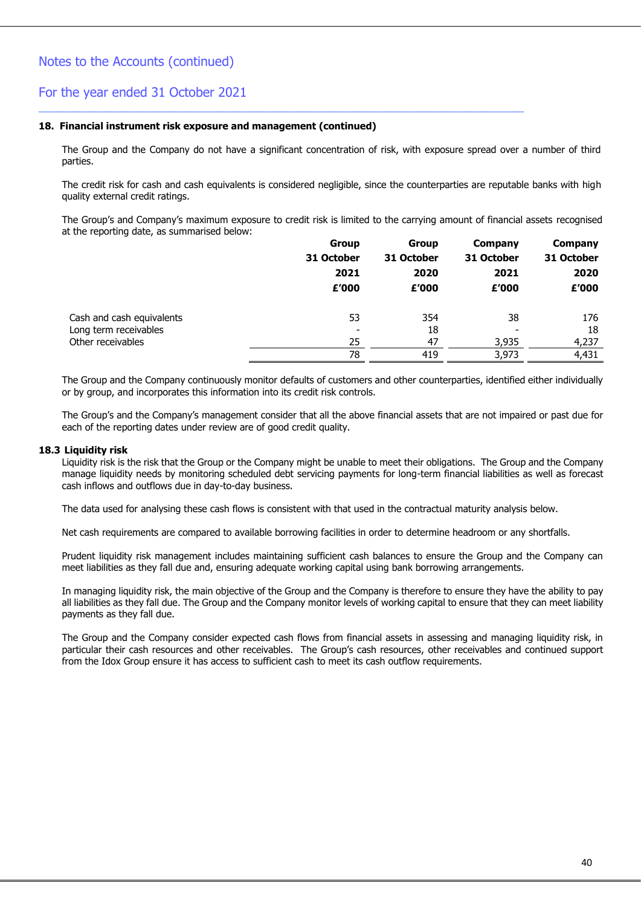**18. Financial instrument risk exposure and management (continued)**

The Group and the Company do not have a significant concentration of risk, with exposure spread over a number of third parties.

The credit risk for cash and cash equivalents is considered negligible, since the counterparties are reputable banks with high quality external credit ratings.

The Group's and Company's maximum exposure to credit risk is limited to the carrying amount of financial assets recognised at the reporting date, as summarised below:

| | Group 31 October 2021 £'000 | Group 31 October 2020 £'000 | Company 31 October 2021 £'000 | Company 31 October 2020 £'000 |
|---|---|---|---|---|
| Cash and cash equivalents | 53 | 354 | 38 | 176 |
| Long term receivables | - | 18 | - | 18 |
| Other receivables | 25 | 47 | 3,935 | 4,237 |
| | 78 | 419 | 3,973 | 4,431 |

The Group and the Company continuously monitor defaults of customers and other counterparties, identified either individually or by group, and incorporates this information into its credit risk controls.

The Group's and the Company's management consider that all the above financial assets that are not impaired or past due for each of the reporting dates under review are of good credit quality.

**18.3 Liquidity risk**

Liquidity risk is the risk that the Group or the Company might be unable to meet their obligations. The Group and the Company manage liquidity needs by monitoring scheduled debt servicing payments for long-term financial liabilities as well as forecast cash inflows and outflows due in day-to-day business.

The data used for analysing these cash flows is consistent with that used in the contractual maturity analysis below.

Net cash requirements are compared to available borrowing facilities in order to determine headroom or any shortfalls.

Prudent liquidity risk management includes maintaining sufficient cash balances to ensure the Group and the Company can meet liabilities as they fall due and, ensuring adequate working capital using bank borrowing arrangements.

In managing liquidity risk, the main objective of the Group and the Company is therefore to ensure they have the ability to pay all liabilities as they fall due. The Group and the Company monitor levels of working capital to ensure that they can meet liability payments as they fall due.

The Group and the Company consider expected cash flows from financial assets in assessing and managing liquidity risk, in particular their cash resources and other receivables. The Group's cash resources, other receivables and continued support from the Idox Group ensure it has access to sufficient cash to meet its cash outflow requirements.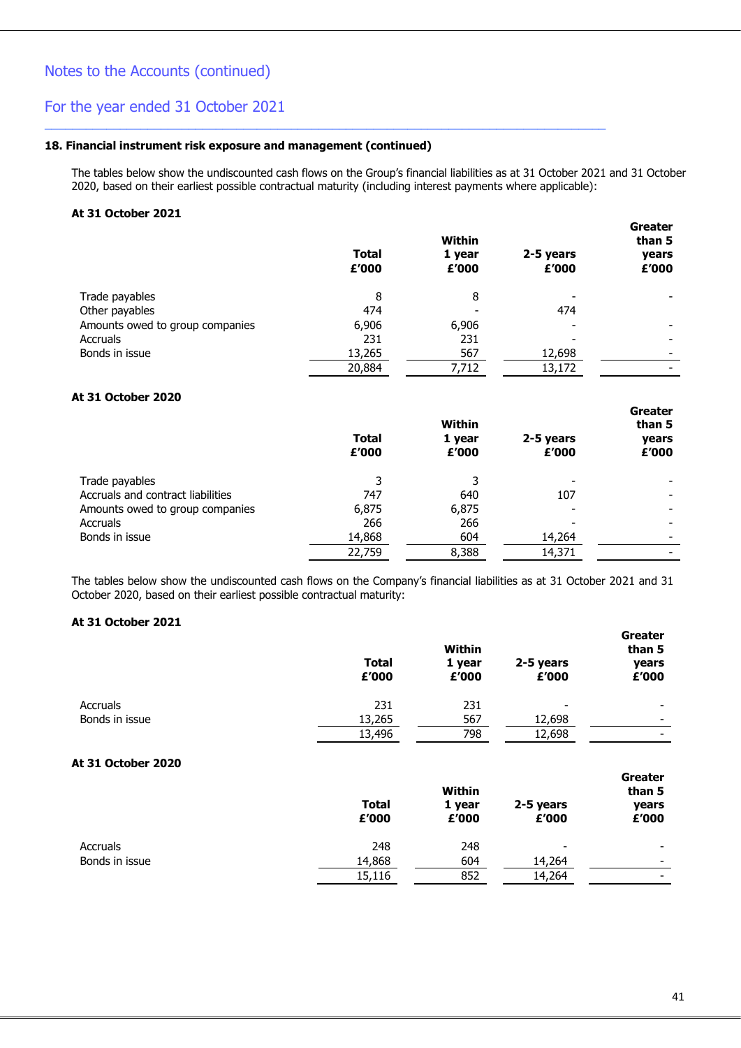Notes to the Accounts (continued)

For the year ended 31 October 2021

### 18. Financial instrument risk exposure and management (continued)

The tables below show the undiscounted cash flows on the Group's financial liabilities as at 31 October 2021 and 31 October 2020, based on their earliest possible contractual maturity (including interest payments where applicable):

**At 31 October 2021**

| | Total £'000 | Within 1 year £'000 | 2-5 years £'000 | Greater than 5 years £'000 |
|---|---|---|---|---|
| Trade payables | 8 | 8 | - | - |
| Other payables | 474 | - | 474 | |
| Amounts owed to group companies | 6,906 | 6,906 | - | - |
| Accruals | 231 | 231 | - | - |
| Bonds in issue | 13,265 | 567 | 12,698 | - |
| | 20,884 | 7,712 | 13,172 | - |

**At 31 October 2020**

| | Total £'000 | Within 1 year £'000 | 2-5 years £'000 | Greater than 5 years £'000 |
|---|---|---|---|---|
| Trade payables | 3 | 3 | - | - |
| Accruals and contract liabilities | 747 | 640 | 107 | - |
| Amounts owed to group companies | 6,875 | 6,875 | - | - |
| Accruals | 266 | 266 | - | - |
| Bonds in issue | 14,868 | 604 | 14,264 | - |
| | 22,759 | 8,388 | 14,371 | - |

The tables below show the undiscounted cash flows on the Company's financial liabilities as at 31 October 2021 and 31 October 2020, based on their earliest possible contractual maturity:

**At 31 October 2021**

| | Total £'000 | Within 1 year £'000 | 2-5 years £'000 | Greater than 5 years £'000 |
|---|---|---|---|---|
| Accruals | 231 | 231 | - | - |
| Bonds in issue | 13,265 | 567 | 12,698 | - |
| | 13,496 | 798 | 12,698 | - |

**At 31 October 2020**

| | Total £'000 | Within 1 year £'000 | 2-5 years £'000 | Greater than 5 years £'000 |
|---|---|---|---|---|
| Accruals | 248 | 248 | - | - |
| Bonds in issue | 14,868 | 604 | 14,264 | - |
| | 15,116 | 852 | 14,264 | - |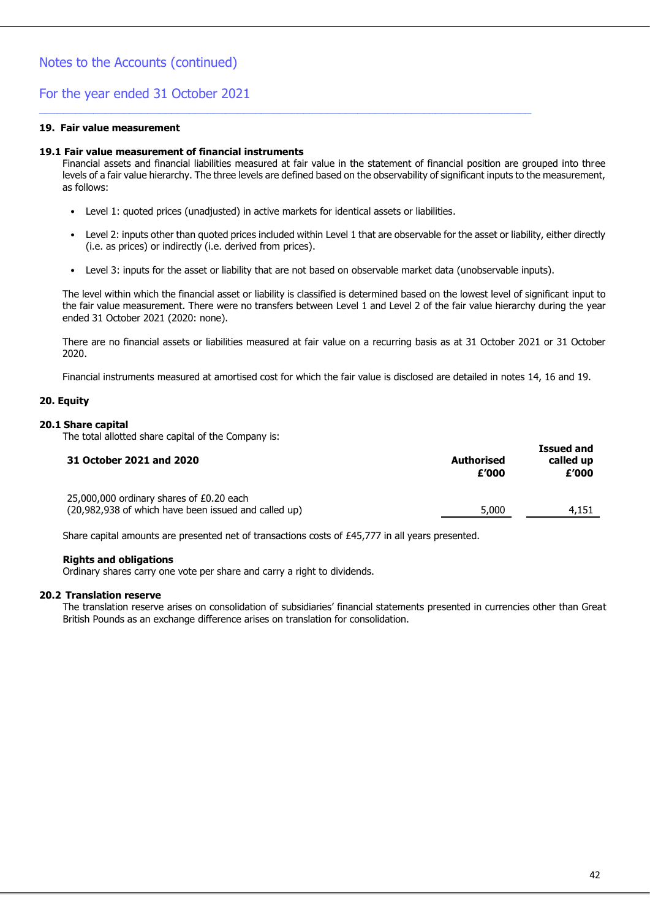Notes to the Accounts (continued)

For the year ended 31 October 2021

## 19. Fair value measurement

### 19.1 Fair value measurement of financial instruments

Financial assets and financial liabilities measured at fair value in the statement of financial position are grouped into three levels of a fair value hierarchy. The three levels are defined based on the observability of significant inputs to the measurement, as follows:

- Level 1: quoted prices (unadjusted) in active markets for identical assets or liabilities.
- Level 2: inputs other than quoted prices included within Level 1 that are observable for the asset or liability, either directly (i.e. as prices) or indirectly (i.e. derived from prices).
- Level 3: inputs for the asset or liability that are not based on observable market data (unobservable inputs).

The level within which the financial asset or liability is classified is determined based on the lowest level of significant input to the fair value measurement. There were no transfers between Level 1 and Level 2 of the fair value hierarchy during the year ended 31 October 2021 (2020: none).

There are no financial assets or liabilities measured at fair value on a recurring basis as at 31 October 2021 or 31 October 2020.

Financial instruments measured at amortised cost for which the fair value is disclosed are detailed in notes 14, 16 and 19.

## 20. Equity

### 20.1 Share capital

The total allotted share capital of the Company is:

| 31 October 2021 and 2020 | Authorised £'000 | Issued and called up £'000 |
|---|---|---|
| 25,000,000 ordinary shares of £0.20 each (20,982,938 of which have been issued and called up) | 5,000 | 4,151 |

Share capital amounts are presented net of transactions costs of £45,777 in all years presented.

**Rights and obligations**

Ordinary shares carry one vote per share and carry a right to dividends.

### 20.2 Translation reserve

The translation reserve arises on consolidation of subsidiaries' financial statements presented in currencies other than Great British Pounds as an exchange difference arises on translation for consolidation.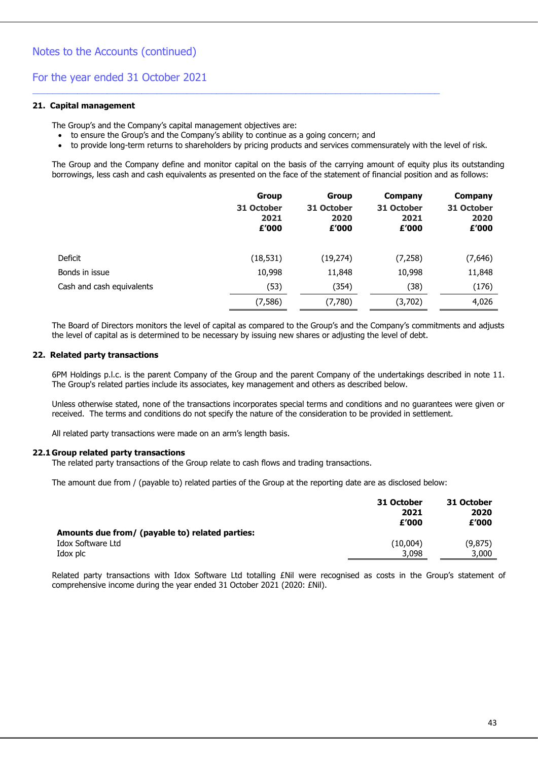Notes to the Accounts (continued)

For the year ended 31 October 2021

### 21. Capital management

The Group's and the Company's capital management objectives are:

- to ensure the Group's and the Company's ability to continue as a going concern; and
- to provide long-term returns to shareholders by pricing products and services commensurately with the level of risk.

The Group and the Company define and monitor capital on the basis of the carrying amount of equity plus its outstanding borrowings, less cash and cash equivalents as presented on the face of the statement of financial position and as follows:

| | Group 31 October 2021 £'000 | Group 31 October 2020 £'000 | Company 31 October 2021 £'000 | Company 31 October 2020 £'000 |
|---|---|---|---|---|
| Deficit | (18,531) | (19,274) | (7,258) | (7,646) |
| Bonds in issue | 10,998 | 11,848 | 10,998 | 11,848 |
| Cash and cash equivalents | (53) | (354) | (38) | (176) |
| | (7,586) | (7,780) | (3,702) | 4,026 |

The Board of Directors monitors the level of capital as compared to the Group's and the Company's commitments and adjusts the level of capital as is determined to be necessary by issuing new shares or adjusting the level of debt.

### 22. Related party transactions

6PM Holdings p.l.c. is the parent Company of the Group and the parent Company of the undertakings described in note 11. The Group's related parties include its associates, key management and others as described below.

Unless otherwise stated, none of the transactions incorporates special terms and conditions and no guarantees were given or received. The terms and conditions do not specify the nature of the consideration to be provided in settlement.

All related party transactions were made on an arm's length basis.

#### 22.1 Group related party transactions

The related party transactions of the Group relate to cash flows and trading transactions.

The amount due from / (payable to) related parties of the Group at the reporting date are as disclosed below:

| | 31 October 2021 £'000 | 31 October 2020 £'000 |
|---|---|---|
| **Amounts due from/ (payable to) related parties:** | | |
| Idox Software Ltd | (10,004) | (9,875) |
| Idox plc | 3,098 | 3,000 |

Related party transactions with Idox Software Ltd totalling £Nil were recognised as costs in the Group's statement of comprehensive income during the year ended 31 October 2021 (2020: £Nil).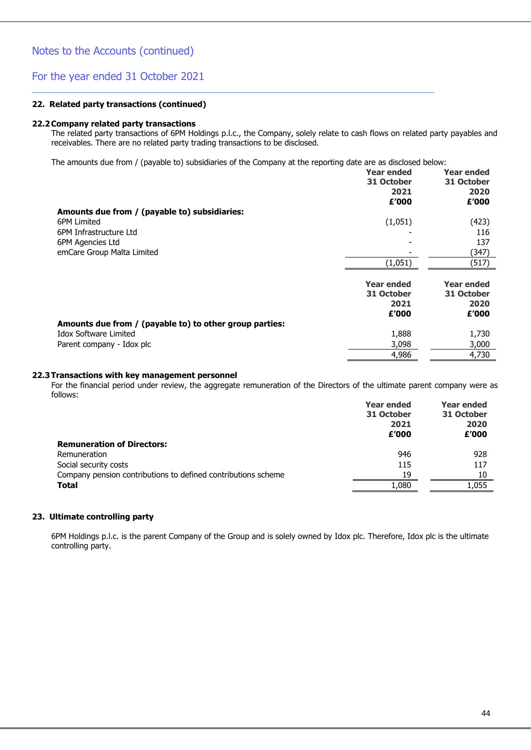## Notes to the Accounts (continued)

## For the year ended 31 October 2021

### 22. Related party transactions (continued)

#### 22.2 Company related party transactions

The related party transactions of 6PM Holdings p.l.c., the Company, solely relate to cash flows on related party payables and receivables. There are no related party trading transactions to be disclosed.

The amounts due from / (payable to) subsidiaries of the Company at the reporting date are as disclosed below:

| | Year ended 31 October 2021 £'000 | Year ended 31 October 2020 £'000 |
|---|---|---|
| **Amounts due from / (payable to) subsidiaries:** | | |
| 6PM Limited | (1,051) | (423) |
| 6PM Infrastructure Ltd | - | 116 |
| 6PM Agencies Ltd | - | 137 |
| emCare Group Malta Limited | - | (347) |
| | (1,051) | (517) |

| | Year ended 31 October 2021 £'000 | Year ended 31 October 2020 £'000 |
|---|---|---|
| **Amounts due from / (payable to) to other group parties:** | | |
| Idox Software Limited | 1,888 | 1,730 |
| Parent company - Idox plc | 3,098 | 3,000 |
| | 4,986 | 4,730 |

#### 22.3 Transactions with key management personnel

For the financial period under review, the aggregate remuneration of the Directors of the ultimate parent company were as follows:

| | Year ended 31 October 2021 £'000 | Year ended 31 October 2020 £'000 |
|---|---|---|
| **Remuneration of Directors:** | | |
| Remuneration | 946 | 928 |
| Social security costs | 115 | 117 |
| Company pension contributions to defined contributions scheme | 19 | 10 |
| **Total** | 1,080 | 1,055 |

### 23. Ultimate controlling party

6PM Holdings p.l.c. is the parent Company of the Group and is solely owned by Idox plc. Therefore, Idox plc is the ultimate controlling party.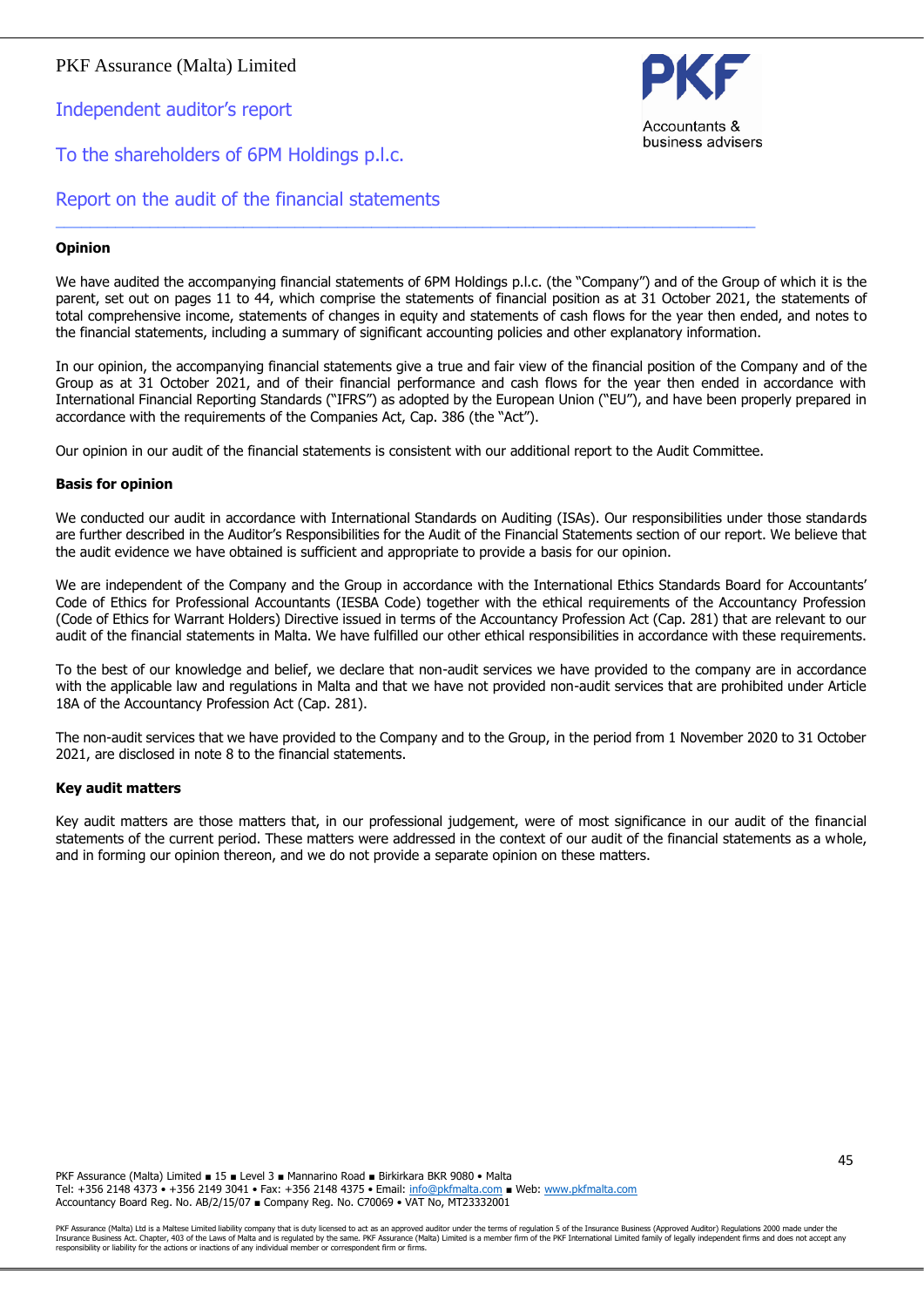PKF Assurance (Malta) Limited

## Independent auditor's report

## To the shareholders of 6PM Holdings p.l.c.

## Report on the audit of the financial statements

### Opinion

We have audited the accompanying financial statements of 6PM Holdings p.l.c. (the "Company") and of the Group of which it is the parent, set out on pages 11 to 44, which comprise the statements of financial position as at 31 October 2021, the statements of total comprehensive income, statements of changes in equity and statements of cash flows for the year then ended, and notes to the financial statements, including a summary of significant accounting policies and other explanatory information.

In our opinion, the accompanying financial statements give a true and fair view of the financial position of the Company and of the Group as at 31 October 2021, and of their financial performance and cash flows for the year then ended in accordance with International Financial Reporting Standards ("IFRS") as adopted by the European Union ("EU"), and have been properly prepared in accordance with the requirements of the Companies Act, Cap. 386 (the "Act").

Our opinion in our audit of the financial statements is consistent with our additional report to the Audit Committee.

### Basis for opinion

We conducted our audit in accordance with International Standards on Auditing (ISAs). Our responsibilities under those standards are further described in the Auditor's Responsibilities for the Audit of the Financial Statements section of our report. We believe that the audit evidence we have obtained is sufficient and appropriate to provide a basis for our opinion.

We are independent of the Company and the Group in accordance with the International Ethics Standards Board for Accountants' Code of Ethics for Professional Accountants (IESBA Code) together with the ethical requirements of the Accountancy Profession (Code of Ethics for Warrant Holders) Directive issued in terms of the Accountancy Profession Act (Cap. 281) that are relevant to our audit of the financial statements in Malta. We have fulfilled our other ethical responsibilities in accordance with these requirements.

To the best of our knowledge and belief, we declare that non-audit services we have provided to the company are in accordance with the applicable law and regulations in Malta and that we have not provided non-audit services that are prohibited under Article 18A of the Accountancy Profession Act (Cap. 281).

The non-audit services that we have provided to the Company and to the Group, in the period from 1 November 2020 to 31 October 2021, are disclosed in note 8 to the financial statements.

### Key audit matters

Key audit matters are those matters that, in our professional judgement, were of most significance in our audit of the financial statements of the current period. These matters were addressed in the context of our audit of the financial statements as a whole, and in forming our opinion thereon, and we do not provide a separate opinion on these matters.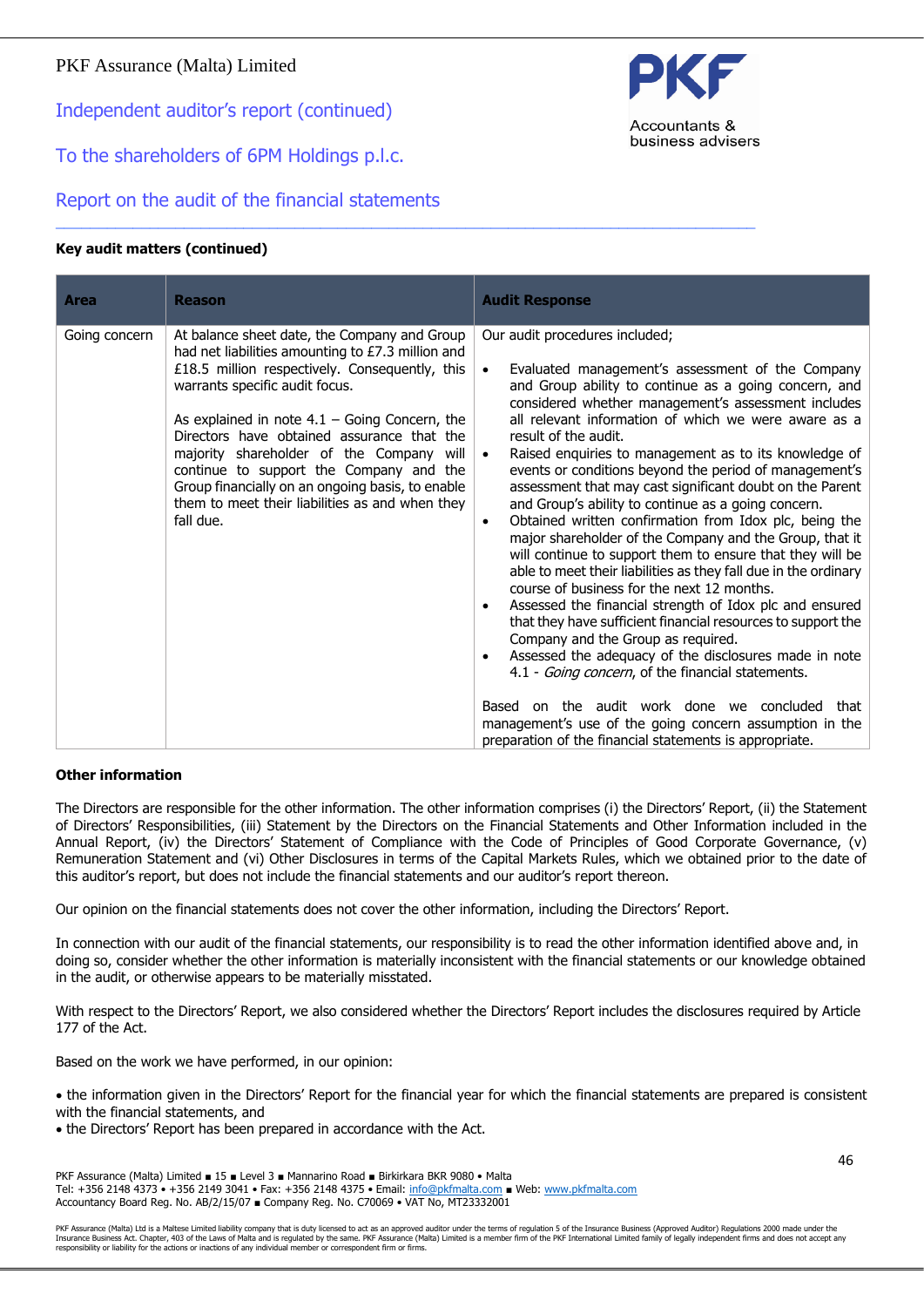PKF Assurance (Malta) Limited

## Independent auditor's report (continued)

## To the shareholders of 6PM Holdings p.l.c.

## Report on the audit of the financial statements

**Key audit matters (continued)**

| Area | Reason | Audit Response |
|---|---|---|
| Going concern | At balance sheet date, the Company and Group had net liabilities amounting to £7.3 million and £18.5 million respectively. Consequently, this warrants specific audit focus.<br><br>As explained in note 4.1 – Going Concern, the Directors have obtained assurance that the majority shareholder of the Company will continue to support the Company and the Group financially on an ongoing basis, to enable them to meet their liabilities as and when they fall due. | Our audit procedures included;<br><br>• Evaluated management's assessment of the Company and Group ability to continue as a going concern, and considered whether management's assessment includes all relevant information of which we were aware as a result of the audit.<br>• Raised enquiries to management as to its knowledge of events or conditions beyond the period of management's assessment that may cast significant doubt on the Parent and Group's ability to continue as a going concern.<br>• Obtained written confirmation from Idox plc, being the major shareholder of the Company and the Group, that it will continue to support them to ensure that they will be able to meet their liabilities as they fall due in the ordinary course of business for the next 12 months.<br>• Assessed the financial strength of Idox plc and ensured that they have sufficient financial resources to support the Company and the Group as required.<br>• Assessed the adequacy of the disclosures made in note 4.1 - *Going concern*, of the financial statements.<br><br>Based on the audit work done we concluded that management's use of the going concern assumption in the preparation of the financial statements is appropriate. |

**Other information**

The Directors are responsible for the other information. The other information comprises (i) the Directors' Report, (ii) the Statement of Directors' Responsibilities, (iii) Statement by the Directors on the Financial Statements and Other Information included in the Annual Report, (iv) the Directors' Statement of Compliance with the Code of Principles of Good Corporate Governance, (v) Remuneration Statement and (vi) Other Disclosures in terms of the Capital Markets Rules, which we obtained prior to the date of this auditor's report, but does not include the financial statements and our auditor's report thereon.

Our opinion on the financial statements does not cover the other information, including the Directors' Report.

In connection with our audit of the financial statements, our responsibility is to read the other information identified above and, in doing so, consider whether the other information is materially inconsistent with the financial statements or our knowledge obtained in the audit, or otherwise appears to be materially misstated.

With respect to the Directors' Report, we also considered whether the Directors' Report includes the disclosures required by Article 177 of the Act.

Based on the work we have performed, in our opinion:

- the information given in the Directors' Report for the financial year for which the financial statements are prepared is consistent with the financial statements, and
- the Directors' Report has been prepared in accordance with the Act.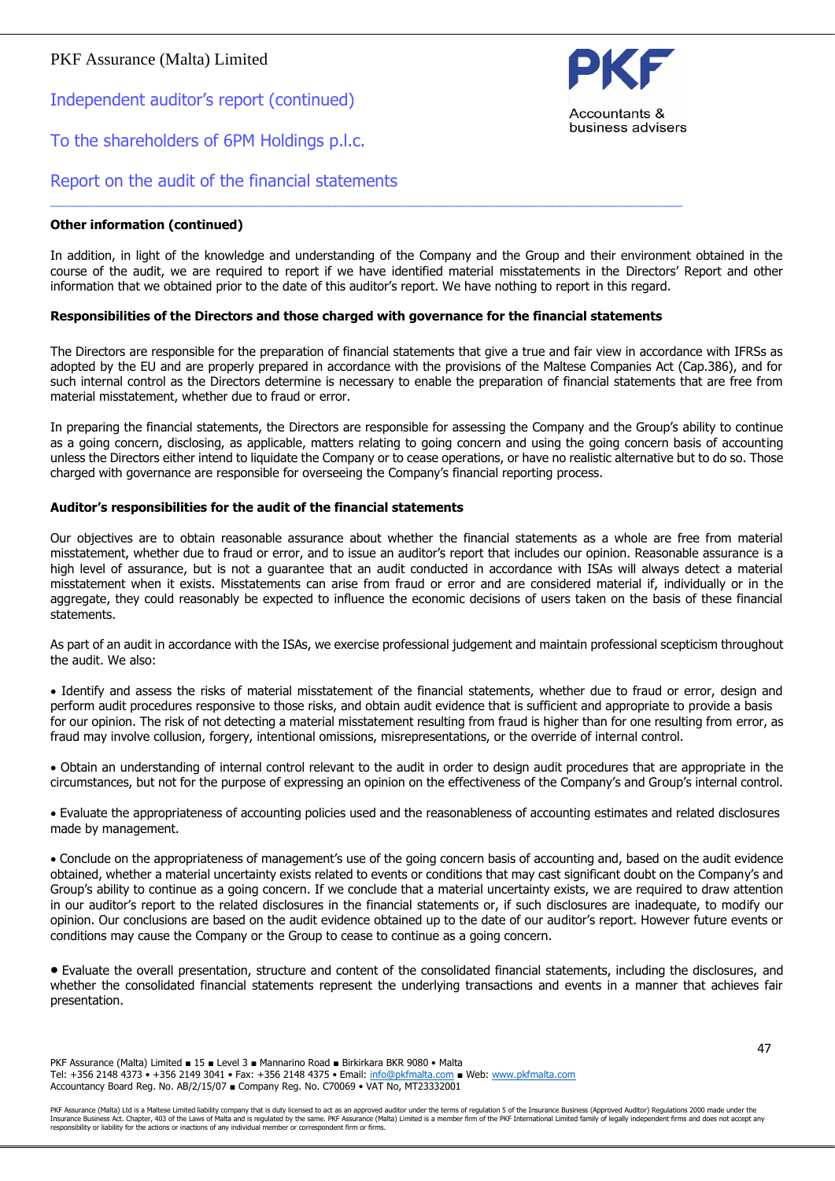PKF Assurance (Malta) Limited

Independent auditor's report (continued)

To the shareholders of 6PM Holdings p.l.c.

Report on the audit of the financial statements

**Other information (continued)**

In addition, in light of the knowledge and understanding of the Company and the Group and their environment obtained in the course of the audit, we are required to report if we have identified material misstatements in the Directors' Report and other information that we obtained prior to the date of this auditor's report. We have nothing to report in this regard.

**Responsibilities of the Directors and those charged with governance for the financial statements**

The Directors are responsible for the preparation of financial statements that give a true and fair view in accordance with IFRSs as adopted by the EU and are properly prepared in accordance with the provisions of the Maltese Companies Act (Cap.386), and for such internal control as the Directors determine is necessary to enable the preparation of financial statements that are free from material misstatement, whether due to fraud or error.

In preparing the financial statements, the Directors are responsible for assessing the Company and the Group's ability to continue as a going concern, disclosing, as applicable, matters relating to going concern and using the going concern basis of accounting unless the Directors either intend to liquidate the Company or to cease operations, or have no realistic alternative but to do so. Those charged with governance are responsible for overseeing the Company's financial reporting process.

**Auditor's responsibilities for the audit of the financial statements**

Our objectives are to obtain reasonable assurance about whether the financial statements as a whole are free from material misstatement, whether due to fraud or error, and to issue an auditor's report that includes our opinion. Reasonable assurance is a high level of assurance, but is not a guarantee that an audit conducted in accordance with ISAs will always detect a material misstatement when it exists. Misstatements can arise from fraud or error and are considered material if, individually or in the aggregate, they could reasonably be expected to influence the economic decisions of users taken on the basis of these financial statements.

As part of an audit in accordance with the ISAs, we exercise professional judgement and maintain professional scepticism throughout the audit. We also:

- Identify and assess the risks of material misstatement of the financial statements, whether due to fraud or error, design and perform audit procedures responsive to those risks, and obtain audit evidence that is sufficient and appropriate to provide a basis for our opinion. The risk of not detecting a material misstatement resulting from fraud is higher than for one resulting from error, as fraud may involve collusion, forgery, intentional omissions, misrepresentations, or the override of internal control.

- Obtain an understanding of internal control relevant to the audit in order to design audit procedures that are appropriate in the circumstances, but not for the purpose of expressing an opinion on the effectiveness of the Company's and Group's internal control.

- Evaluate the appropriateness of accounting policies used and the reasonableness of accounting estimates and related disclosures made by management.

- Conclude on the appropriateness of management's use of the going concern basis of accounting and, based on the audit evidence obtained, whether a material uncertainty exists related to events or conditions that may cast significant doubt on the Company's and Group's ability to continue as a going concern. If we conclude that a material uncertainty exists, we are required to draw attention in our auditor's report to the related disclosures in the financial statements or, if such disclosures are inadequate, to modify our opinion. Our conclusions are based on the audit evidence obtained up to the date of our auditor's report. However future events or conditions may cause the Company or the Group to cease to continue as a going concern.

- Evaluate the overall presentation, structure and content of the consolidated financial statements, including the disclosures, and whether the consolidated financial statements represent the underlying transactions and events in a manner that achieves fair presentation.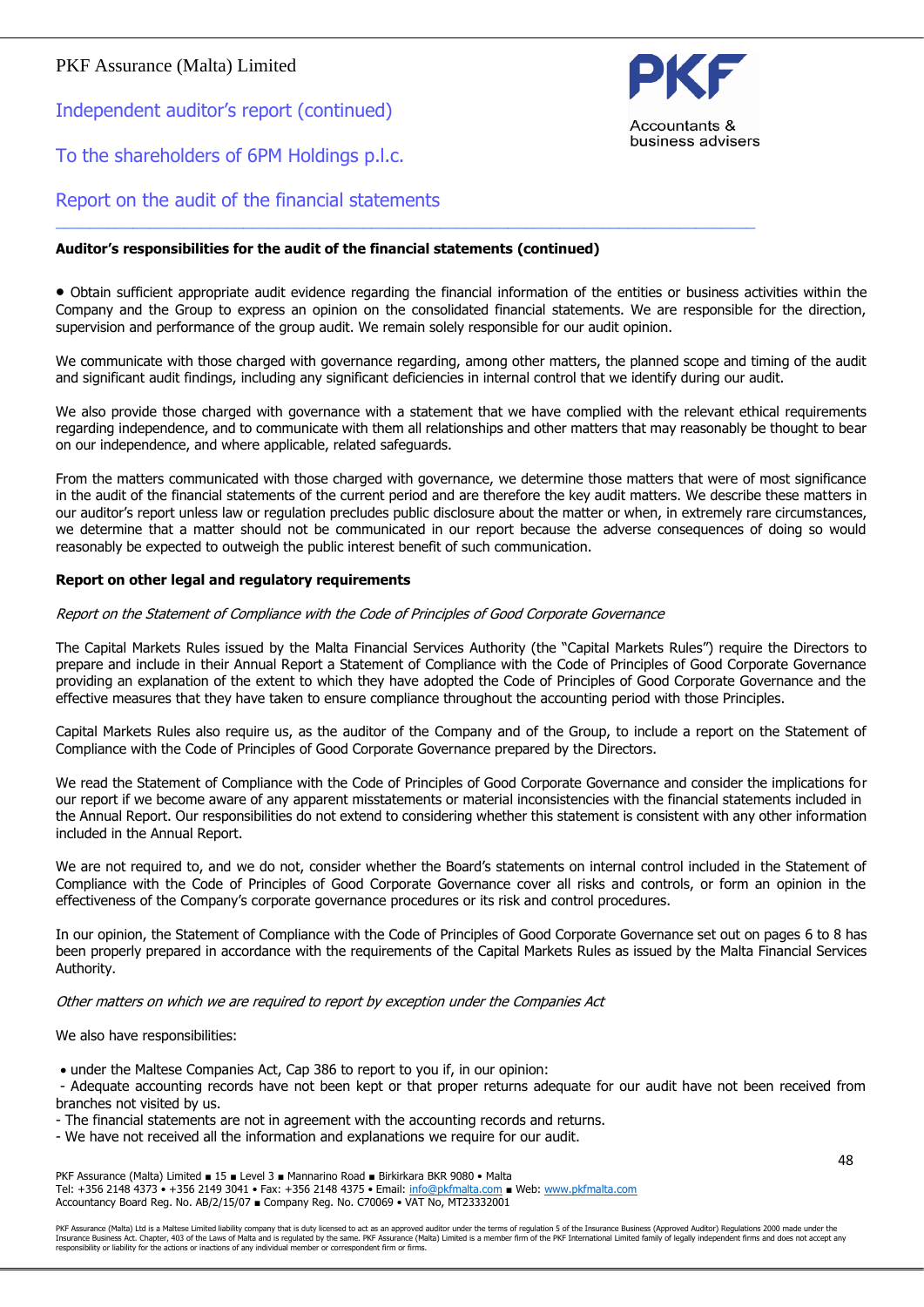## Auditor's responsibilities for the audit of the financial statements (continued)

- Obtain sufficient appropriate audit evidence regarding the financial information of the entities or business activities within the Company and the Group to express an opinion on the consolidated financial statements. We are responsible for the direction, supervision and performance of the group audit. We remain solely responsible for our audit opinion.

We communicate with those charged with governance regarding, among other matters, the planned scope and timing of the audit and significant audit findings, including any significant deficiencies in internal control that we identify during our audit.

We also provide those charged with governance with a statement that we have complied with the relevant ethical requirements regarding independence, and to communicate with them all relationships and other matters that may reasonably be thought to bear on our independence, and where applicable, related safeguards.

From the matters communicated with those charged with governance, we determine those matters that were of most significance in the audit of the financial statements of the current period and are therefore the key audit matters. We describe these matters in our auditor's report unless law or regulation precludes public disclosure about the matter or when, in extremely rare circumstances, we determine that a matter should not be communicated in our report because the adverse consequences of doing so would reasonably be expected to outweigh the public interest benefit of such communication.

## Report on other legal and regulatory requirements

*Report on the Statement of Compliance with the Code of Principles of Good Corporate Governance*

The Capital Markets Rules issued by the Malta Financial Services Authority (the "Capital Markets Rules") require the Directors to prepare and include in their Annual Report a Statement of Compliance with the Code of Principles of Good Corporate Governance providing an explanation of the extent to which they have adopted the Code of Principles of Good Corporate Governance and the effective measures that they have taken to ensure compliance throughout the accounting period with those Principles.

Capital Markets Rules also require us, as the auditor of the Company and of the Group, to include a report on the Statement of Compliance with the Code of Principles of Good Corporate Governance prepared by the Directors.

We read the Statement of Compliance with the Code of Principles of Good Corporate Governance and consider the implications for our report if we become aware of any apparent misstatements or material inconsistencies with the financial statements included in the Annual Report. Our responsibilities do not extend to considering whether this statement is consistent with any other information included in the Annual Report.

We are not required to, and we do not, consider whether the Board's statements on internal control included in the Statement of Compliance with the Code of Principles of Good Corporate Governance cover all risks and controls, or form an opinion in the effectiveness of the Company's corporate governance procedures or its risk and control procedures.

In our opinion, the Statement of Compliance with the Code of Principles of Good Corporate Governance set out on pages 6 to 8 has been properly prepared in accordance with the requirements of the Capital Markets Rules as issued by the Malta Financial Services Authority.

*Other matters on which we are required to report by exception under the Companies Act*

We also have responsibilities:

- under the Maltese Companies Act, Cap 386 to report to you if, in our opinion:
  - Adequate accounting records have not been kept or that proper returns adequate for our audit have not been received from branches not visited by us.
  - The financial statements are not in agreement with the accounting records and returns.
  - We have not received all the information and explanations we require for our audit.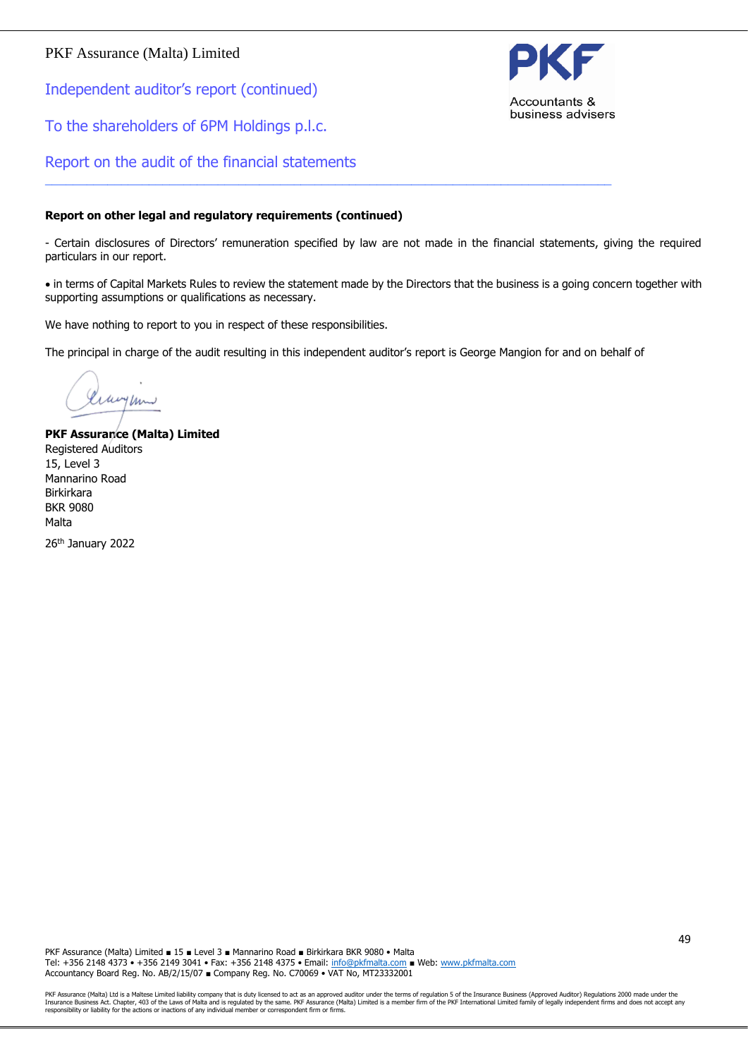PKF Assurance (Malta) Limited

## Independent auditor's report (continued)

## To the shareholders of 6PM Holdings p.l.c.

## Report on the audit of the financial statements

**Report on other legal and regulatory requirements (continued)**

- Certain disclosures of Directors' remuneration specified by law are not made in the financial statements, giving the required particulars in our report.

• in terms of Capital Markets Rules to review the statement made by the Directors that the business is a going concern together with supporting assumptions or qualifications as necessary.

We have nothing to report to you in respect of these responsibilities.

The principal in charge of the audit resulting in this independent auditor's report is George Mangion for and on behalf of

**PKF Assurance (Malta) Limited**
Registered Auditors
15, Level 3
Mannarino Road
Birkirkara
BKR 9080
Malta

26th January 2022

PKF Assurance (Malta) Limited ■ 15 ■ Level 3 ■ Mannarino Road ■ Birkirkara BKR 9080 • Malta
Tel: +356 2148 4373 • +356 2149 3041 • Fax: +356 2148 4375 • Email: info@pkfmalta.com ■ Web: www.pkfmalta.com
Accountancy Board Reg. No. AB/2/15/07 ■ Company Reg. No. C70069 • VAT No, MT23332001

PKF Assurance (Malta) Ltd is a Maltese Limited liability company that is duly licensed to act as an approved auditor under the terms of regulation 5 of the Insurance Business (Approved Auditor) Regulations 2000 made under the Insurance Business Act. Chapter, 403 of the Laws of Malta and is regulated by the same. PKF Assurance (Malta) Limited is a member firm of the PKF International Limited family of legally independent firms and does not accept any responsibility or liability for the actions or inactions of any individual member or correspondent firm or firms.